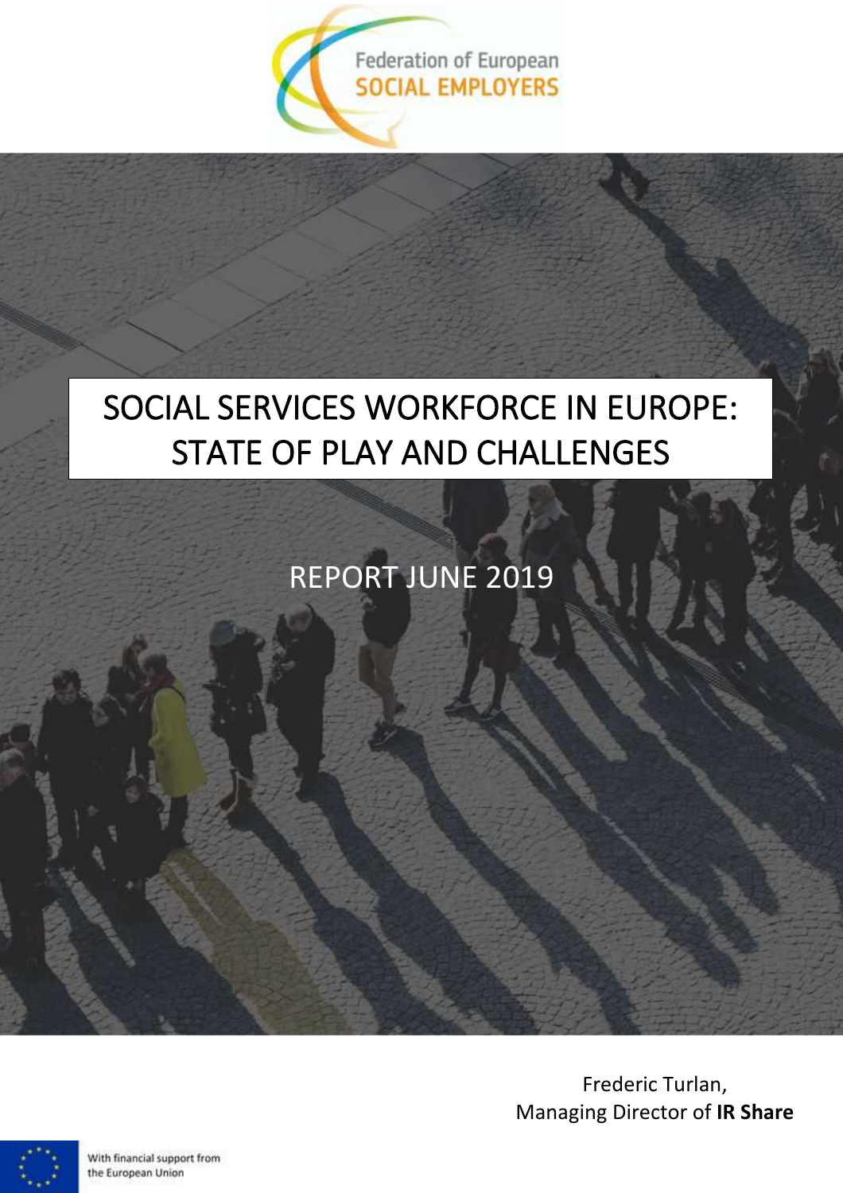Federation of European
SOCIAL EMPLOYERS

# SOCIAL SERVICES WORKFORCE IN EUROPE: STATE OF PLAY AND CHALLENGES

REPORT JUNE 2019

Frederic Turlan,
Managing Director of **IR Share**

With financial support from the European Union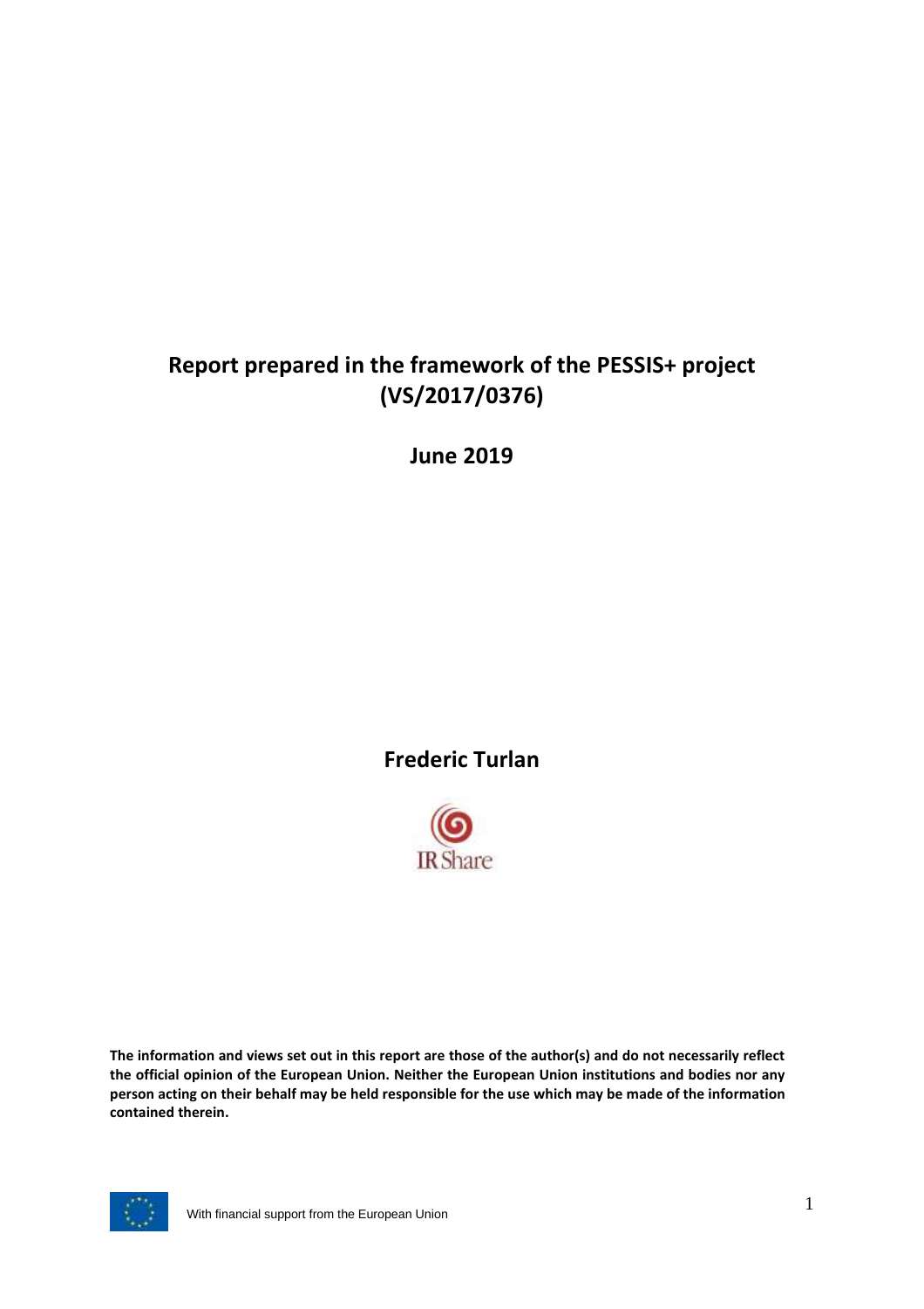# Report prepared in the framework of the PESSIS+ project (VS/2017/0376)

**June 2019**

**Frederic Turlan**

IR Share

**The information and views set out in this report are those of the author(s) and do not necessarily reflect the official opinion of the European Union. Neither the European Union institutions and bodies nor any person acting on their behalf may be held responsible for the use which may be made of the information contained therein.**

With financial support from the European Union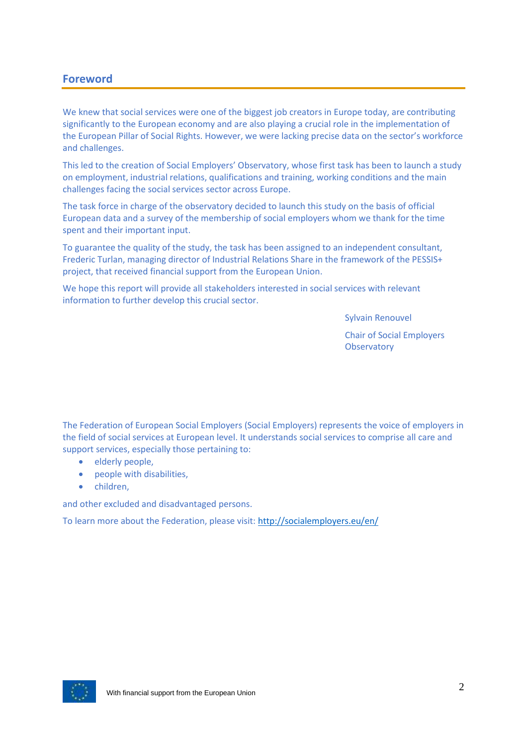## Foreword

We knew that social services were one of the biggest job creators in Europe today, are contributing significantly to the European economy and are also playing a crucial role in the implementation of the European Pillar of Social Rights. However, we were lacking precise data on the sector's workforce and challenges.

This led to the creation of Social Employers' Observatory, whose first task has been to launch a study on employment, industrial relations, qualifications and training, working conditions and the main challenges facing the social services sector across Europe.

The task force in charge of the observatory decided to launch this study on the basis of official European data and a survey of the membership of social employers whom we thank for the time spent and their important input.

To guarantee the quality of the study, the task has been assigned to an independent consultant, Frederic Turlan, managing director of Industrial Relations Share in the framework of the PESSIS+ project, that received financial support from the European Union.

We hope this report will provide all stakeholders interested in social services with relevant information to further develop this crucial sector.

Sylvain Renouvel

Chair of Social Employers Observatory

The Federation of European Social Employers (Social Employers) represents the voice of employers in the field of social services at European level. It understands social services to comprise all care and support services, especially those pertaining to:

- elderly people,
- people with disabilities,
- children,

and other excluded and disadvantaged persons.

To learn more about the Federation, please visit: http://socialemployers.eu/en/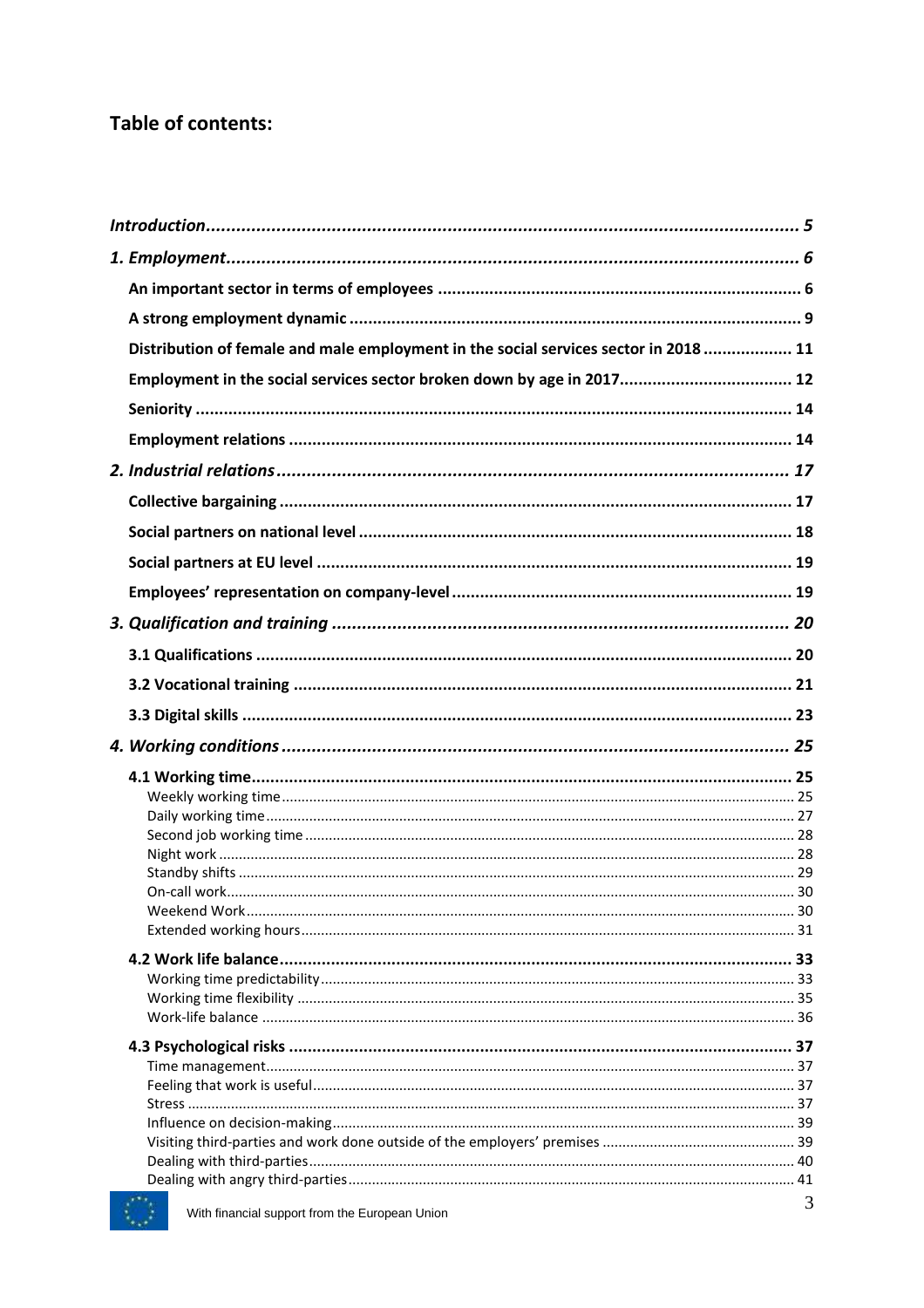## Table of contents:

*Introduction* ..................... *5*

*1. Employment* ..................... *6*

- **An important sector in terms of employees** ..................... **6**
- **A strong employment dynamic** ..................... **9**
- **Distribution of female and male employment in the social services sector in 2018** ..................... **11**
- **Employment in the social services sector broken down by age in 2017** ..................... **12**
- **Seniority** ..................... **14**
- **Employment relations** ..................... **14**

*2. Industrial relations* ..................... *17*

- **Collective bargaining** ..................... **17**
- **Social partners on national level** ..................... **18**
- **Social partners at EU level** ..................... **19**
- **Employees' representation on company-level** ..................... **19**

*3. Qualification and training* ..................... *20*

- **3.1 Qualifications** ..................... **20**
- **3.2 Vocational training** ..................... **21**
- **3.3 Digital skills** ..................... **23**

*4. Working conditions* ..................... *25*

- **4.1 Working time** ..................... **25**
  - Weekly working time ..................... 25
  - Daily working time ..................... 27
  - Second job working time ..................... 28
  - Night work ..................... 28
  - Standby shifts ..................... 29
  - On-call work ..................... 30
  - Weekend Work ..................... 30
  - Extended working hours ..................... 31
- **4.2 Work life balance** ..................... **33**
  - Working time predictability ..................... 33
  - Working time flexibility ..................... 35
  - Work-life balance ..................... 36
- **4.3 Psychological risks** ..................... **37**
  - Time management ..................... 37
  - Feeling that work is useful ..................... 37
  - Stress ..................... 37
  - Influence on decision-making ..................... 39
  - Visiting third-parties and work done outside of the employers' premises ..................... 39
  - Dealing with third-parties ..................... 40
  - Dealing with angry third-parties ..................... 41

With financial support from the European Union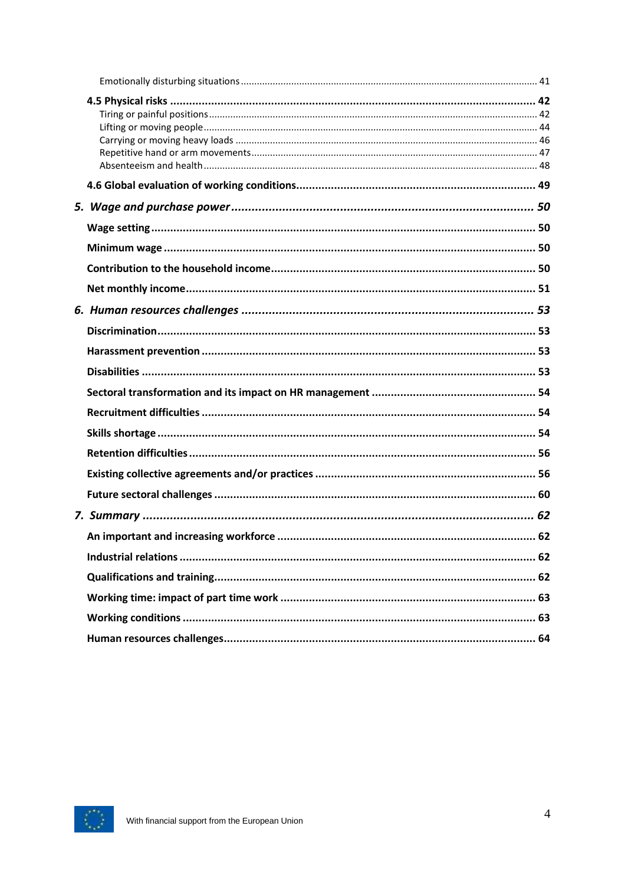Emotionally disturbing situations ..................................................................................................................... 41

**4.5 Physical risks** ....................................................................................................................... **42**

Tiring or painful positions ............................................................................................................................. 42

Lifting or moving people ................................................................................................................................ 44

Carrying or moving heavy loads ................................................................................................................... 46

Repetitive hand or arm movements ............................................................................................................. 47

Absenteeism and health ................................................................................................................................ 48

**4.6 Global evaluation of working conditions** ...................................................................................... **49**

***5. Wage and purchase power*** ........................................................................................................ ***50***

**Wage setting** ......................................................................................................................................... **50**

**Minimum wage** ..................................................................................................................................... **50**

**Contribution to the household income** ............................................................................................... **50**

**Net monthly income** ............................................................................................................................... **51**

***6. Human resources challenges*** ................................................................................................... ***53***

**Discrimination** ....................................................................................................................................... **53**

**Harassment prevention** ........................................................................................................................ **53**

**Disabilities** ............................................................................................................................................. **53**

**Sectoral transformation and its impact on HR management** ........................................................... **54**

**Recruitment difficulties** ........................................................................................................................ **54**

**Skills shortage** ....................................................................................................................................... **54**

**Retention difficulties** ............................................................................................................................. **56**

**Existing collective agreements and/or practices** ................................................................................. **56**

**Future sectoral challenges** .................................................................................................................... **60**

***7. Summary*** ........................................................................................................................................ ***62***

**An important and increasing workforce** ............................................................................................. **62**

**Industrial relations** ................................................................................................................................ **62**

**Qualifications and training** ................................................................................................................... **62**

**Working time: impact of part time work** ............................................................................................. **63**

**Working conditions** ............................................................................................................................... **63**

**Human resources challenges** ................................................................................................................. **64**

With financial support from the European Union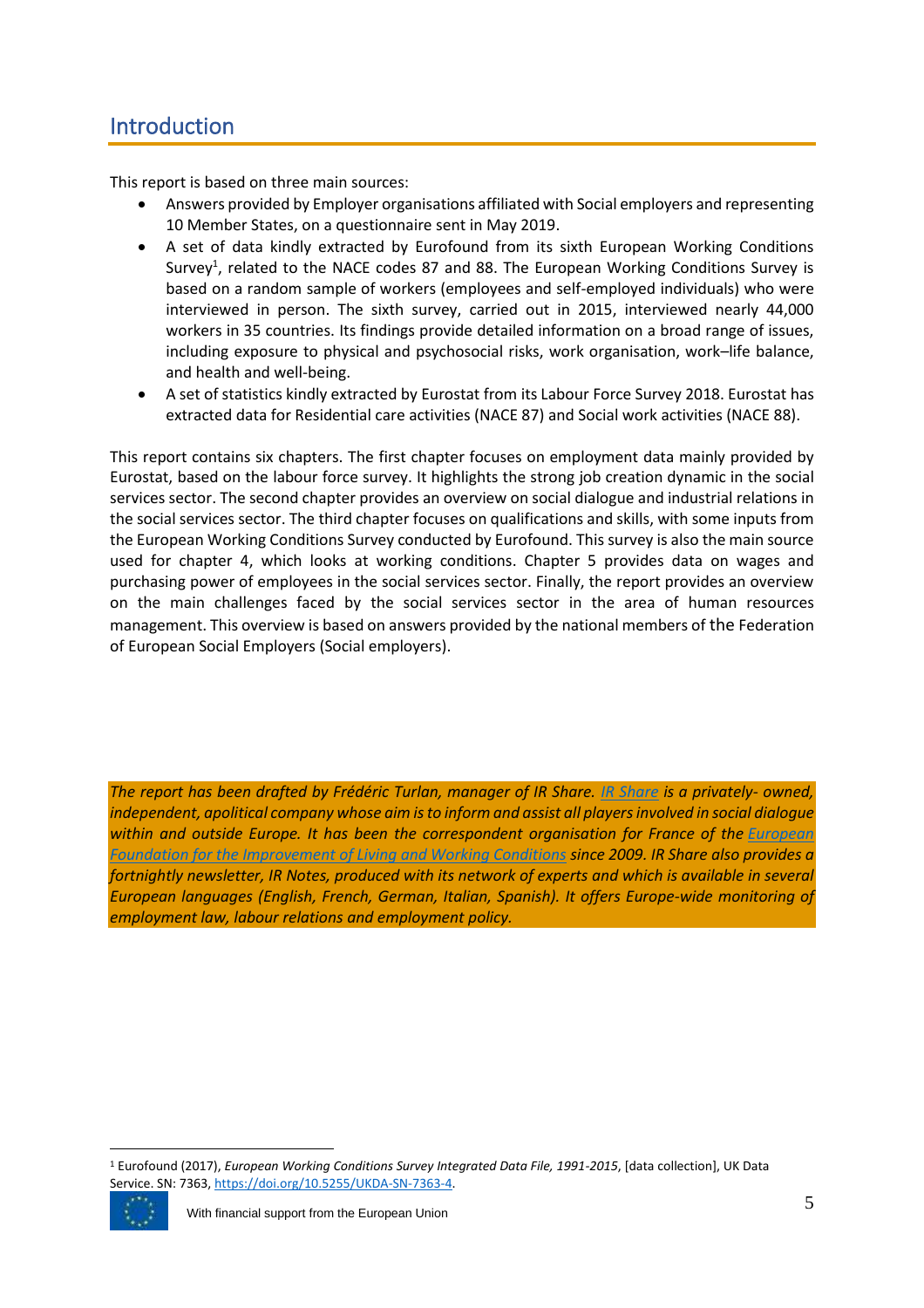# Introduction

This report is based on three main sources:

- Answers provided by Employer organisations affiliated with Social employers and representing 10 Member States, on a questionnaire sent in May 2019.
- A set of data kindly extracted by Eurofound from its sixth European Working Conditions Survey[1], related to the NACE codes 87 and 88. The European Working Conditions Survey is based on a random sample of workers (employees and self-employed individuals) who were interviewed in person. The sixth survey, carried out in 2015, interviewed nearly 44,000 workers in 35 countries. Its findings provide detailed information on a broad range of issues, including exposure to physical and psychosocial risks, work organisation, work–life balance, and health and well-being.
- A set of statistics kindly extracted by Eurostat from its Labour Force Survey 2018. Eurostat has extracted data for Residential care activities (NACE 87) and Social work activities (NACE 88).

This report contains six chapters. The first chapter focuses on employment data mainly provided by Eurostat, based on the labour force survey. It highlights the strong job creation dynamic in the social services sector. The second chapter provides an overview on social dialogue and industrial relations in the social services sector. The third chapter focuses on qualifications and skills, with some inputs from the European Working Conditions Survey conducted by Eurofound. This survey is also the main source used for chapter 4, which looks at working conditions. Chapter 5 provides data on wages and purchasing power of employees in the social services sector. Finally, the report provides an overview on the main challenges faced by the social services sector in the area of human resources management. This overview is based on answers provided by the national members of the Federation of European Social Employers (Social employers).

*The report has been drafted by Frédéric Turlan, manager of IR Share. [IR Share](#) is a privately- owned, independent, apolitical company whose aim is to inform and assist all players involved in social dialogue within and outside Europe. It has been the correspondent organisation for France of the [European Foundation for the Improvement of Living and Working Conditions](#) since 2009. IR Share also provides a fortnightly newsletter, IR Notes, produced with its network of experts and which is available in several European languages (English, French, German, Italian, Spanish). It offers Europe-wide monitoring of employment law, labour relations and employment policy.*

---

[1] Eurofound (2017), *European Working Conditions Survey Integrated Data File, 1991-2015*, [data collection], UK Data Service. SN: 7363, https://doi.org/10.5255/UKDA-SN-7363-4.

With financial support from the European Union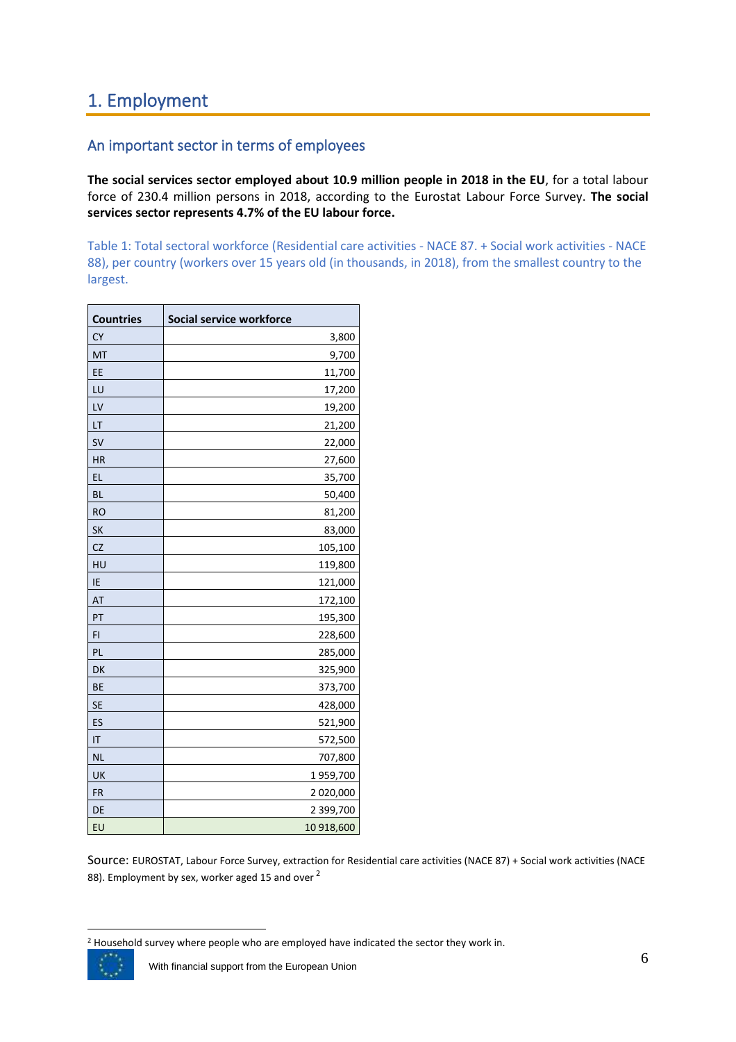# 1. Employment

## An important sector in terms of employees

**The social services sector employed about 10.9 million people in 2018 in the EU**, for a total labour force of 230.4 million persons in 2018, according to the Eurostat Labour Force Survey. **The social services sector represents 4.7% of the EU labour force.**

Table 1: Total sectoral workforce (Residential care activities - NACE 87. + Social work activities - NACE 88), per country (workers over 15 years old (in thousands, in 2018), from the smallest country to the largest.

| Countries | Social service workforce |
|---|---:|
| CY | 3,800 |
| MT | 9,700 |
| EE | 11,700 |
| LU | 17,200 |
| LV | 19,200 |
| LT | 21,200 |
| SV | 22,000 |
| HR | 27,600 |
| EL | 35,700 |
| BL | 50,400 |
| RO | 81,200 |
| SK | 83,000 |
| CZ | 105,100 |
| HU | 119,800 |
| IE | 121,000 |
| AT | 172,100 |
| PT | 195,300 |
| FI | 228,600 |
| PL | 285,000 |
| DK | 325,900 |
| BE | 373,700 |
| SE | 428,000 |
| ES | 521,900 |
| IT | 572,500 |
| NL | 707,800 |
| UK | 1 959,700 |
| FR | 2 020,000 |
| DE | 2 399,700 |
| EU | 10 918,600 |

Source: EUROSTAT, Labour Force Survey, extraction for Residential care activities (NACE 87) + Social work activities (NACE 88). Employment by sex, worker aged 15 and over [2]

[2] Household survey where people who are employed have indicated the sector they work in.

With financial support from the European Union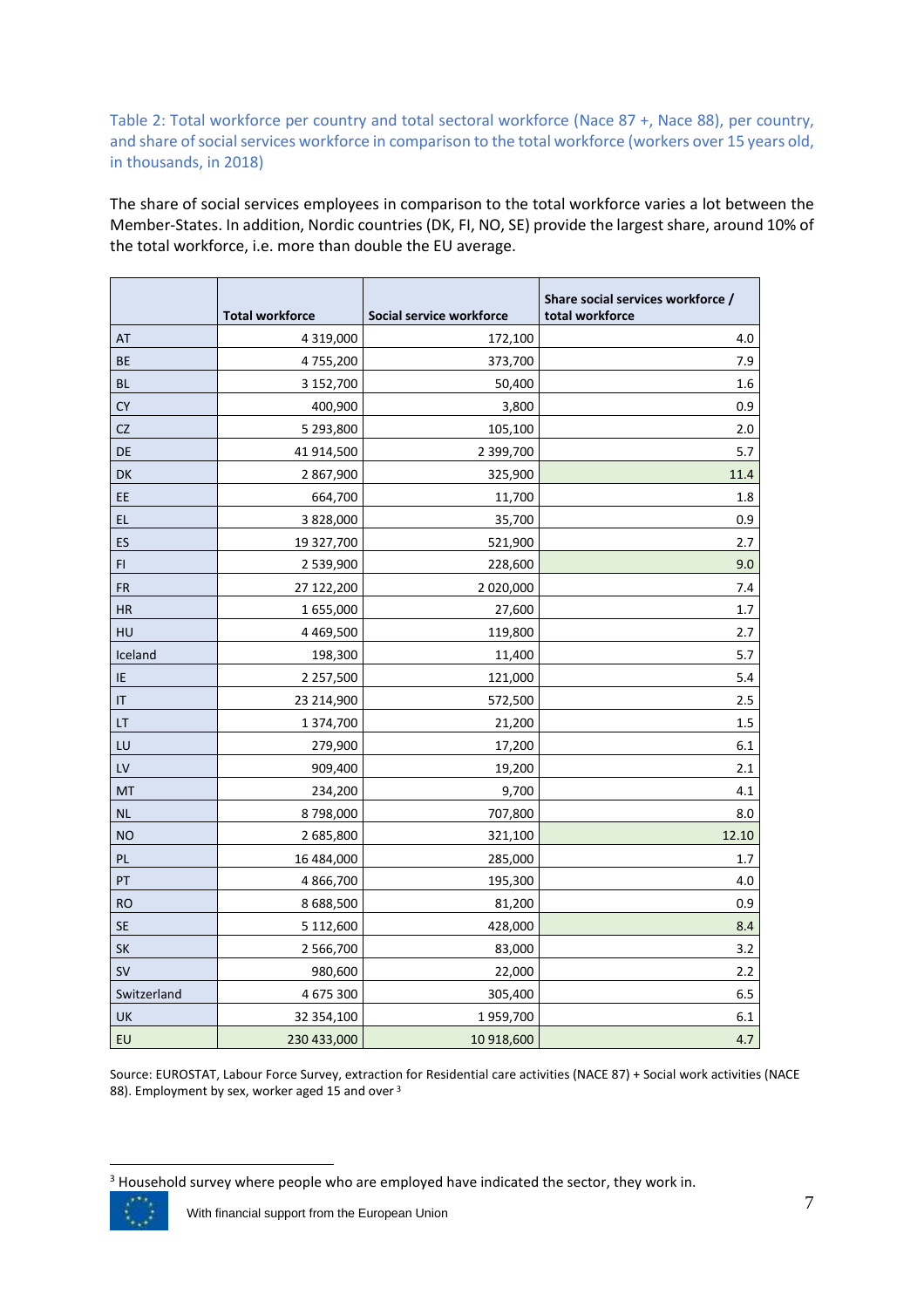Table 2: Total workforce per country and total sectoral workforce (Nace 87 +, Nace 88), per country, and share of social services workforce in comparison to the total workforce (workers over 15 years old, in thousands, in 2018)

The share of social services employees in comparison to the total workforce varies a lot between the Member-States. In addition, Nordic countries (DK, FI, NO, SE) provide the largest share, around 10% of the total workforce, i.e. more than double the EU average.

| | Total workforce | Social service workforce | Share social services workforce / total workforce |
|---|---|---|---|
| AT | 4 319,000 | 172,100 | 4.0 |
| BE | 4 755,200 | 373,700 | 7.9 |
| BL | 3 152,700 | 50,400 | 1.6 |
| CY | 400,900 | 3,800 | 0.9 |
| CZ | 5 293,800 | 105,100 | 2.0 |
| DE | 41 914,500 | 2 399,700 | 5.7 |
| DK | 2 867,900 | 325,900 | 11.4 |
| EE | 664,700 | 11,700 | 1.8 |
| EL | 3 828,000 | 35,700 | 0.9 |
| ES | 19 327,700 | 521,900 | 2.7 |
| FI | 2 539,900 | 228,600 | 9.0 |
| FR | 27 122,200 | 2 020,000 | 7.4 |
| HR | 1 655,000 | 27,600 | 1.7 |
| HU | 4 469,500 | 119,800 | 2.7 |
| Iceland | 198,300 | 11,400 | 5.7 |
| IE | 2 257,500 | 121,000 | 5.4 |
| IT | 23 214,900 | 572,500 | 2.5 |
| LT | 1 374,700 | 21,200 | 1.5 |
| LU | 279,900 | 17,200 | 6.1 |
| LV | 909,400 | 19,200 | 2.1 |
| MT | 234,200 | 9,700 | 4.1 |
| NL | 8 798,000 | 707,800 | 8.0 |
| NO | 2 685,800 | 321,100 | 12.10 |
| PL | 16 484,000 | 285,000 | 1.7 |
| PT | 4 866,700 | 195,300 | 4.0 |
| RO | 8 688,500 | 81,200 | 0.9 |
| SE | 5 112,600 | 428,000 | 8.4 |
| SK | 2 566,700 | 83,000 | 3.2 |
| SV | 980,600 | 22,000 | 2.2 |
| Switzerland | 4 675 300 | 305,400 | 6.5 |
| UK | 32 354,100 | 1 959,700 | 6.1 |
| EU | 230 433,000 | 10 918,600 | 4.7 |

Source: EUROSTAT, Labour Force Survey, extraction for Residential care activities (NACE 87) + Social work activities (NACE 88). Employment by sex, worker aged 15 and over [3]

[3] Household survey where people who are employed have indicated the sector, they work in.

With financial support from the European Union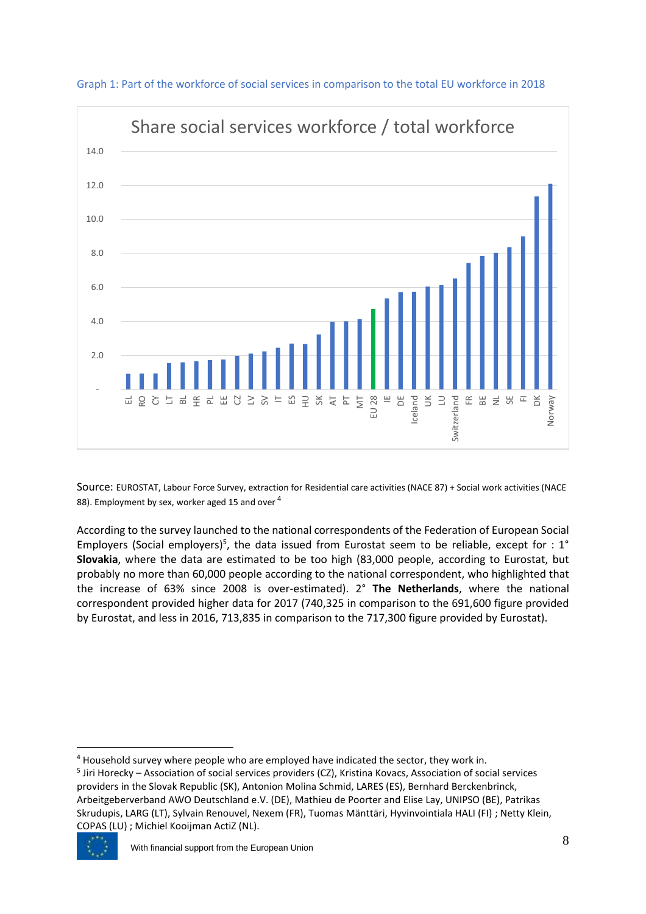Graph 1: Part of the workforce of social services in comparison to the total EU workforce in 2018

Source: EUROSTAT, Labour Force Survey, extraction for Residential care activities (NACE 87) + Social work activities (NACE 88). Employment by sex, worker aged 15 and over [4]

According to the survey launched to the national correspondents of the Federation of European Social Employers (Social employers)[5], the data issued from Eurostat seem to be reliable, except for : 1° **Slovakia**, where the data are estimated to be too high (83,000 people, according to Eurostat, but probably no more than 60,000 people according to the national correspondent, who highlighted that the increase of 63% since 2008 is over-estimated). 2° **The Netherlands**, where the national correspondent provided higher data for 2017 (740,325 in comparison to the 691,600 figure provided by Eurostat, and less in 2016, 713,835 in comparison to the 717,300 figure provided by Eurostat).

---

[4] Household survey where people who are employed have indicated the sector, they work in.

[5] Jiri Horecky – Association of social services providers (CZ), Kristina Kovacs, Association of social services providers in the Slovak Republic (SK), Antonion Molina Schmid, LARES (ES), Bernhard Berckenbrinck, Arbeitgeberverband AWO Deutschland e.V. (DE), Mathieu de Poorter and Elise Lay, UNIPSO (BE), Patrikas Skrudupis, LARG (LT), Sylvain Renouvel, Nexem (FR), Tuomas Mänttäri, Hyvinvointiala HALI (FI) ; Netty Klein, COPAS (LU) ; Michiel Kooijman ActiZ (NL).

With financial support from the European Union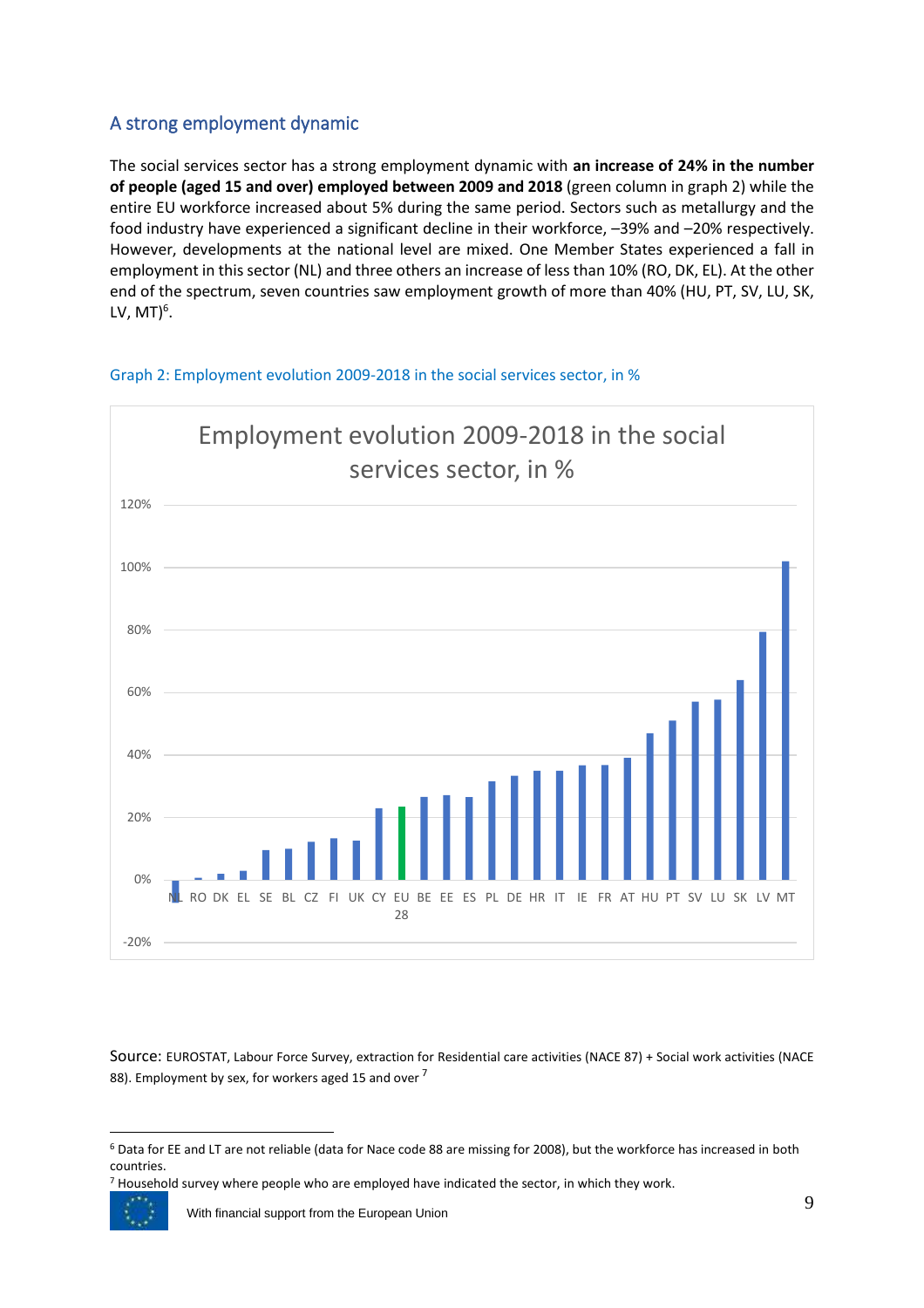## A strong employment dynamic

The social services sector has a strong employment dynamic with **an increase of 24% in the number of people (aged 15 and over) employed between 2009 and 2018** (green column in graph 2) while the entire EU workforce increased about 5% during the same period. Sectors such as metallurgy and the food industry have experienced a significant decline in their workforce, –39% and –20% respectively. However, developments at the national level are mixed. One Member States experienced a fall in employment in this sector (NL) and three others an increase of less than 10% (RO, DK, EL). At the other end of the spectrum, seven countries saw employment growth of more than 40% (HU, PT, SV, LU, SK, LV, MT)[6].

Graph 2: Employment evolution 2009-2018 in the social services sector, in %

Employment evolution 2009-2018 in the social services sector, in %

120%
100%
80%
60%
40%
20%
0%
-20%

NL RO DK EL SE BL CZ FI UK CY EU 28 BE EE ES PL DE HR IT IE FR AT HU PT SV LU SK LV MT

Source: EUROSTAT, Labour Force Survey, extraction for Residential care activities (NACE 87) + Social work activities (NACE 88). Employment by sex, for workers aged 15 and over [7]

[6] Data for EE and LT are not reliable (data for Nace code 88 are missing for 2008), but the workforce has increased in both countries.

[7] Household survey where people who are employed have indicated the sector, in which they work.

With financial support from the European Union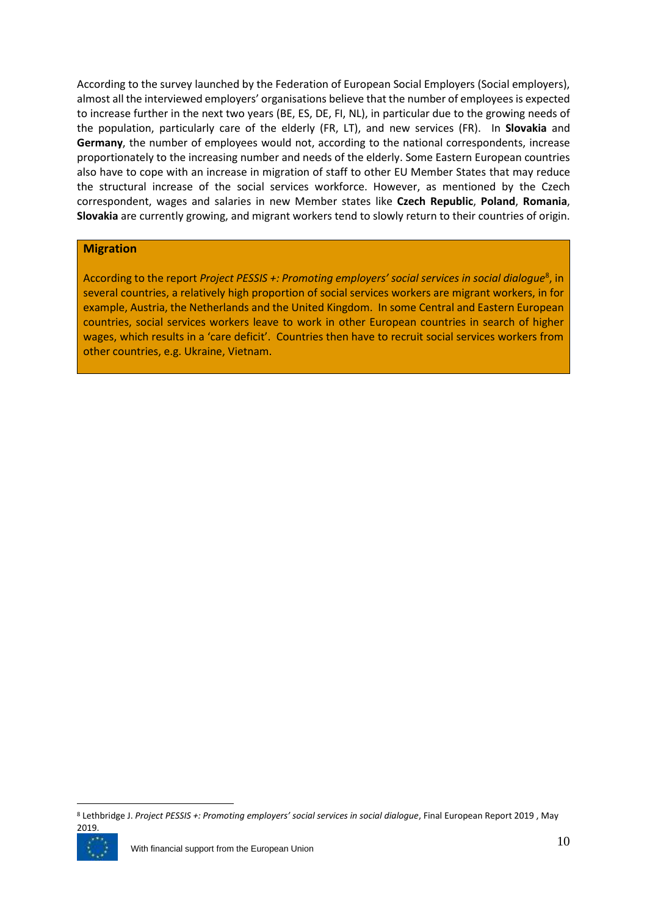According to the survey launched by the Federation of European Social Employers (Social employers), almost all the interviewed employers' organisations believe that the number of employees is expected to increase further in the next two years (BE, ES, DE, FI, NL), in particular due to the growing needs of the population, particularly care of the elderly (FR, LT), and new services (FR). In **Slovakia** and **Germany**, the number of employees would not, according to the national correspondents, increase proportionately to the increasing number and needs of the elderly. Some Eastern European countries also have to cope with an increase in migration of staff to other EU Member States that may reduce the structural increase of the social services workforce. However, as mentioned by the Czech correspondent, wages and salaries in new Member states like **Czech Republic**, **Poland**, **Romania**, **Slovakia** are currently growing, and migrant workers tend to slowly return to their countries of origin.

**Migration**

According to the report *Project PESSIS +: Promoting employers' social services in social dialogue*[8], in several countries, a relatively high proportion of social services workers are migrant workers, in for example, Austria, the Netherlands and the United Kingdom. In some Central and Eastern European countries, social services workers leave to work in other European countries in search of higher wages, which results in a 'care deficit'. Countries then have to recruit social services workers from other countries, e.g. Ukraine, Vietnam.

[8] Lethbridge J. *Project PESSIS +: Promoting employers' social services in social dialogue*, Final European Report 2019 , May 2019.

With financial support from the European Union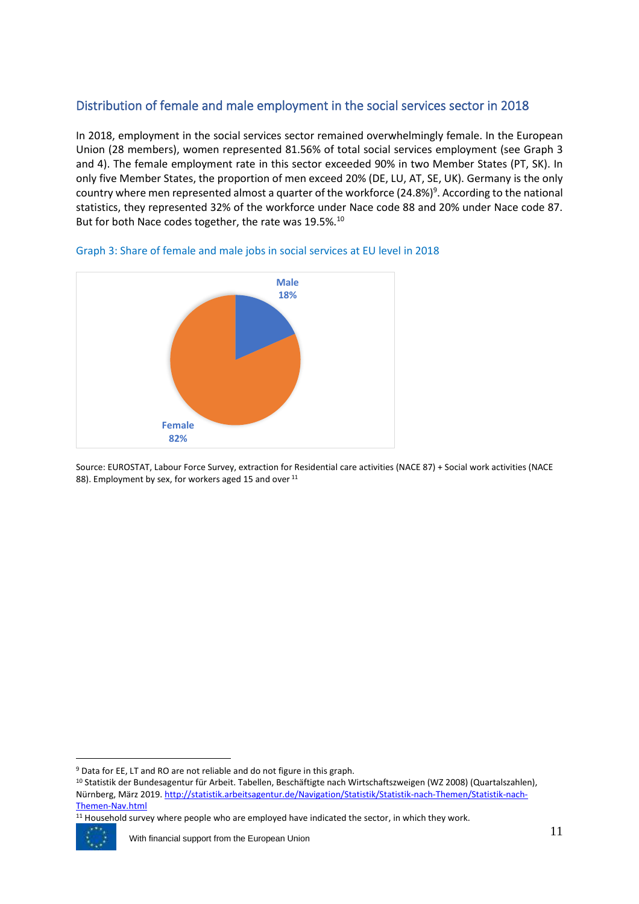## Distribution of female and male employment in the social services sector in 2018

In 2018, employment in the social services sector remained overwhelmingly female. In the European Union (28 members), women represented 81.56% of total social services employment (see Graph 3 and 4). The female employment rate in this sector exceeded 90% in two Member States (PT, SK). In only five Member States, the proportion of men exceed 20% (DE, LU, AT, SE, UK). Germany is the only country where men represented almost a quarter of the workforce (24.8%)[9]. According to the national statistics, they represented 32% of the workforce under Nace code 88 and 20% under Nace code 87. But for both Nace codes together, the rate was 19.5%.[10]

### Graph 3: Share of female and male jobs in social services at EU level in 2018

Male 18%

Female 82%

Source: EUROSTAT, Labour Force Survey, extraction for Residential care activities (NACE 87) + Social work activities (NACE 88). Employment by sex, for workers aged 15 and over [11]

---

[9] Data for EE, LT and RO are not reliable and do not figure in this graph.

[10] Statistik der Bundesagentur für Arbeit. Tabellen, Beschäftigte nach Wirtschaftszweigen (WZ 2008) (Quartalszahlen), Nürnberg, März 2019. http://statistik.arbeitsagentur.de/Navigation/Statistik/Statistik-nach-Themen/Statistik-nach-Themen-Nav.html

[11] Household survey where people who are employed have indicated the sector, in which they work.

With financial support from the European Union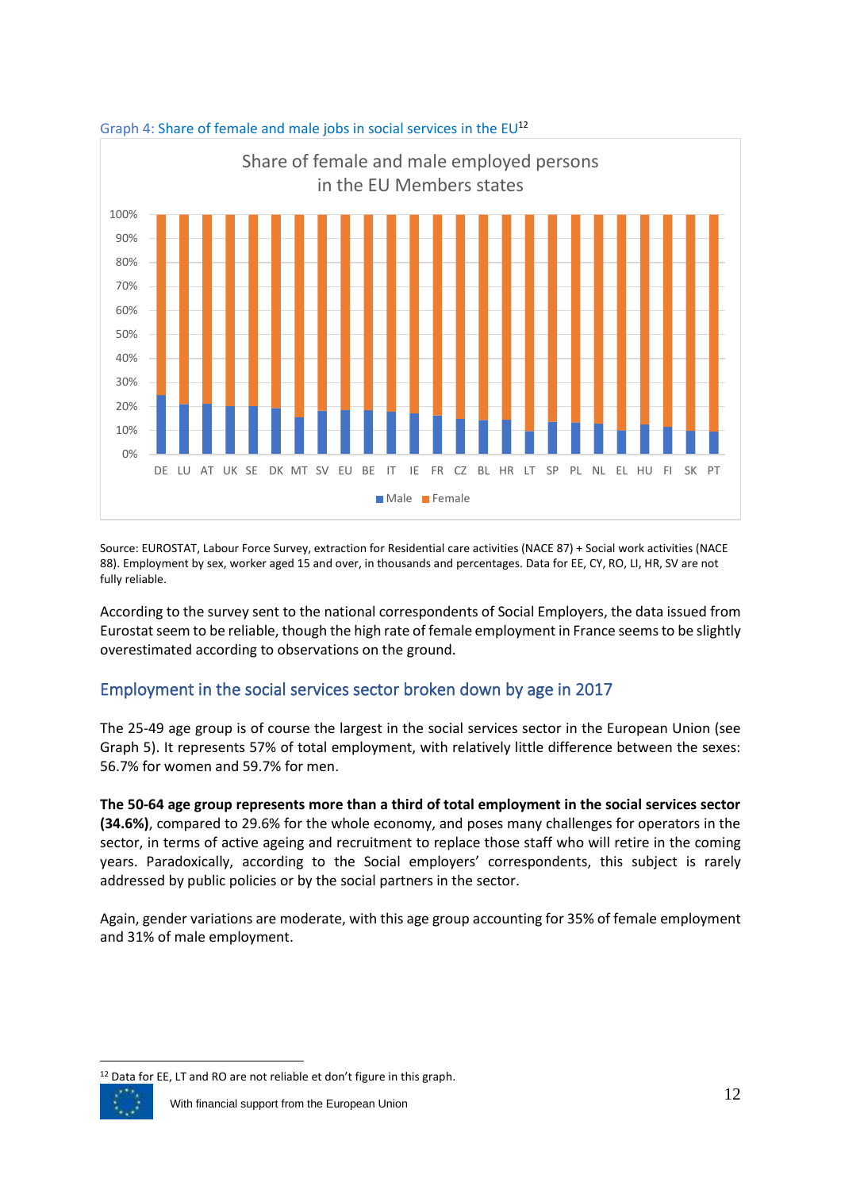Graph 4: Share of female and male jobs in social services in the EU[12]

Source: EUROSTAT, Labour Force Survey, extraction for Residential care activities (NACE 87) + Social work activities (NACE 88). Employment by sex, worker aged 15 and over, in thousands and percentages. Data for EE, CY, RO, LI, HR, SV are not fully reliable.

According to the survey sent to the national correspondents of Social Employers, the data issued from Eurostat seem to be reliable, though the high rate of female employment in France seems to be slightly overestimated according to observations on the ground.

## Employment in the social services sector broken down by age in 2017

The 25-49 age group is of course the largest in the social services sector in the European Union (see Graph 5). It represents 57% of total employment, with relatively little difference between the sexes: 56.7% for women and 59.7% for men.

**The 50-64 age group represents more than a third of total employment in the social services sector (34.6%)**, compared to 29.6% for the whole economy, and poses many challenges for operators in the sector, in terms of active ageing and recruitment to replace those staff who will retire in the coming years. Paradoxically, according to the Social employers' correspondents, this subject is rarely addressed by public policies or by the social partners in the sector.

Again, gender variations are moderate, with this age group accounting for 35% of female employment and 31% of male employment.

[12] Data for EE, LT and RO are not reliable et don't figure in this graph.

With financial support from the European Union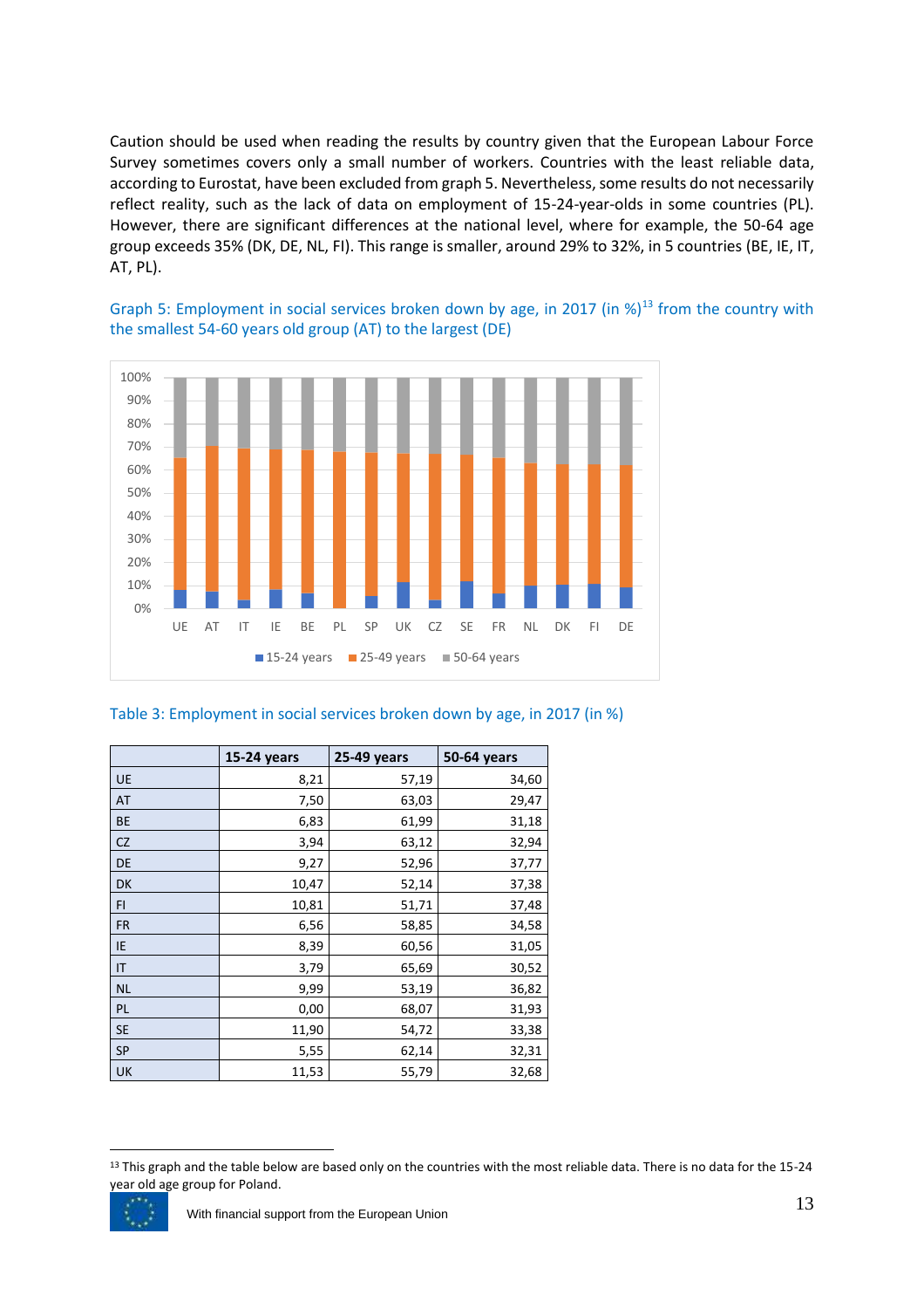Caution should be used when reading the results by country given that the European Labour Force Survey sometimes covers only a small number of workers. Countries with the least reliable data, according to Eurostat, have been excluded from graph 5. Nevertheless, some results do not necessarily reflect reality, such as the lack of data on employment of 15-24-year-olds in some countries (PL). However, there are significant differences at the national level, where for example, the 50-64 age group exceeds 35% (DK, DE, NL, FI). This range is smaller, around 29% to 32%, in 5 countries (BE, IE, IT, AT, PL).

Graph 5: Employment in social services broken down by age, in 2017 (in %)[13] from the country with the smallest 54-60 years old group (AT) to the largest (DE)

Table 3: Employment in social services broken down by age, in 2017 (in %)

| | 15-24 years | 25-49 years | 50-64 years |
|---|---|---|---|
| UE | 8,21 | 57,19 | 34,60 |
| AT | 7,50 | 63,03 | 29,47 |
| BE | 6,83 | 61,99 | 31,18 |
| CZ | 3,94 | 63,12 | 32,94 |
| DE | 9,27 | 52,96 | 37,77 |
| DK | 10,47 | 52,14 | 37,38 |
| FI | 10,81 | 51,71 | 37,48 |
| FR | 6,56 | 58,85 | 34,58 |
| IE | 8,39 | 60,56 | 31,05 |
| IT | 3,79 | 65,69 | 30,52 |
| NL | 9,99 | 53,19 | 36,82 |
| PL | 0,00 | 68,07 | 31,93 |
| SE | 11,90 | 54,72 | 33,38 |
| SP | 5,55 | 62,14 | 32,31 |
| UK | 11,53 | 55,79 | 32,68 |

[13] This graph and the table below are based only on the countries with the most reliable data. There is no data for the 15-24 year old age group for Poland.

With financial support from the European Union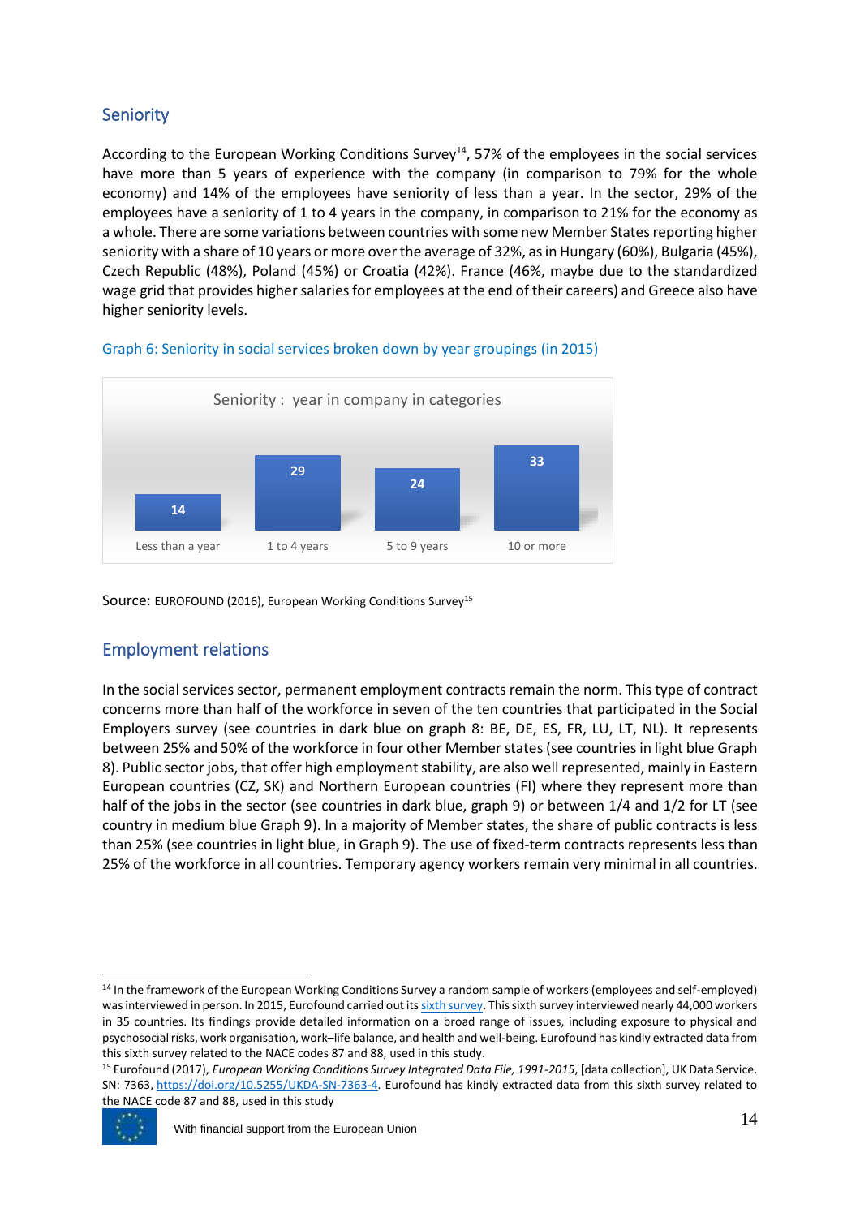## Seniority

According to the European Working Conditions Survey[14], 57% of the employees in the social services have more than 5 years of experience with the company (in comparison to 79% for the whole economy) and 14% of the employees have seniority of less than a year. In the sector, 29% of the employees have a seniority of 1 to 4 years in the company, in comparison to 21% for the economy as a whole. There are some variations between countries with some new Member States reporting higher seniority with a share of 10 years or more over the average of 32%, as in Hungary (60%), Bulgaria (45%), Czech Republic (48%), Poland (45%) or Croatia (42%). France (46%, maybe due to the standardized wage grid that provides higher salaries for employees at the end of their careers) and Greece also have higher seniority levels.

Graph 6: Seniority in social services broken down by year groupings (in 2015)

Seniority : year in company in categories

| Less than a year | 1 to 4 years | 5 to 9 years | 10 or more |
|---|---|---|---|
| 14 | 29 | 24 | 33 |

Source: EUROFOUND (2016), European Working Conditions Survey[15]

## Employment relations

In the social services sector, permanent employment contracts remain the norm. This type of contract concerns more than half of the workforce in seven of the ten countries that participated in the Social Employers survey (see countries in dark blue on graph 8: BE, DE, ES, FR, LU, LT, NL). It represents between 25% and 50% of the workforce in four other Member states (see countries in light blue Graph 8). Public sector jobs, that offer high employment stability, are also well represented, mainly in Eastern European countries (CZ, SK) and Northern European countries (FI) where they represent more than half of the jobs in the sector (see countries in dark blue, graph 9) or between 1/4 and 1/2 for LT (see country in medium blue Graph 9). In a majority of Member states, the share of public contracts is less than 25% (see countries in light blue, in Graph 9). The use of fixed-term contracts represents less than 25% of the workforce in all countries. Temporary agency workers remain very minimal in all countries.

---

[14] In the framework of the European Working Conditions Survey a random sample of workers (employees and self-employed) was interviewed in person. In 2015, Eurofound carried out its sixth survey. This sixth survey interviewed nearly 44,000 workers in 35 countries. Its findings provide detailed information on a broad range of issues, including exposure to physical and psychosocial risks, work organisation, work–life balance, and health and well-being. Eurofound has kindly extracted data from this sixth survey related to the NACE codes 87 and 88, used in this study.

[15] Eurofound (2017), *European Working Conditions Survey Integrated Data File, 1991-2015*, [data collection], UK Data Service. SN: 7363, https://doi.org/10.5255/UKDA-SN-7363-4. Eurofound has kindly extracted data from this sixth survey related to the NACE code 87 and 88, used in this study

With financial support from the European Union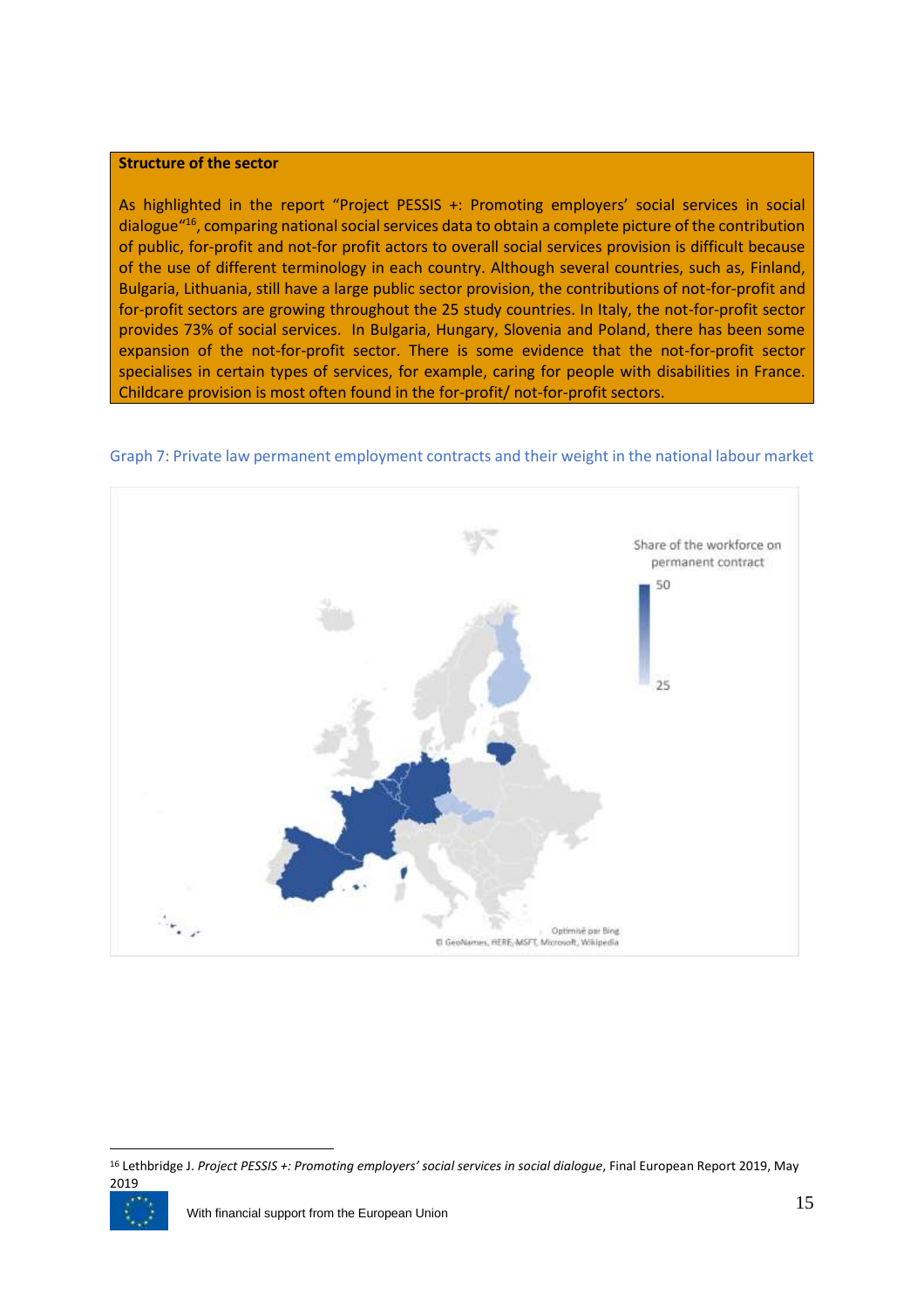**Structure of the sector**

As highlighted in the report "Project PESSIS +: Promoting employers' social services in social dialogue"[16], comparing national social services data to obtain a complete picture of the contribution of public, for-profit and not-for profit actors to overall social services provision is difficult because of the use of different terminology in each country. Although several countries, such as, Finland, Bulgaria, Lithuania, still have a large public sector provision, the contributions of not-for-profit and for-profit sectors are growing throughout the 25 study countries. In Italy, the not-for-profit sector provides 73% of social services. In Bulgaria, Hungary, Slovenia and Poland, there has been some expansion of the not-for-profit sector. There is some evidence that the not-for-profit sector specialises in certain types of services, for example, caring for people with disabilities in France. Childcare provision is most often found in the for-profit/ not-for-profit sectors.

Graph 7: Private law permanent employment contracts and their weight in the national labour market

Share of the workforce on permanent contract

50

25

Optimisé par Bing
© GeoNames, HERE, MSFT, Microsoft, Wikipedia

[16] Lethbridge J. *Project PESSIS +: Promoting employers' social services in social dialogue*, Final European Report 2019, May 2019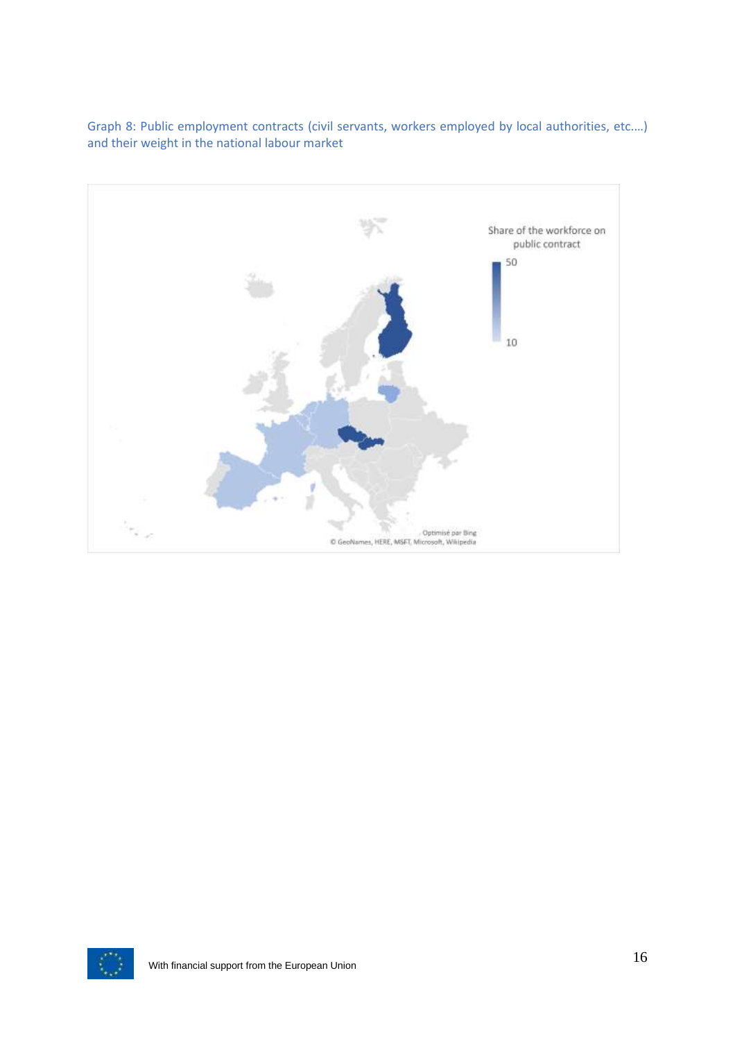Graph 8: Public employment contracts (civil servants, workers employed by local authorities, etc.…) and their weight in the national labour market

Share of the workforce on public contract

50

10

Optimisé par Bing
© GeoNames, HERE, MSFT, Microsoft, Wikipedia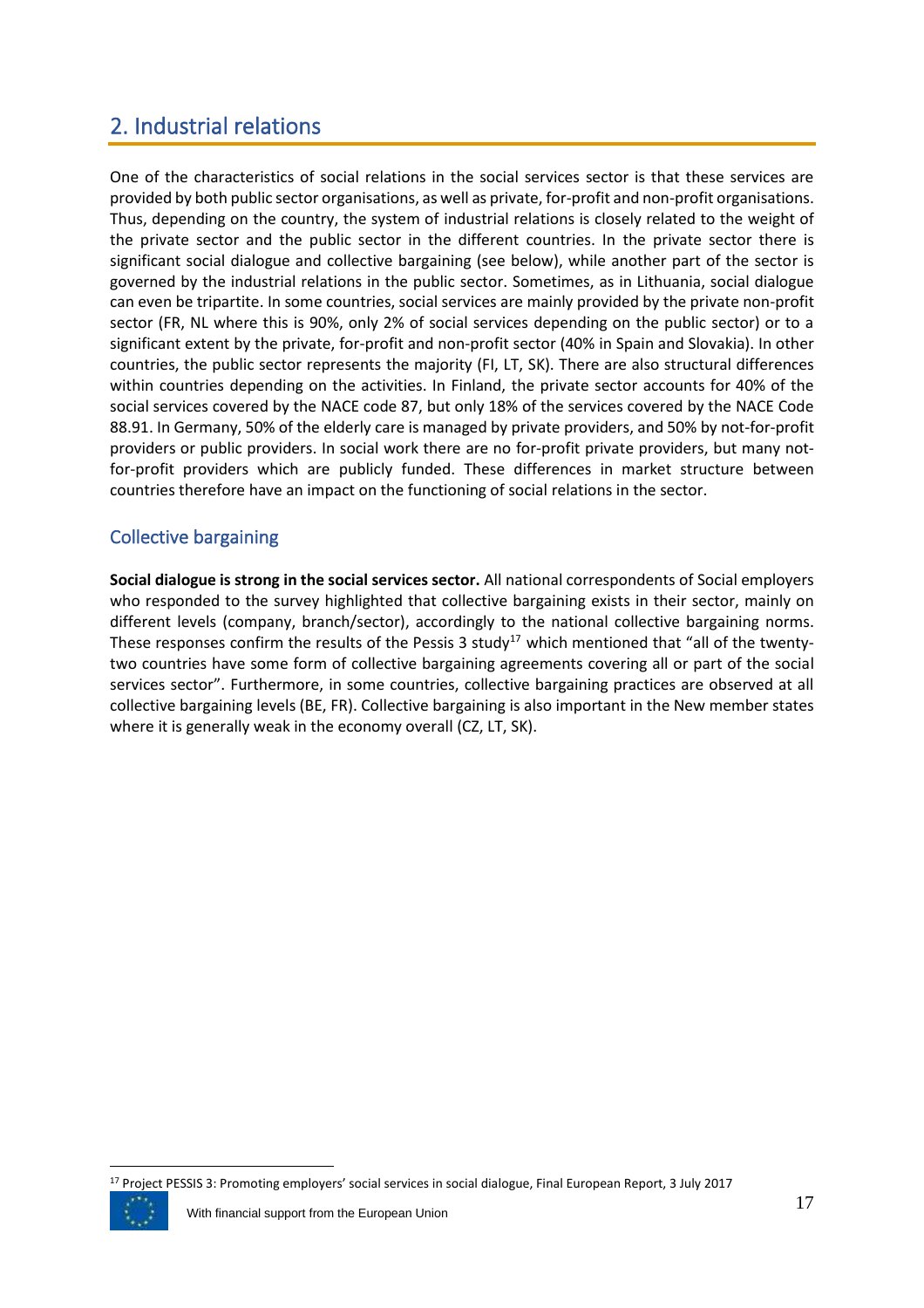## 2. Industrial relations

One of the characteristics of social relations in the social services sector is that these services are provided by both public sector organisations, as well as private, for-profit and non-profit organisations. Thus, depending on the country, the system of industrial relations is closely related to the weight of the private sector and the public sector in the different countries. In the private sector there is significant social dialogue and collective bargaining (see below), while another part of the sector is governed by the industrial relations in the public sector. Sometimes, as in Lithuania, social dialogue can even be tripartite. In some countries, social services are mainly provided by the private non-profit sector (FR, NL where this is 90%, only 2% of social services depending on the public sector) or to a significant extent by the private, for-profit and non-profit sector (40% in Spain and Slovakia). In other countries, the public sector represents the majority (FI, LT, SK). There are also structural differences within countries depending on the activities. In Finland, the private sector accounts for 40% of the social services covered by the NACE code 87, but only 18% of the services covered by the NACE Code 88.91. In Germany, 50% of the elderly care is managed by private providers, and 50% by not-for-profit providers or public providers. In social work there are no for-profit private providers, but many not-for-profit providers which are publicly funded. These differences in market structure between countries therefore have an impact on the functioning of social relations in the sector.

### Collective bargaining

**Social dialogue is strong in the social services sector.** All national correspondents of Social employers who responded to the survey highlighted that collective bargaining exists in their sector, mainly on different levels (company, branch/sector), accordingly to the national collective bargaining norms. These responses confirm the results of the Pessis 3 study[17] which mentioned that "all of the twenty-two countries have some form of collective bargaining agreements covering all or part of the social services sector". Furthermore, in some countries, collective bargaining practices are observed at all collective bargaining levels (BE, FR). Collective bargaining is also important in the New member states where it is generally weak in the economy overall (CZ, LT, SK).

[17] Project PESSIS 3: Promoting employers' social services in social dialogue, Final European Report, 3 July 2017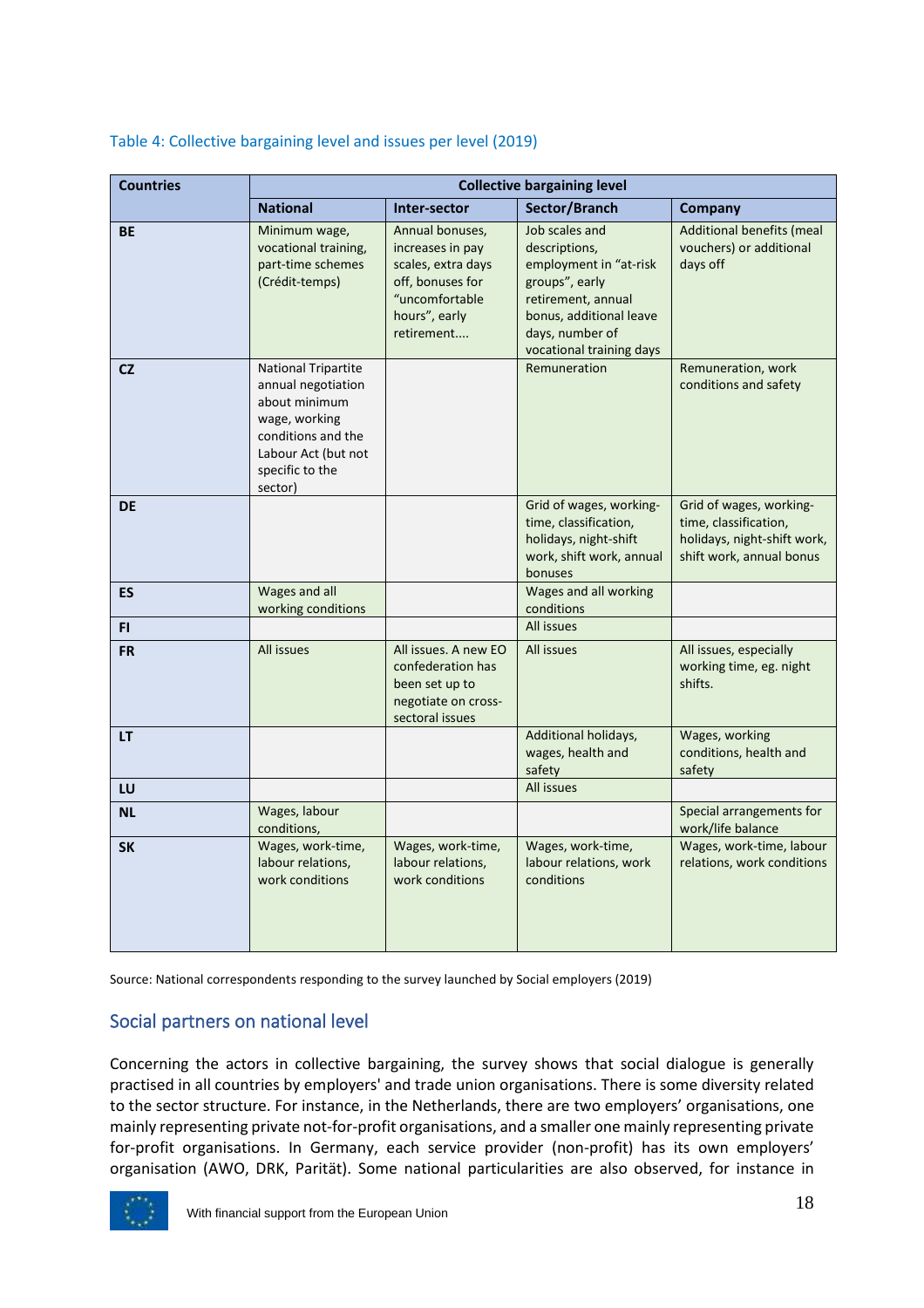Table 4: Collective bargaining level and issues per level (2019)

| Countries | Collective bargaining level | | | |
|---|---|---|---|---|
| | National | Inter-sector | Sector/Branch | Company |
| BE | Minimum wage, vocational training, part-time schemes (Crédit-temps) | Annual bonuses, increases in pay scales, extra days off, bonuses for "uncomfortable hours", early retirement.... | Job scales and descriptions, employment in "at-risk groups", early retirement, annual bonus, additional leave days, number of vocational training days | Additional benefits (meal vouchers) or additional days off |
| CZ | National Tripartite annual negotiation about minimum wage, working conditions and the Labour Act (but not specific to the sector) | | Remuneration | Remuneration, work conditions and safety |
| DE | | | Grid of wages, working-time, classification, holidays, night-shift work, shift work, annual bonuses | Grid of wages, working-time, classification, holidays, night-shift work, shift work, annual bonus |
| ES | Wages and all working conditions | | Wages and all working conditions | |
| FI | | | All issues | |
| FR | All issues | All issues. A new EO confederation has been set up to negotiate on cross-sectoral issues | All issues | All issues, especially working time, eg. night shifts. |
| LT | | | Additional holidays, wages, health and safety | Wages, working conditions, health and safety |
| LU | | | All issues | |
| NL | Wages, labour conditions, | | | Special arrangements for work/life balance |
| SK | Wages, work-time, labour relations, work conditions | Wages, work-time, labour relations, work conditions | Wages, work-time, labour relations, work conditions | Wages, work-time, labour relations, work conditions |

Source: National correspondents responding to the survey launched by Social employers (2019)

## Social partners on national level

Concerning the actors in collective bargaining, the survey shows that social dialogue is generally practised in all countries by employers' and trade union organisations. There is some diversity related to the sector structure. For instance, in the Netherlands, there are two employers' organisations, one mainly representing private not-for-profit organisations, and a smaller one mainly representing private for-profit organisations. In Germany, each service provider (non-profit) has its own employers' organisation (AWO, DRK, Parität). Some national particularities are also observed, for instance in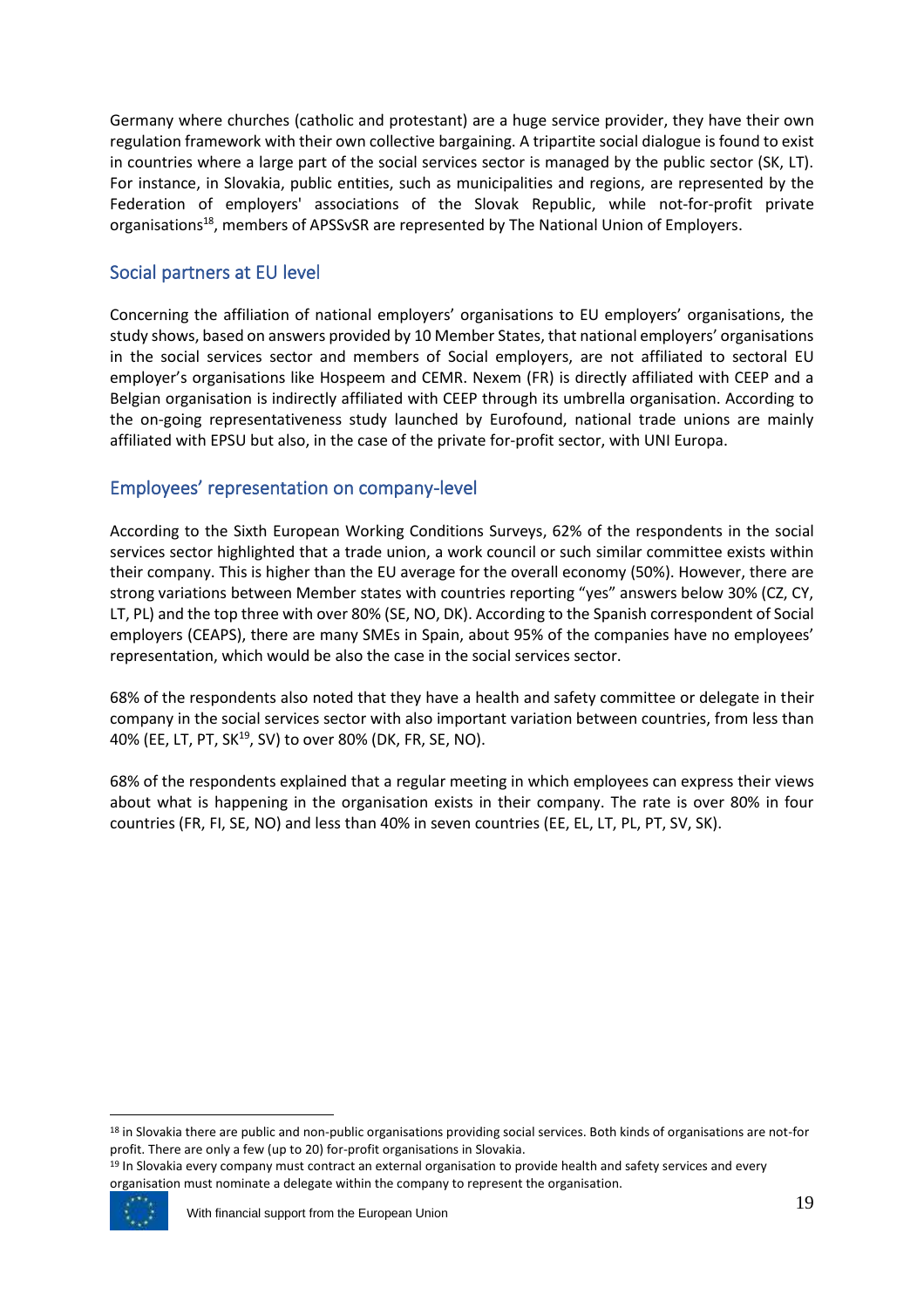Germany where churches (catholic and protestant) are a huge service provider, they have their own regulation framework with their own collective bargaining. A tripartite social dialogue is found to exist in countries where a large part of the social services sector is managed by the public sector (SK, LT). For instance, in Slovakia, public entities, such as municipalities and regions, are represented by the Federation of employers' associations of the Slovak Republic, while not-for-profit private organisations[18], members of APSSvSR are represented by The National Union of Employers.

## Social partners at EU level

Concerning the affiliation of national employers' organisations to EU employers' organisations, the study shows, based on answers provided by 10 Member States, that national employers' organisations in the social services sector and members of Social employers, are not affiliated to sectoral EU employer's organisations like Hospeem and CEMR. Nexem (FR) is directly affiliated with CEEP and a Belgian organisation is indirectly affiliated with CEEP through its umbrella organisation. According to the on-going representativeness study launched by Eurofound, national trade unions are mainly affiliated with EPSU but also, in the case of the private for-profit sector, with UNI Europa.

## Employees' representation on company-level

According to the Sixth European Working Conditions Surveys, 62% of the respondents in the social services sector highlighted that a trade union, a work council or such similar committee exists within their company. This is higher than the EU average for the overall economy (50%). However, there are strong variations between Member states with countries reporting "yes" answers below 30% (CZ, CY, LT, PL) and the top three with over 80% (SE, NO, DK). According to the Spanish correspondent of Social employers (CEAPS), there are many SMEs in Spain, about 95% of the companies have no employees' representation, which would be also the case in the social services sector.

68% of the respondents also noted that they have a health and safety committee or delegate in their company in the social services sector with also important variation between countries, from less than 40% (EE, LT, PT, SK[19], SV) to over 80% (DK, FR, SE, NO).

68% of the respondents explained that a regular meeting in which employees can express their views about what is happening in the organisation exists in their company. The rate is over 80% in four countries (FR, FI, SE, NO) and less than 40% in seven countries (EE, EL, LT, PL, PT, SV, SK).

---

[18] in Slovakia there are public and non-public organisations providing social services. Both kinds of organisations are not-for profit. There are only a few (up to 20) for-profit organisations in Slovakia.

[19] In Slovakia every company must contract an external organisation to provide health and safety services and every organisation must nominate a delegate within the company to represent the organisation.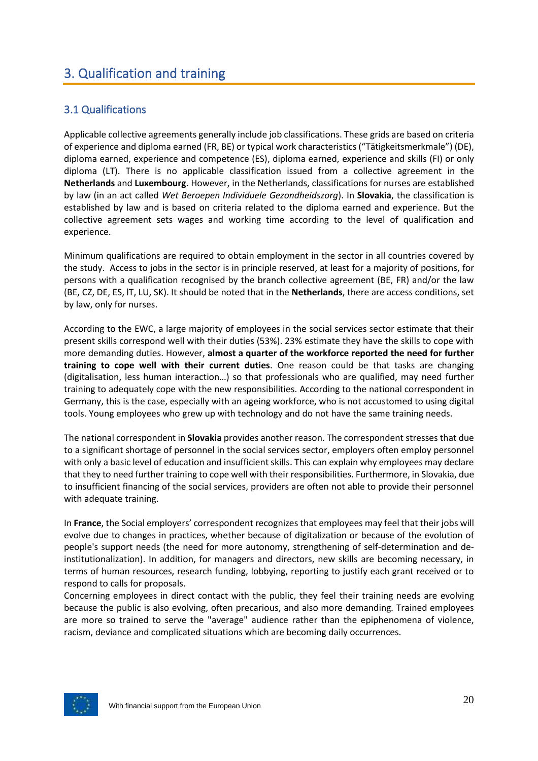# 3. Qualification and training

## 3.1 Qualifications

Applicable collective agreements generally include job classifications. These grids are based on criteria of experience and diploma earned (FR, BE) or typical work characteristics ("Tätigkeitsmerkmale") (DE), diploma earned, experience and competence (ES), diploma earned, experience and skills (FI) or only diploma (LT). There is no applicable classification issued from a collective agreement in the **Netherlands** and **Luxembourg**. However, in the Netherlands, classifications for nurses are established by law (in an act called *Wet Beroepen Individuele Gezondheidszorg*). In **Slovakia**, the classification is established by law and is based on criteria related to the diploma earned and experience. But the collective agreement sets wages and working time according to the level of qualification and experience.

Minimum qualifications are required to obtain employment in the sector in all countries covered by the study. Access to jobs in the sector is in principle reserved, at least for a majority of positions, for persons with a qualification recognised by the branch collective agreement (BE, FR) and/or the law (BE, CZ, DE, ES, IT, LU, SK). It should be noted that in the **Netherlands**, there are access conditions, set by law, only for nurses.

According to the EWC, a large majority of employees in the social services sector estimate that their present skills correspond well with their duties (53%). 23% estimate they have the skills to cope with more demanding duties. However, **almost a quarter of the workforce reported the need for further training to cope well with their current duties**. One reason could be that tasks are changing (digitalisation, less human interaction…) so that professionals who are qualified, may need further training to adequately cope with the new responsibilities. According to the national correspondent in Germany, this is the case, especially with an ageing workforce, who is not accustomed to using digital tools. Young employees who grew up with technology and do not have the same training needs.

The national correspondent in **Slovakia** provides another reason. The correspondent stresses that due to a significant shortage of personnel in the social services sector, employers often employ personnel with only a basic level of education and insufficient skills. This can explain why employees may declare that they to need further training to cope well with their responsibilities. Furthermore, in Slovakia, due to insufficient financing of the social services, providers are often not able to provide their personnel with adequate training.

In **France**, the Social employers' correspondent recognizes that employees may feel that their jobs will evolve due to changes in practices, whether because of digitalization or because of the evolution of people's support needs (the need for more autonomy, strengthening of self-determination and de-institutionalization). In addition, for managers and directors, new skills are becoming necessary, in terms of human resources, research funding, lobbying, reporting to justify each grant received or to respond to calls for proposals.
Concerning employees in direct contact with the public, they feel their training needs are evolving because the public is also evolving, often precarious, and also more demanding. Trained employees are more so trained to serve the "average" audience rather than the epiphenomena of violence, racism, deviance and complicated situations which are becoming daily occurrences.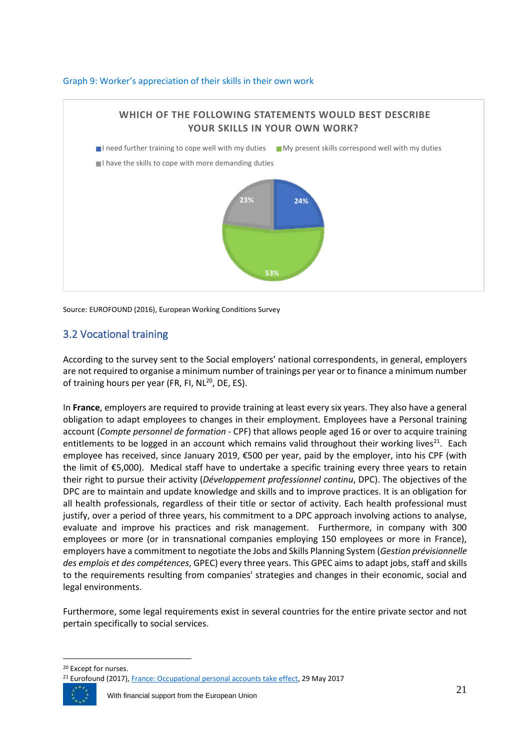Graph 9: Worker's appreciation of their skills in their own work

**WHICH OF THE FOLLOWING STATEMENTS WOULD BEST DESCRIBE YOUR SKILLS IN YOUR OWN WORK?**

| Statement | Share |
| --- | --- |
| I need further training to cope well with my duties | 24% |
| My present skills correspond well with my duties | 53% |
| I have the skills to cope with more demanding duties | 23% |

Source: EUROFOUND (2016), European Working Conditions Survey

## 3.2 Vocational training

According to the survey sent to the Social employers' national correspondents, in general, employers are not required to organise a minimum number of trainings per year or to finance a minimum number of training hours per year (FR, FI, NL[20], DE, ES).

In **France**, employers are required to provide training at least every six years. They also have a general obligation to adapt employees to changes in their employment. Employees have a Personal training account (*Compte personnel de formation* - CPF) that allows people aged 16 or over to acquire training entitlements to be logged in an account which remains valid throughout their working lives[21]. Each employee has received, since January 2019, €500 per year, paid by the employer, into his CPF (with the limit of €5,000). Medical staff have to undertake a specific training every three years to retain their right to pursue their activity (*Développement professionnel continu*, DPC). The objectives of the DPC are to maintain and update knowledge and skills and to improve practices. It is an obligation for all health professionals, regardless of their title or sector of activity. Each health professional must justify, over a period of three years, his commitment to a DPC approach involving actions to analyse, evaluate and improve his practices and risk management. Furthermore, in company with 300 employees or more (or in transnational companies employing 150 employees or more in France), employers have a commitment to negotiate the Jobs and Skills Planning System (*Gestion prévisionnelle des emplois et des compétences*, GPEC) every three years. This GPEC aims to adapt jobs, staff and skills to the requirements resulting from companies' strategies and changes in their economic, social and legal environments.

Furthermore, some legal requirements exist in several countries for the entire private sector and not pertain specifically to social services.

[20] Except for nurses.

[21] Eurofound (2017), France: Occupational personal accounts take effect, 29 May 2017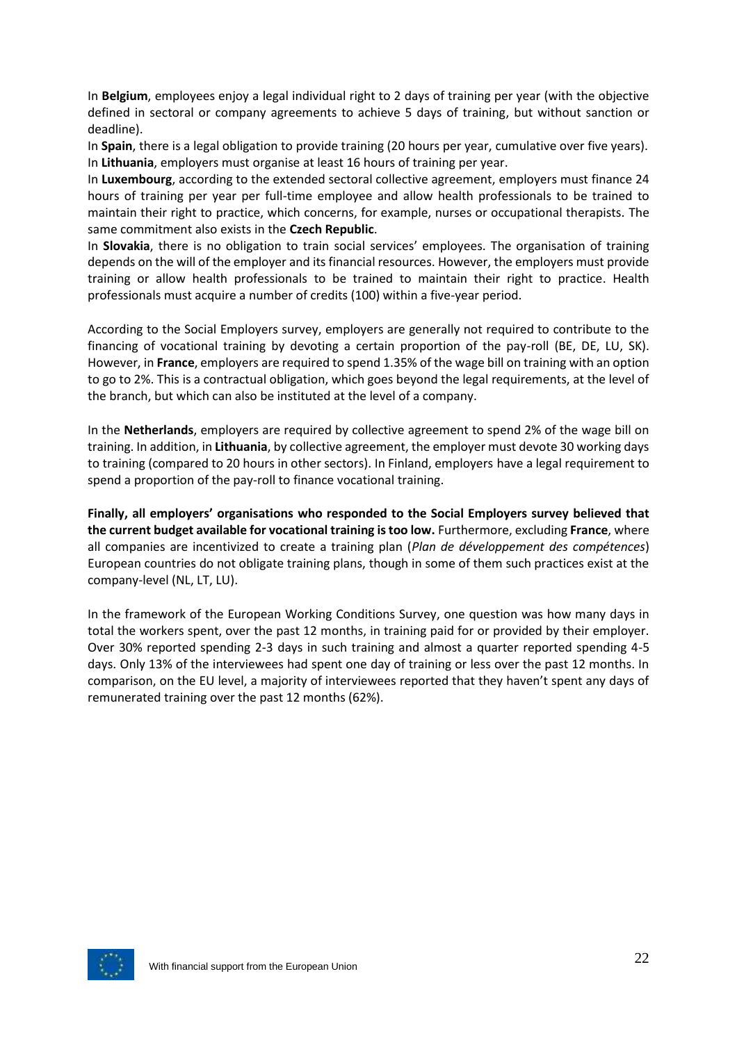In **Belgium**, employees enjoy a legal individual right to 2 days of training per year (with the objective defined in sectoral or company agreements to achieve 5 days of training, but without sanction or deadline).

In **Spain**, there is a legal obligation to provide training (20 hours per year, cumulative over five years).

In **Lithuania**, employers must organise at least 16 hours of training per year.

In **Luxembourg**, according to the extended sectoral collective agreement, employers must finance 24 hours of training per year per full-time employee and allow health professionals to be trained to maintain their right to practice, which concerns, for example, nurses or occupational therapists. The same commitment also exists in the **Czech Republic**.

In **Slovakia**, there is no obligation to train social services' employees. The organisation of training depends on the will of the employer and its financial resources. However, the employers must provide training or allow health professionals to be trained to maintain their right to practice. Health professionals must acquire a number of credits (100) within a five-year period.

According to the Social Employers survey, employers are generally not required to contribute to the financing of vocational training by devoting a certain proportion of the pay-roll (BE, DE, LU, SK). However, in **France**, employers are required to spend 1.35% of the wage bill on training with an option to go to 2%. This is a contractual obligation, which goes beyond the legal requirements, at the level of the branch, but which can also be instituted at the level of a company.

In the **Netherlands**, employers are required by collective agreement to spend 2% of the wage bill on training. In addition, in **Lithuania**, by collective agreement, the employer must devote 30 working days to training (compared to 20 hours in other sectors). In Finland, employers have a legal requirement to spend a proportion of the pay-roll to finance vocational training.

**Finally, all employers' organisations who responded to the Social Employers survey believed that the current budget available for vocational training is too low.** Furthermore, excluding **France**, where all companies are incentivized to create a training plan (*Plan de développement des compétences*) European countries do not obligate training plans, though in some of them such practices exist at the company-level (NL, LT, LU).

In the framework of the European Working Conditions Survey, one question was how many days in total the workers spent, over the past 12 months, in training paid for or provided by their employer. Over 30% reported spending 2-3 days in such training and almost a quarter reported spending 4-5 days. Only 13% of the interviewees had spent one day of training or less over the past 12 months. In comparison, on the EU level, a majority of interviewees reported that they haven't spent any days of remunerated training over the past 12 months (62%).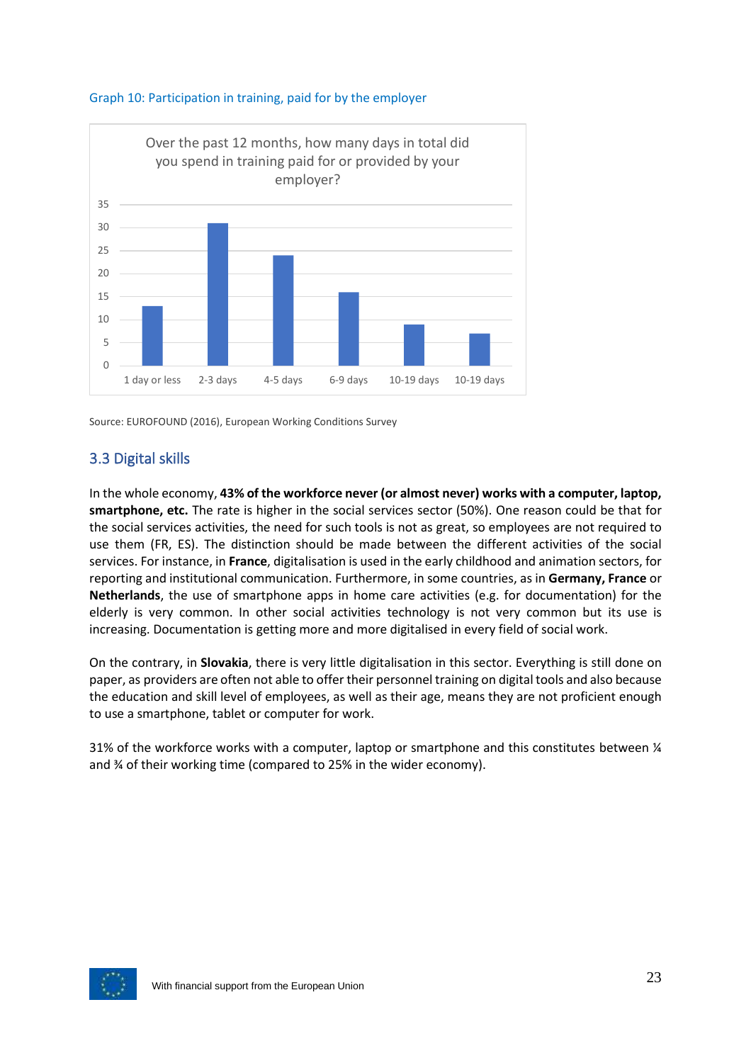Graph 10: Participation in training, paid for by the employer

Over the past 12 months, how many days in total did you spend in training paid for or provided by your employer?

| Days | Value |
|---|---|
| 1 day or less | 13 |
| 2-3 days | 31 |
| 4-5 days | 24 |
| 6-9 days | 16 |
| 10-19 days | 9 |
| 10-19 days | 7 |

Source: EUROFOUND (2016), European Working Conditions Survey

## 3.3 Digital skills

In the whole economy, **43% of the workforce never (or almost never) works with a computer, laptop, smartphone, etc.** The rate is higher in the social services sector (50%). One reason could be that for the social services activities, the need for such tools is not as great, so employees are not required to use them (FR, ES). The distinction should be made between the different activities of the social services. For instance, in **France**, digitalisation is used in the early childhood and animation sectors, for reporting and institutional communication. Furthermore, in some countries, as in **Germany, France** or **Netherlands**, the use of smartphone apps in home care activities (e.g. for documentation) for the elderly is very common. In other social activities technology is not very common but its use is increasing. Documentation is getting more and more digitalised in every field of social work.

On the contrary, in **Slovakia**, there is very little digitalisation in this sector. Everything is still done on paper, as providers are often not able to offer their personnel training on digital tools and also because the education and skill level of employees, as well as their age, means they are not proficient enough to use a smartphone, tablet or computer for work.

31% of the workforce works with a computer, laptop or smartphone and this constitutes between ¼ and ¾ of their working time (compared to 25% in the wider economy).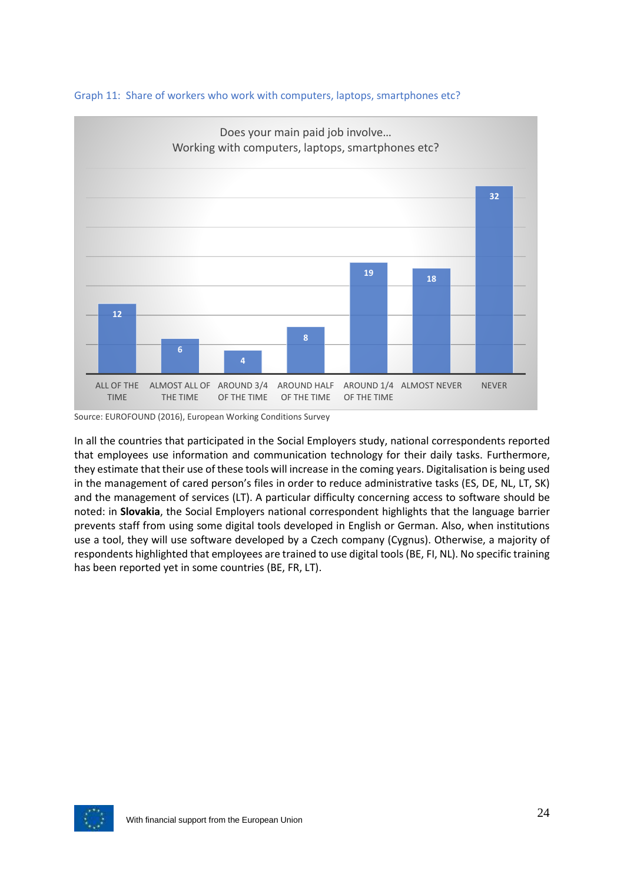Graph 11: Share of workers who work with computers, laptops, smartphones etc?

Does your main paid job involve…
Working with computers, laptops, smartphones etc?

| ALL OF THE TIME | ALMOST ALL OF THE TIME | AROUND 3/4 OF THE TIME | AROUND HALF OF THE TIME | AROUND 1/4 OF THE TIME | ALMOST NEVER | NEVER |
|---|---|---|---|---|---|---|
| 12 | 6 | 4 | 8 | 19 | 18 | 32 |

Source: EUROFOUND (2016), European Working Conditions Survey

In all the countries that participated in the Social Employers study, national correspondents reported that employees use information and communication technology for their daily tasks. Furthermore, they estimate that their use of these tools will increase in the coming years. Digitalisation is being used in the management of cared person's files in order to reduce administrative tasks (ES, DE, NL, LT, SK) and the management of services (LT). A particular difficulty concerning access to software should be noted: in **Slovakia**, the Social Employers national correspondent highlights that the language barrier prevents staff from using some digital tools developed in English or German. Also, when institutions use a tool, they will use software developed by a Czech company (Cygnus). Otherwise, a majority of respondents highlighted that employees are trained to use digital tools (BE, FI, NL). No specific training has been reported yet in some countries (BE, FR, LT).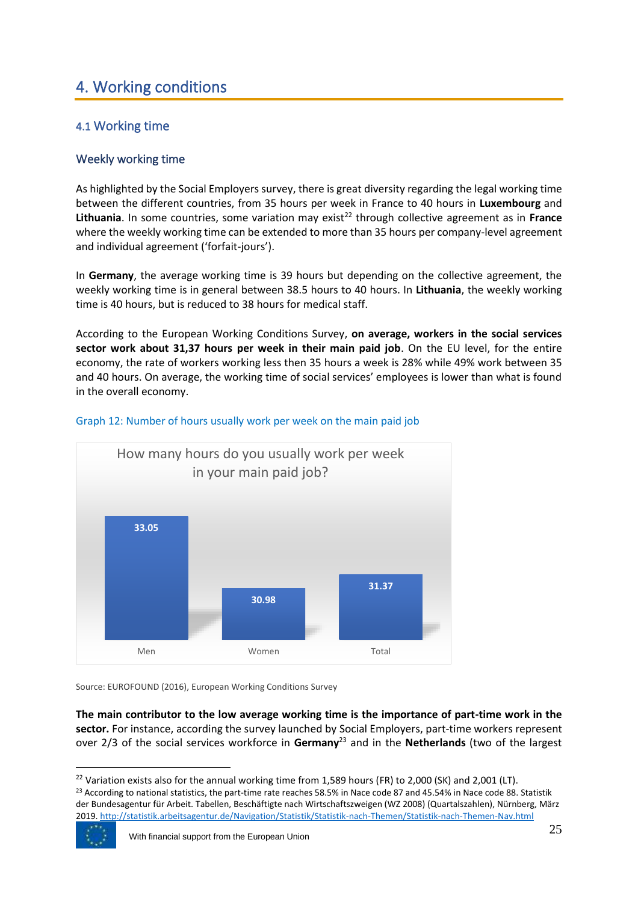# 4. Working conditions

## 4.1 Working time

### Weekly working time

As highlighted by the Social Employers survey, there is great diversity regarding the legal working time between the different countries, from 35 hours per week in France to 40 hours in **Luxembourg** and **Lithuania**. In some countries, some variation may exist[22] through collective agreement as in **France** where the weekly working time can be extended to more than 35 hours per company-level agreement and individual agreement ('forfait-jours').

In **Germany**, the average working time is 39 hours but depending on the collective agreement, the weekly working time is in general between 38.5 hours to 40 hours. In **Lithuania**, the weekly working time is 40 hours, but is reduced to 38 hours for medical staff.

According to the European Working Conditions Survey, **on average, workers in the social services sector work about 31,37 hours per week in their main paid job**. On the EU level, for the entire economy, the rate of workers working less then 35 hours a week is 28% while 49% work between 35 and 40 hours. On average, the working time of social services' employees is lower than what is found in the overall economy.

Graph 12: Number of hours usually work per week on the main paid job

How many hours do you usually work per week in your main paid job?

| | Men | Women | Total |
|---|---|---|---|
| Hours | 33.05 | 30.98 | 31.37 |

Source: EUROFOUND (2016), European Working Conditions Survey

**The main contributor to the low average working time is the importance of part-time work in the sector.** For instance, according the survey launched by Social Employers, part-time workers represent over 2/3 of the social services workforce in **Germany**[23] and in the **Netherlands** (two of the largest

---

[22] Variation exists also for the annual working time from 1,589 hours (FR) to 2,000 (SK) and 2,001 (LT).

[23] According to national statistics, the part-time rate reaches 58.5% in Nace code 87 and 45.54% in Nace code 88. Statistik der Bundesagentur für Arbeit. Tabellen, Beschäftigte nach Wirtschaftszweigen (WZ 2008) (Quartalszahlen), Nürnberg, März 2019. http://statistik.arbeitsagentur.de/Navigation/Statistik/Statistik-nach-Themen/Statistik-nach-Themen-Nav.html

With financial support from the European Union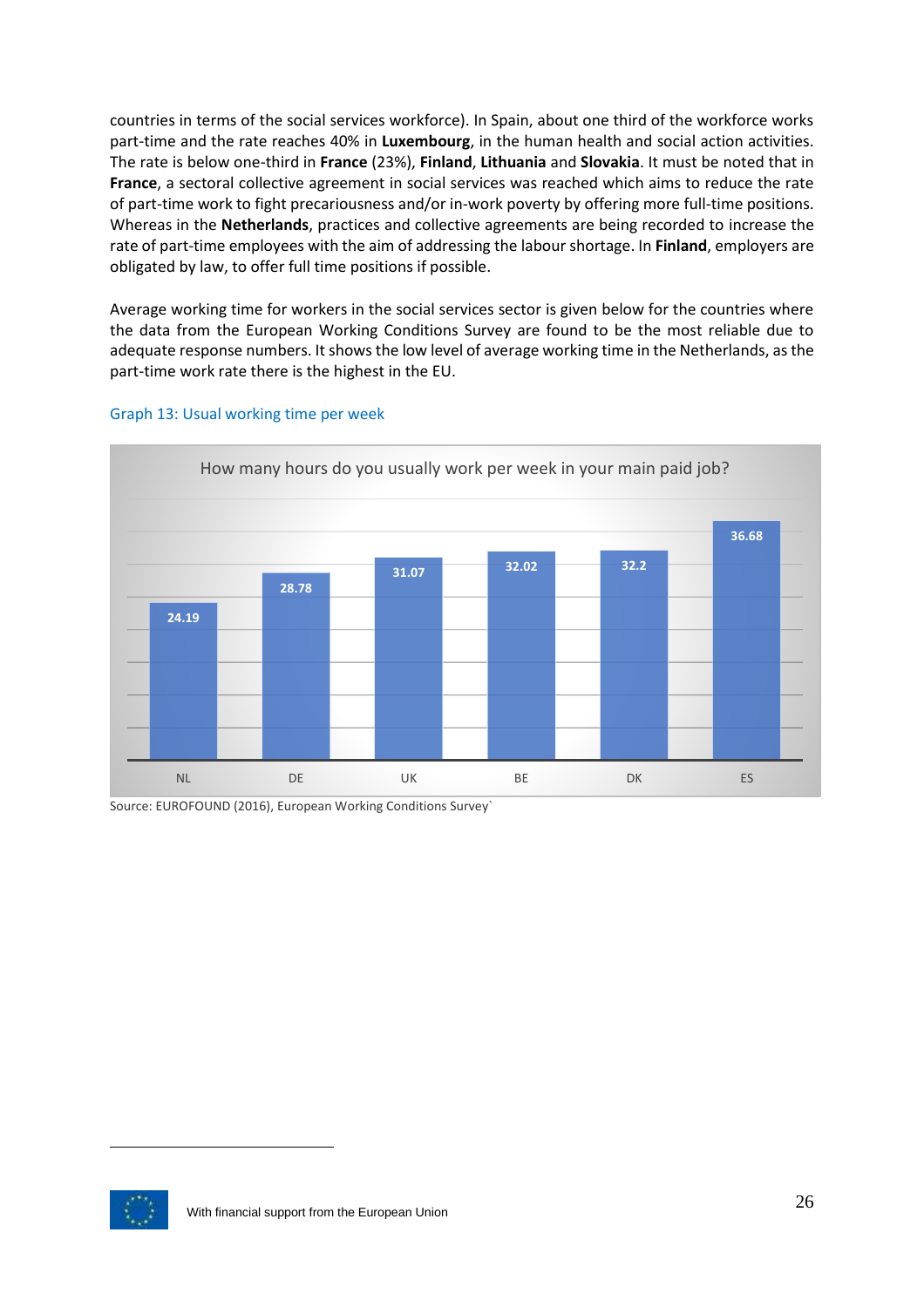countries in terms of the social services workforce). In Spain, about one third of the workforce works part-time and the rate reaches 40% in **Luxembourg**, in the human health and social action activities. The rate is below one-third in **France** (23%), **Finland**, **Lithuania** and **Slovakia**. It must be noted that in **France**, a sectoral collective agreement in social services was reached which aims to reduce the rate of part-time work to fight precariousness and/or in-work poverty by offering more full-time positions. Whereas in the **Netherlands**, practices and collective agreements are being recorded to increase the rate of part-time employees with the aim of addressing the labour shortage. In **Finland**, employers are obligated by law, to offer full time positions if possible.

Average working time for workers in the social services sector is given below for the countries where the data from the European Working Conditions Survey are found to be the most reliable due to adequate response numbers. It shows the low level of average working time in the Netherlands, as the part-time work rate there is the highest in the EU.

Graph 13: Usual working time per week

How many hours do you usually work per week in your main paid job?

| NL | DE | UK | BE | DK | ES |
|---|---|---|---|---|---|
| 24.19 | 28.78 | 31.07 | 32.02 | 32.2 | 36.68 |

Source: EUROFOUND (2016), European Working Conditions Survey`

With financial support from the European Union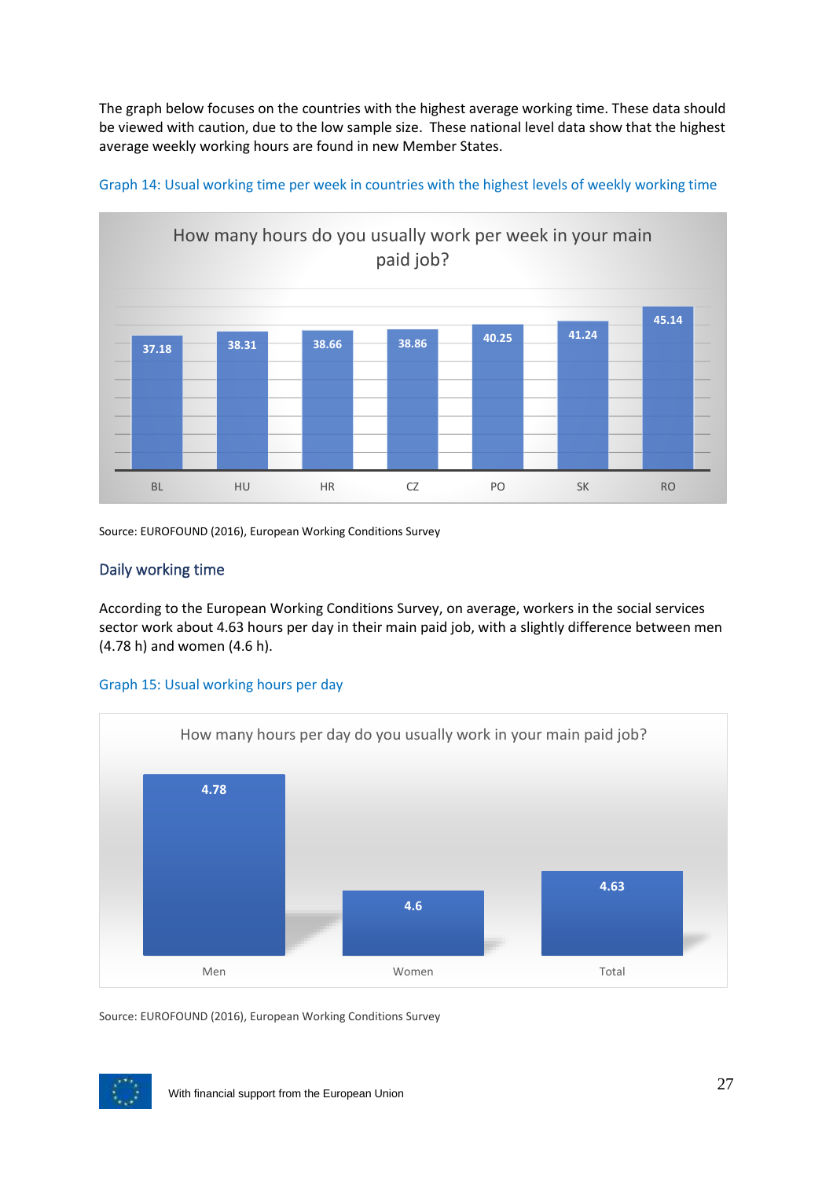The graph below focuses on the countries with the highest average working time. These data should be viewed with caution, due to the low sample size. These national level data show that the highest average weekly working hours are found in new Member States.

Graph 14: Usual working time per week in countries with the highest levels of weekly working time

How many hours do you usually work per week in your main paid job?

| BL | HU | HR | CZ | PO | SK | RO |
|---|---|---|---|---|---|---|
| 37.18 | 38.31 | 38.66 | 38.86 | 40.25 | 41.24 | 45.14 |

Source: EUROFOUND (2016), European Working Conditions Survey

## Daily working time

According to the European Working Conditions Survey, on average, workers in the social services sector work about 4.63 hours per day in their main paid job, with a slightly difference between men (4.78 h) and women (4.6 h).

Graph 15: Usual working hours per day

How many hours per day do you usually work in your main paid job?

| Men | Women | Total |
|---|---|---|
| 4.78 | 4.6 | 4.63 |

Source: EUROFOUND (2016), European Working Conditions Survey

With financial support from the European Union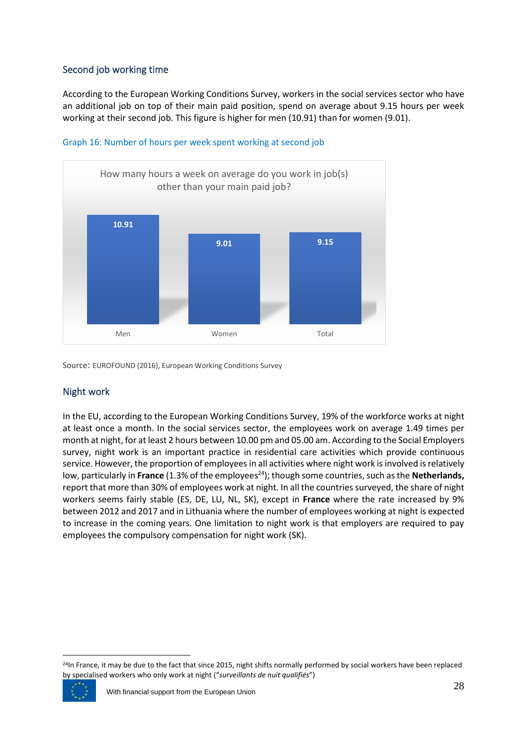## Second job working time

According to the European Working Conditions Survey, workers in the social services sector who have an additional job on top of their main paid position, spend on average about 9.15 hours per week working at their second job. This figure is higher for men (10.91) than for women (9.01).

Graph 16: Number of hours per week spent working at second job

How many hours a week on average do you work in job(s) other than your main paid job?

| Men | Women | Total |
|---|---|---|
| 10.91 | 9.01 | 9.15 |

Source: EUROFOUND (2016), European Working Conditions Survey

## Night work

In the EU, according to the European Working Conditions Survey, 19% of the workforce works at night at least once a month. In the social services sector, the employees work on average 1.49 times per month at night, for at least 2 hours between 10.00 pm and 05.00 am. According to the Social Employers survey, night work is an important practice in residential care activities which provide continuous service. However, the proportion of employees in all activities where night work is involved is relatively low, particularly in **France** (1.3% of the employees[24]); though some countries, such as the **Netherlands,** report that more than 30% of employees work at night. In all the countries surveyed, the share of night workers seems fairly stable (ES, DE, LU, NL, SK), except in **France** where the rate increased by 9% between 2012 and 2017 and in Lithuania where the number of employees working at night is expected to increase in the coming years. One limitation to night work is that employers are required to pay employees the compulsory compensation for night work (SK).

[24]In France, it may be due to the fact that since 2015, night shifts normally performed by social workers have been replaced by specialised workers who only work at night ("*surveillants de nuit qualifiés*")

With financial support from the European Union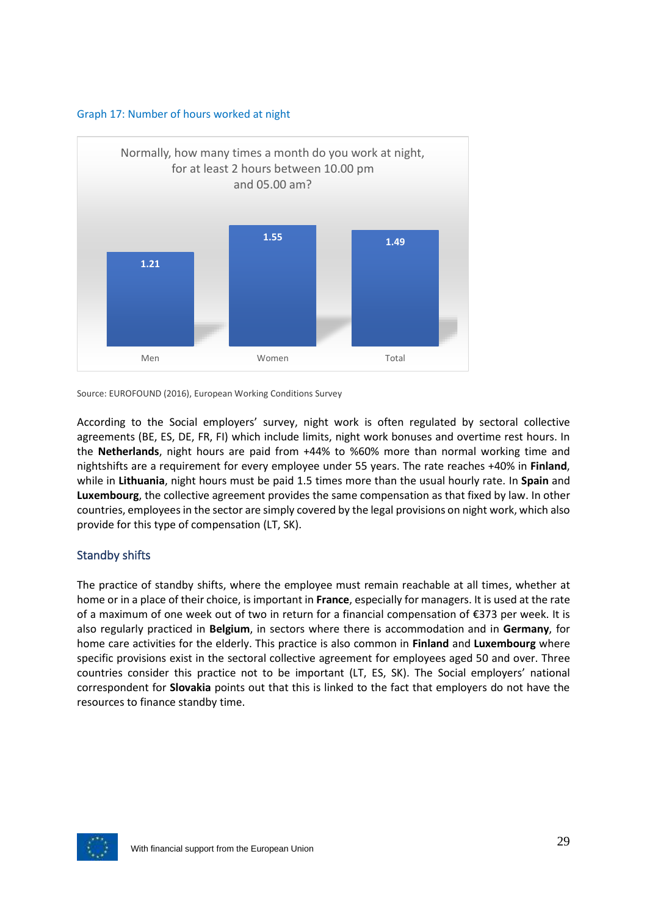Graph 17: Number of hours worked at night

Normally, how many times a month do you work at night, for at least 2 hours between 10.00 pm and 05.00 am?

| Men | Women | Total |
|---|---|---|
| 1.21 | 1.55 | 1.49 |

Source: EUROFOUND (2016), European Working Conditions Survey

According to the Social employers' survey, night work is often regulated by sectoral collective agreements (BE, ES, DE, FR, FI) which include limits, night work bonuses and overtime rest hours. In the **Netherlands**, night hours are paid from +44% to %60% more than normal working time and nightshifts are a requirement for every employee under 55 years. The rate reaches +40% in **Finland**, while in **Lithuania**, night hours must be paid 1.5 times more than the usual hourly rate. In **Spain** and **Luxembourg**, the collective agreement provides the same compensation as that fixed by law. In other countries, employees in the sector are simply covered by the legal provisions on night work, which also provide for this type of compensation (LT, SK).

### Standby shifts

The practice of standby shifts, where the employee must remain reachable at all times, whether at home or in a place of their choice, is important in **France**, especially for managers. It is used at the rate of a maximum of one week out of two in return for a financial compensation of €373 per week. It is also regularly practiced in **Belgium**, in sectors where there is accommodation and in **Germany**, for home care activities for the elderly. This practice is also common in **Finland** and **Luxembourg** where specific provisions exist in the sectoral collective agreement for employees aged 50 and over. Three countries consider this practice not to be important (LT, ES, SK). The Social employers' national correspondent for **Slovakia** points out that this is linked to the fact that employers do not have the resources to finance standby time.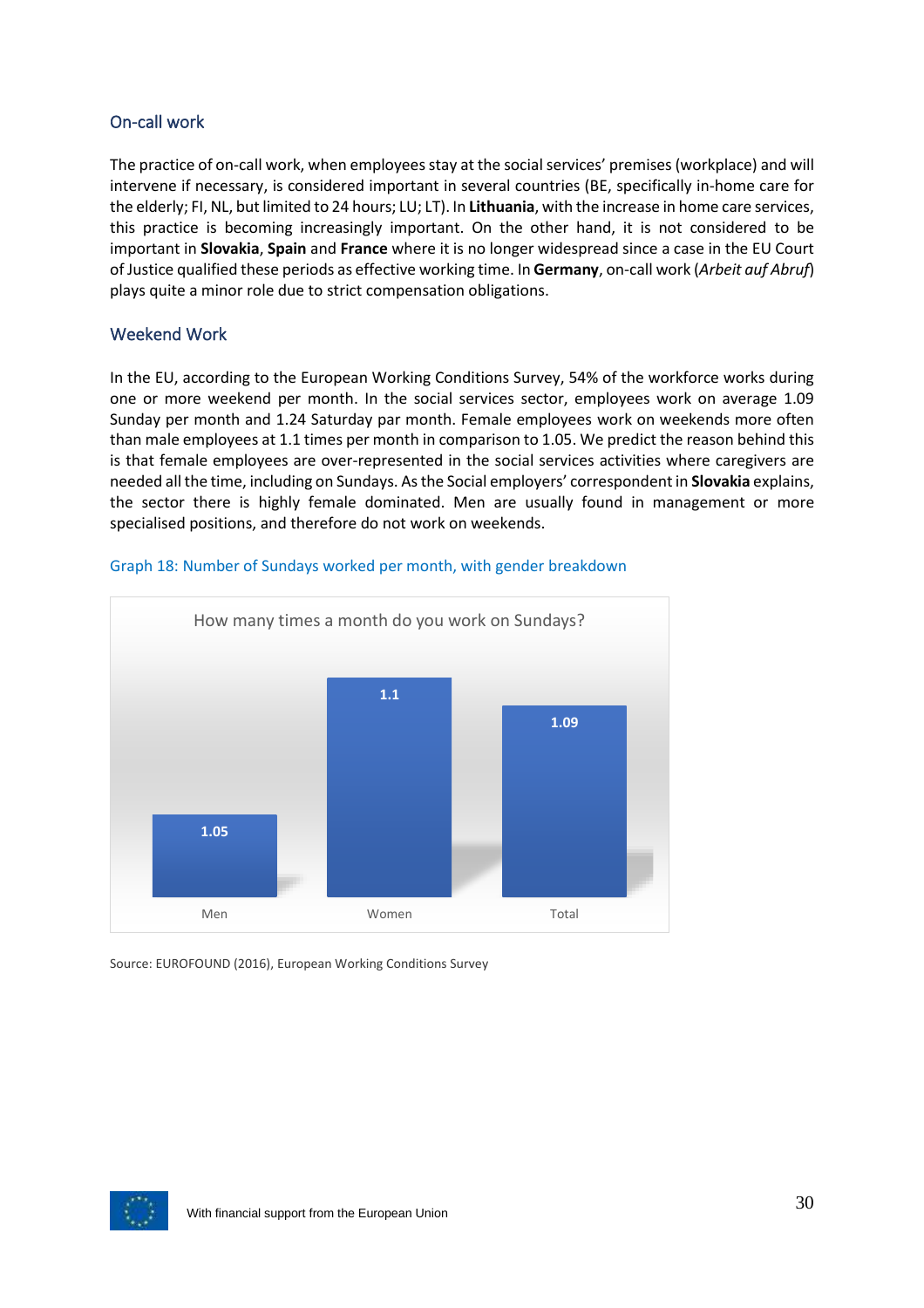## On-call work

The practice of on-call work, when employees stay at the social services' premises (workplace) and will intervene if necessary, is considered important in several countries (BE, specifically in-home care for the elderly; FI, NL, but limited to 24 hours; LU; LT). In **Lithuania**, with the increase in home care services, this practice is becoming increasingly important. On the other hand, it is not considered to be important in **Slovakia**, **Spain** and **France** where it is no longer widespread since a case in the EU Court of Justice qualified these periods as effective working time. In **Germany**, on-call work (*Arbeit auf Abruf*) plays quite a minor role due to strict compensation obligations.

## Weekend Work

In the EU, according to the European Working Conditions Survey, 54% of the workforce works during one or more weekend per month. In the social services sector, employees work on average 1.09 Sunday per month and 1.24 Saturday par month. Female employees work on weekends more often than male employees at 1.1 times per month in comparison to 1.05. We predict the reason behind this is that female employees are over-represented in the social services activities where caregivers are needed all the time, including on Sundays. As the Social employers' correspondent in **Slovakia** explains, the sector there is highly female dominated. Men are usually found in management or more specialised positions, and therefore do not work on weekends.

Graph 18: Number of Sundays worked per month, with gender breakdown

How many times a month do you work on Sundays?

| | Men | Women | Total |
|---|---|---|---|
| Sundays per month | 1.05 | 1.1 | 1.09 |

Source: EUROFOUND (2016), European Working Conditions Survey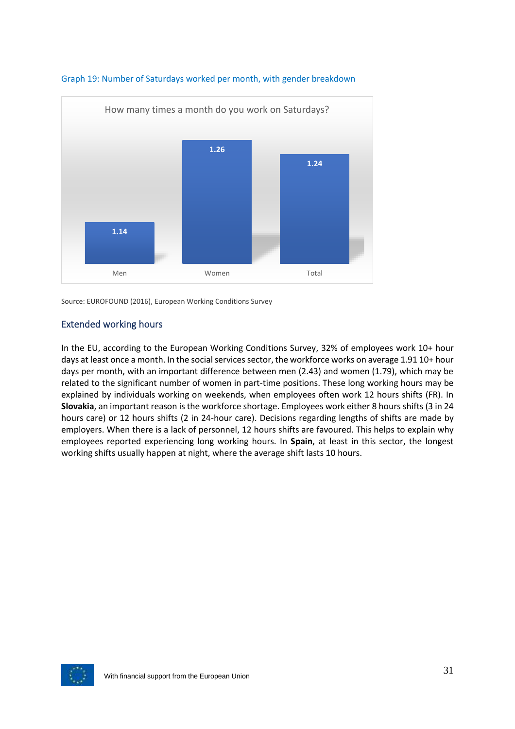Graph 19: Number of Saturdays worked per month, with gender breakdown

How many times a month do you work on Saturdays?

| Men | Women | Total |
|---|---|---|
| 1.14 | 1.26 | 1.24 |

Source: EUROFOUND (2016), European Working Conditions Survey

## Extended working hours

In the EU, according to the European Working Conditions Survey, 32% of employees work 10+ hour days at least once a month. In the social services sector, the workforce works on average 1.91 10+ hour days per month, with an important difference between men (2.43) and women (1.79), which may be related to the significant number of women in part-time positions. These long working hours may be explained by individuals working on weekends, when employees often work 12 hours shifts (FR). In **Slovakia**, an important reason is the workforce shortage. Employees work either 8 hours shifts (3 in 24 hours care) or 12 hours shifts (2 in 24-hour care). Decisions regarding lengths of shifts are made by employers. When there is a lack of personnel, 12 hours shifts are favoured. This helps to explain why employees reported experiencing long working hours. In **Spain**, at least in this sector, the longest working shifts usually happen at night, where the average shift lasts 10 hours.

With financial support from the European Union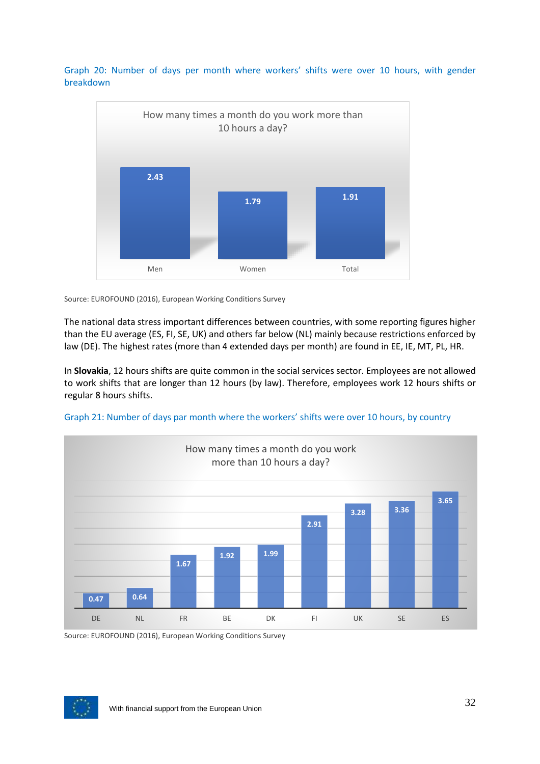Graph 20: Number of days per month where workers' shifts were over 10 hours, with gender breakdown

How many times a month do you work more than 10 hours a day?

| | Men | Women | Total |
|---|---|---|---|
| Value | 2.43 | 1.79 | 1.91 |

Source: EUROFOUND (2016), European Working Conditions Survey

The national data stress important differences between countries, with some reporting figures higher than the EU average (ES, FI, SE, UK) and others far below (NL) mainly because restrictions enforced by law (DE). The highest rates (more than 4 extended days per month) are found in EE, IE, MT, PL, HR.

In **Slovakia**, 12 hours shifts are quite common in the social services sector. Employees are not allowed to work shifts that are longer than 12 hours (by law). Therefore, employees work 12 hours shifts or regular 8 hours shifts.

Graph 21: Number of days par month where the workers' shifts were over 10 hours, by country

How many times a month do you work more than 10 hours a day?

| DE | NL | FR | BE | DK | FI | UK | SE | ES |
|---|---|---|---|---|---|---|---|---|
| 0.47 | 0.64 | 1.67 | 1.92 | 1.99 | 2.91 | 3.28 | 3.36 | 3.65 |

Source: EUROFOUND (2016), European Working Conditions Survey

With financial support from the European Union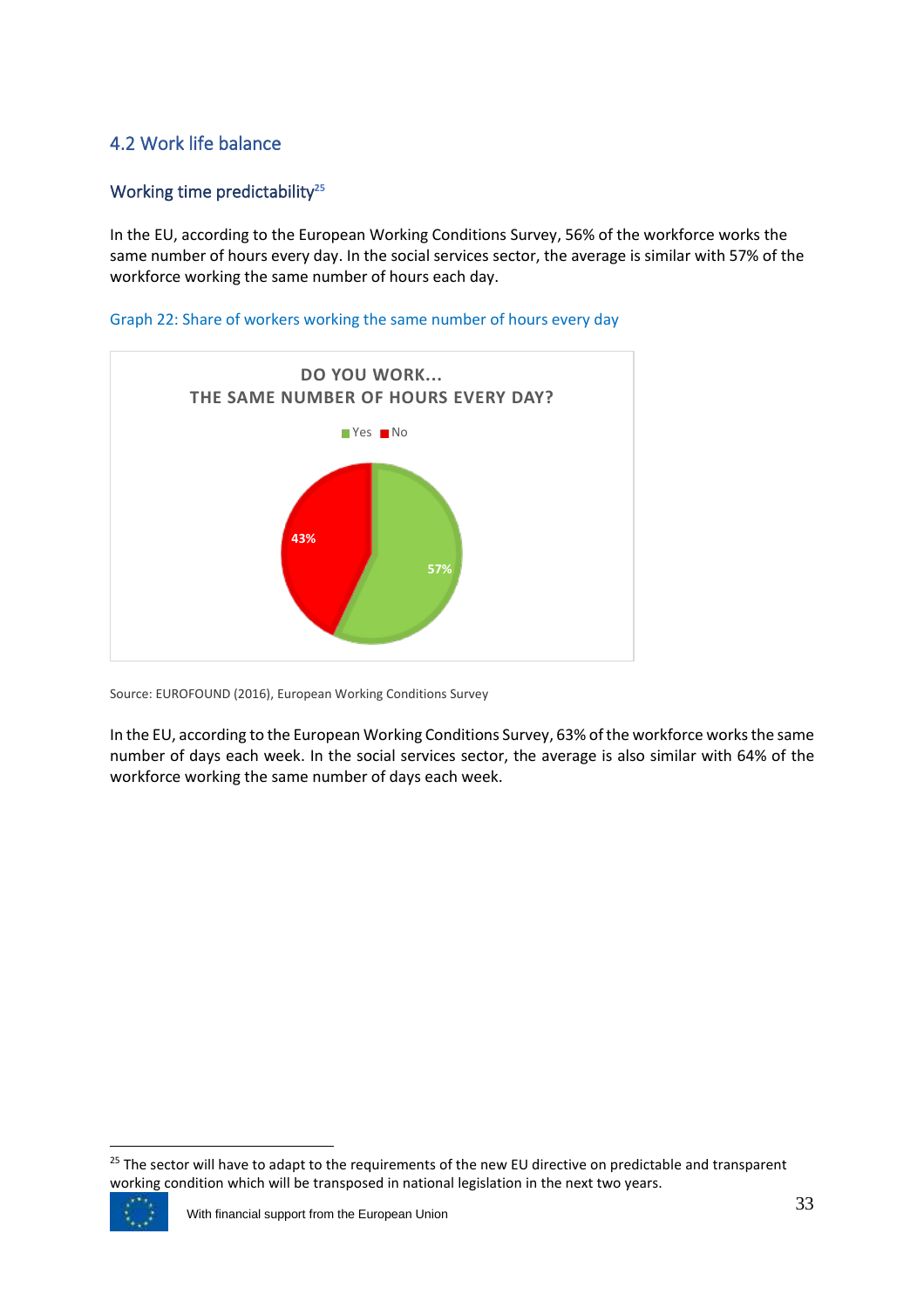## 4.2 Work life balance

### Working time predictability[25]

In the EU, according to the European Working Conditions Survey, 56% of the workforce works the same number of hours every day. In the social services sector, the average is similar with 57% of the workforce working the same number of hours each day.

Graph 22: Share of workers working the same number of hours every day

DO YOU WORK...
THE SAME NUMBER OF HOURS EVERY DAY?

Yes / No

43%

57%

Source: EUROFOUND (2016), European Working Conditions Survey

In the EU, according to the European Working Conditions Survey, 63% of the workforce works the same number of days each week. In the social services sector, the average is also similar with 64% of the workforce working the same number of days each week.

[25] The sector will have to adapt to the requirements of the new EU directive on predictable and transparent working condition which will be transposed in national legislation in the next two years.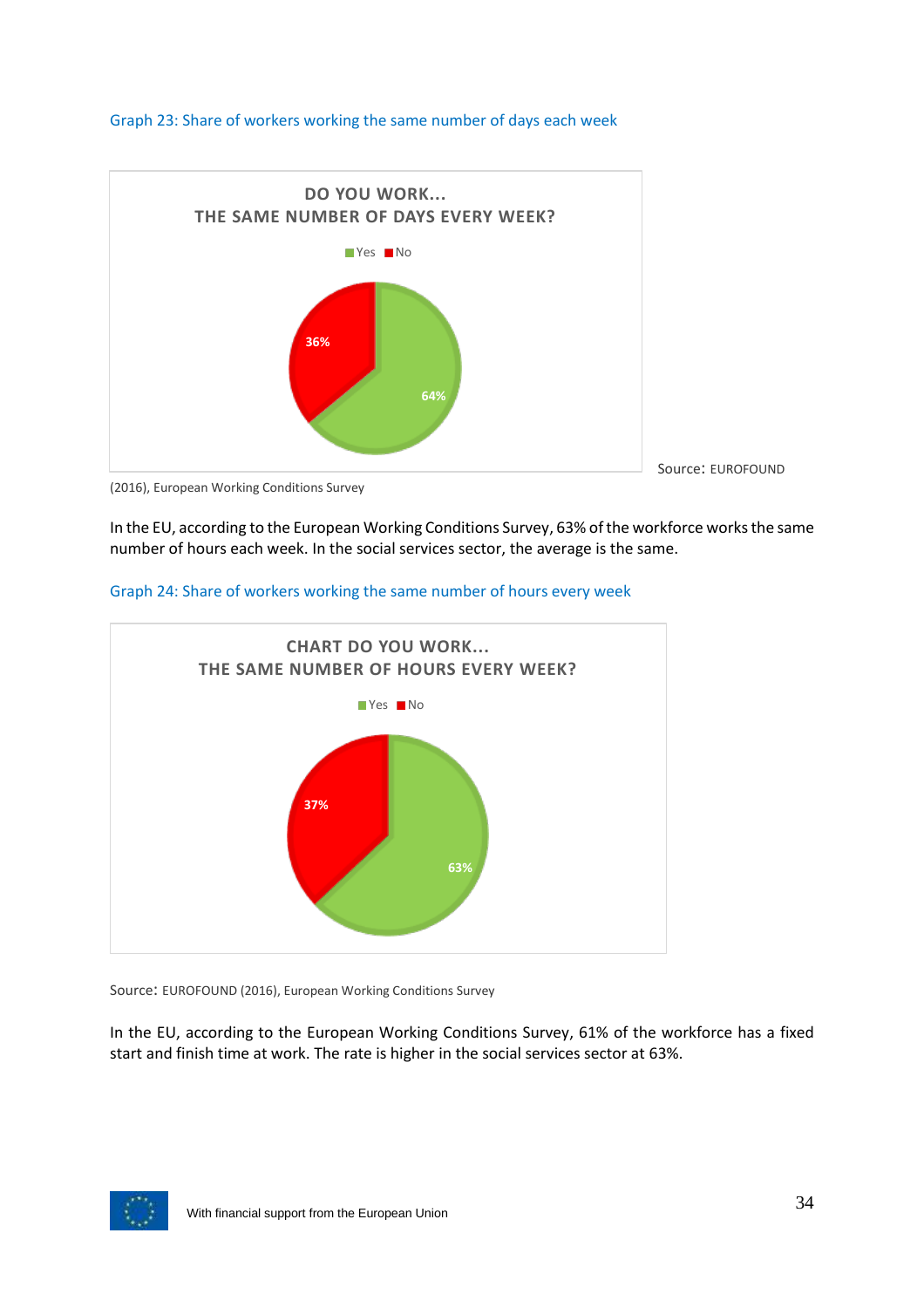Graph 23: Share of workers working the same number of days each week

DO YOU WORK...
THE SAME NUMBER OF DAYS EVERY WEEK?

Yes: 64%
No: 36%

Source: EUROFOUND (2016), European Working Conditions Survey

In the EU, according to the European Working Conditions Survey, 63% of the workforce works the same number of hours each week. In the social services sector, the average is the same.

Graph 24: Share of workers working the same number of hours every week

CHART DO YOU WORK...
THE SAME NUMBER OF HOURS EVERY WEEK?

Yes: 63%
No: 37%

Source: EUROFOUND (2016), European Working Conditions Survey

In the EU, according to the European Working Conditions Survey, 61% of the workforce has a fixed start and finish time at work. The rate is higher in the social services sector at 63%.

With financial support from the European Union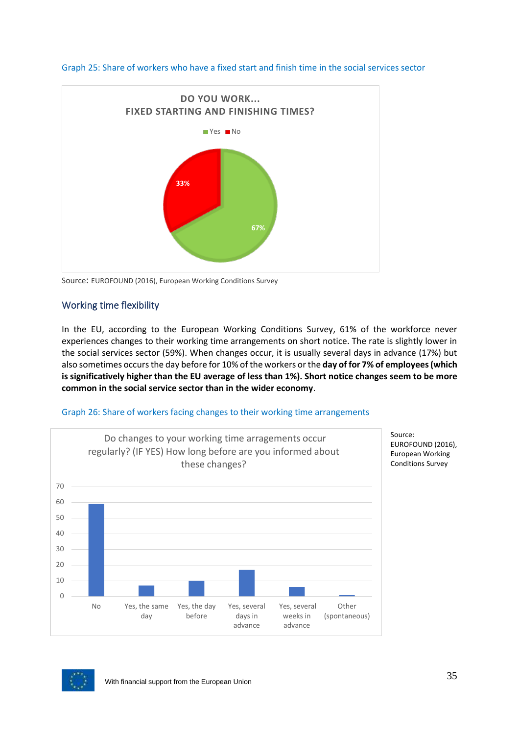Graph 25: Share of workers who have a fixed start and finish time in the social services sector

Source: EUROFOUND (2016), European Working Conditions Survey

## Working time flexibility

In the EU, according to the European Working Conditions Survey, 61% of the workforce never experiences changes to their working time arrangements on short notice. The rate is slightly lower in the social services sector (59%). When changes occur, it is usually several days in advance (17%) but also sometimes occurs the day before for 10% of the workers or the **day of for 7% of employees (which is significatively higher than the EU average of less than 1%). Short notice changes seem to be more common in the social service sector than in the wider economy**.

Graph 26: Share of workers facing changes to their working time arrangements

Source: EUROFOUND (2016), European Working Conditions Survey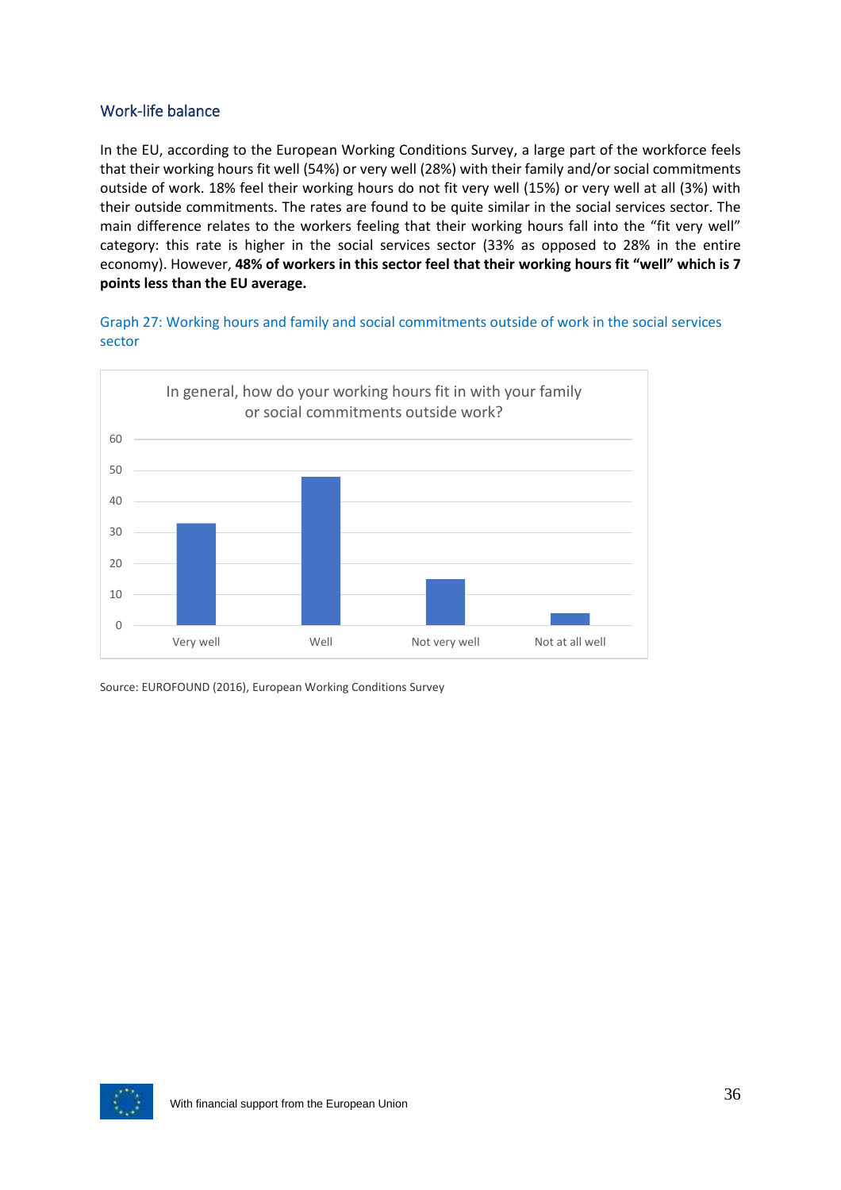## Work-life balance

In the EU, according to the European Working Conditions Survey, a large part of the workforce feels that their working hours fit well (54%) or very well (28%) with their family and/or social commitments outside of work. 18% feel their working hours do not fit very well (15%) or very well at all (3%) with their outside commitments. The rates are found to be quite similar in the social services sector. The main difference relates to the workers feeling that their working hours fall into the "fit very well" category: this rate is higher in the social services sector (33% as opposed to 28% in the entire economy). However, **48% of workers in this sector feel that their working hours fit "well" which is 7 points less than the EU average.**

Graph 27: Working hours and family and social commitments outside of work in the social services sector

In general, how do your working hours fit in with your family or social commitments outside work?

| Response | % |
|---|---|
| Very well | 33 |
| Well | 48 |
| Not very well | 15 |
| Not at all well | 4 |

Source: EUROFOUND (2016), European Working Conditions Survey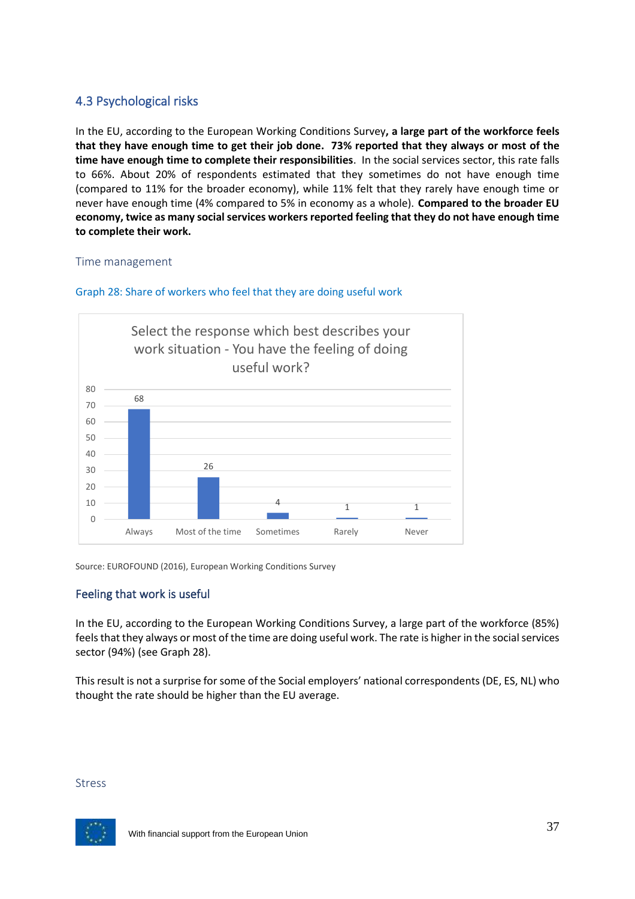## 4.3 Psychological risks

In the EU, according to the European Working Conditions Survey**, a large part of the workforce feels that they have enough time to get their job done. 73% reported that they always or most of the time have enough time to complete their responsibilities**. In the social services sector, this rate falls to 66%. About 20% of respondents estimated that they sometimes do not have enough time (compared to 11% for the broader economy), while 11% felt that they rarely have enough time or never have enough time (4% compared to 5% in economy as a whole). **Compared to the broader EU economy, twice as many social services workers reported feeling that they do not have enough time to complete their work.**

### Time management

Graph 28: Share of workers who feel that they are doing useful work

Select the response which best describes your work situation - You have the feeling of doing useful work?

| Response | Share |
|---|---|
| Always | 68 |
| Most of the time | 26 |
| Sometimes | 4 |
| Rarely | 1 |
| Never | 1 |

Source: EUROFOUND (2016), European Working Conditions Survey

### Feeling that work is useful

In the EU, according to the European Working Conditions Survey, a large part of the workforce (85%) feels that they always or most of the time are doing useful work. The rate is higher in the social services sector (94%) (see Graph 28).

This result is not a surprise for some of the Social employers' national correspondents (DE, ES, NL) who thought the rate should be higher than the EU average.

### Stress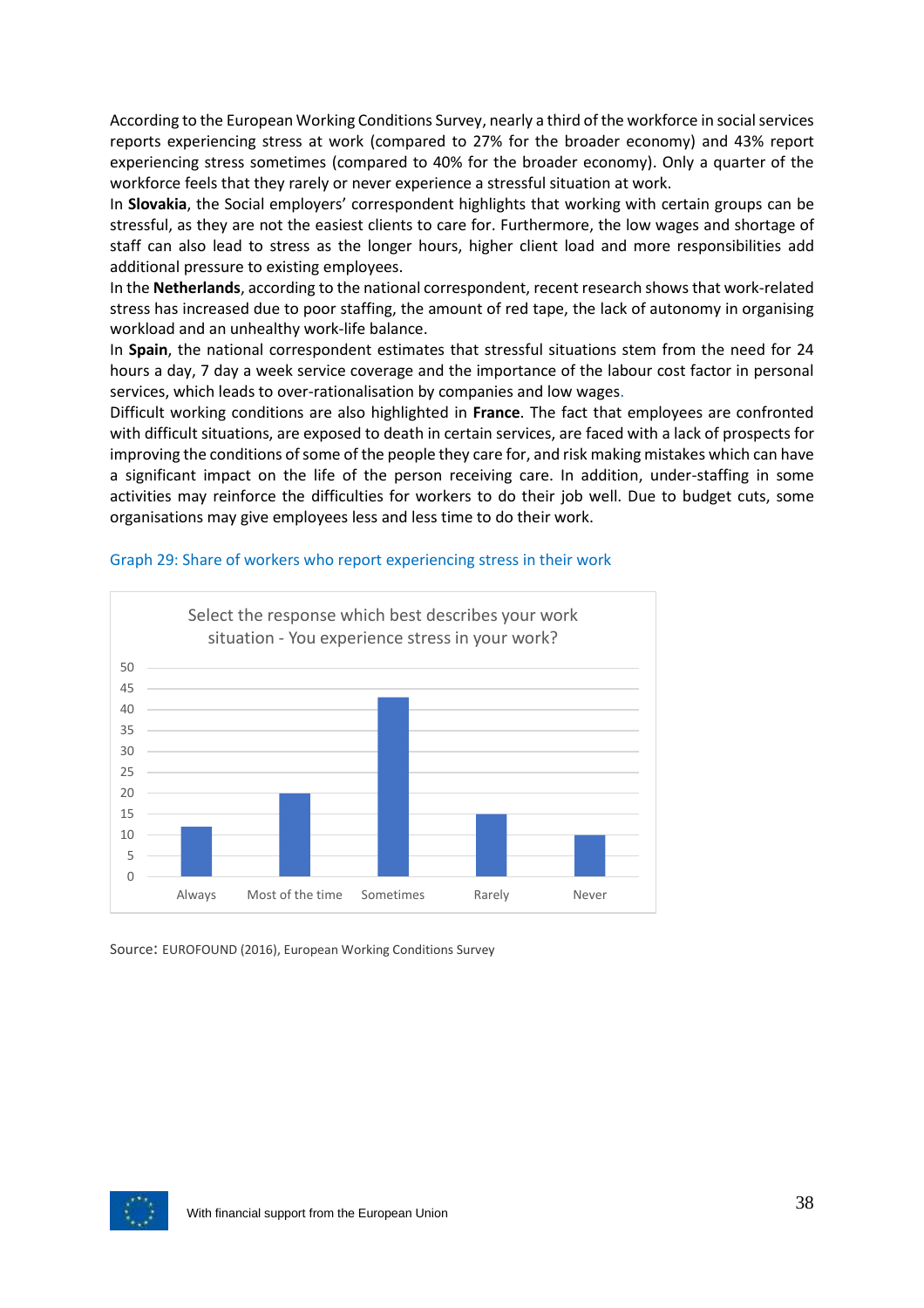According to the European Working Conditions Survey, nearly a third of the workforce in social services reports experiencing stress at work (compared to 27% for the broader economy) and 43% report experiencing stress sometimes (compared to 40% for the broader economy). Only a quarter of the workforce feels that they rarely or never experience a stressful situation at work.

In **Slovakia**, the Social employers' correspondent highlights that working with certain groups can be stressful, as they are not the easiest clients to care for. Furthermore, the low wages and shortage of staff can also lead to stress as the longer hours, higher client load and more responsibilities add additional pressure to existing employees.

In the **Netherlands**, according to the national correspondent, recent research shows that work-related stress has increased due to poor staffing, the amount of red tape, the lack of autonomy in organising workload and an unhealthy work-life balance.

In **Spain**, the national correspondent estimates that stressful situations stem from the need for 24 hours a day, 7 day a week service coverage and the importance of the labour cost factor in personal services, which leads to over-rationalisation by companies and low wages.

Difficult working conditions are also highlighted in **France**. The fact that employees are confronted with difficult situations, are exposed to death in certain services, are faced with a lack of prospects for improving the conditions of some of the people they care for, and risk making mistakes which can have a significant impact on the life of the person receiving care. In addition, under-staffing in some activities may reinforce the difficulties for workers to do their job well. Due to budget cuts, some organisations may give employees less and less time to do their work.

Graph 29: Share of workers who report experiencing stress in their work

Select the response which best describes your work situation - You experience stress in your work?

| Response | Value (approx.) |
|---|---|
| Always | 12 |
| Most of the time | 20 |
| Sometimes | 43 |
| Rarely | 15 |
| Never | 10 |

Source: EUROFOUND (2016), European Working Conditions Survey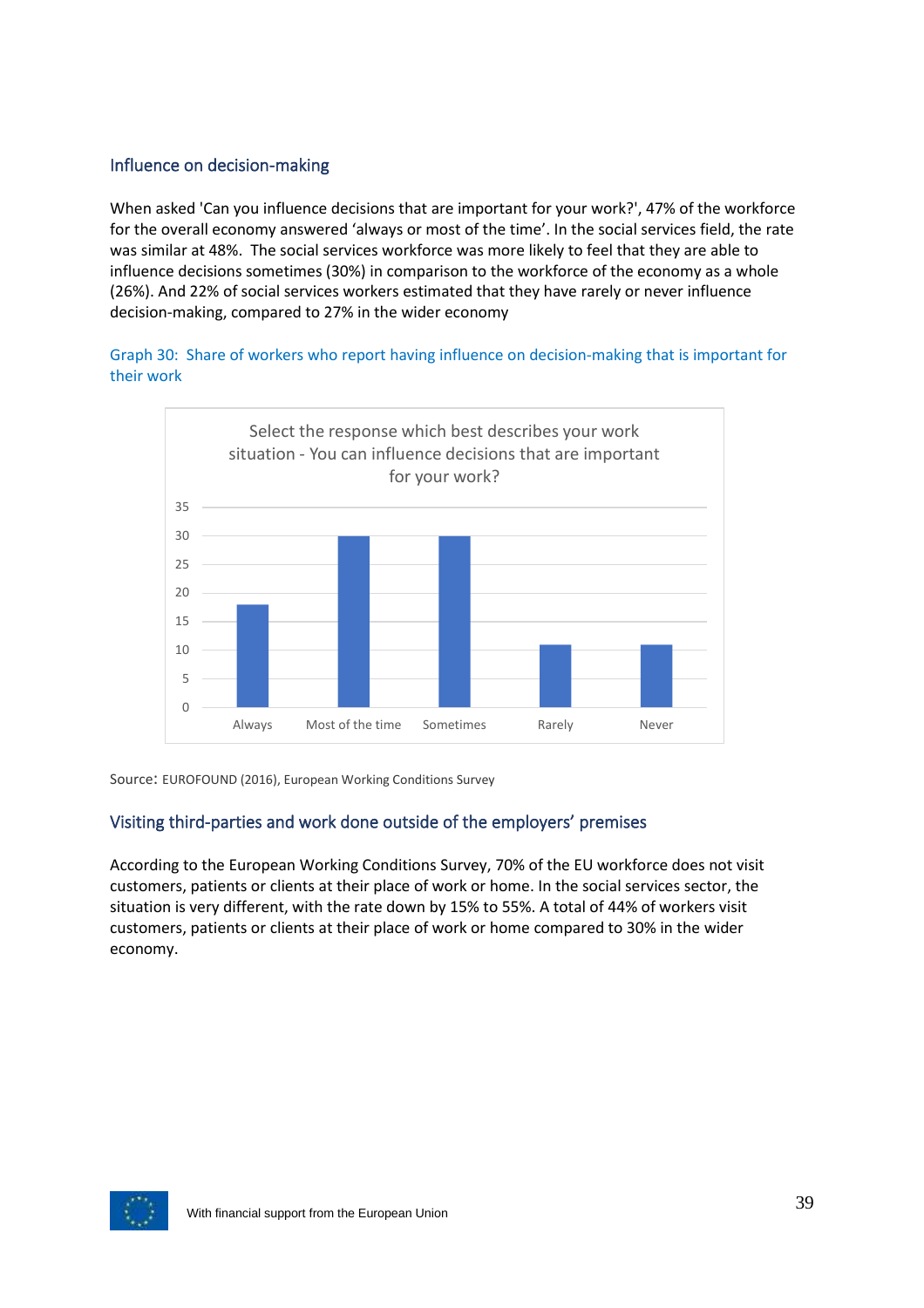### Influence on decision-making

When asked 'Can you influence decisions that are important for your work?', 47% of the workforce for the overall economy answered 'always or most of the time'. In the social services field, the rate was similar at 48%.  The social services workforce was more likely to feel that they are able to influence decisions sometimes (30%) in comparison to the workforce of the economy as a whole (26%). And 22% of social services workers estimated that they have rarely or never influence decision-making, compared to 27% in the wider economy

Graph 30:  Share of workers who report having influence on decision-making that is important for their work

Select the response which best describes your work situation - You can influence decisions that are important for your work?

| Response | Value |
|---|---|
| Always | 18 |
| Most of the time | 30 |
| Sometimes | 30 |
| Rarely | 11 |
| Never | 11 |

Source: EUROFOUND (2016), European Working Conditions Survey

### Visiting third-parties and work done outside of the employers' premises

According to the European Working Conditions Survey, 70% of the EU workforce does not visit customers, patients or clients at their place of work or home. In the social services sector, the situation is very different, with the rate down by 15% to 55%. A total of 44% of workers visit customers, patients or clients at their place of work or home compared to 30% in the wider economy.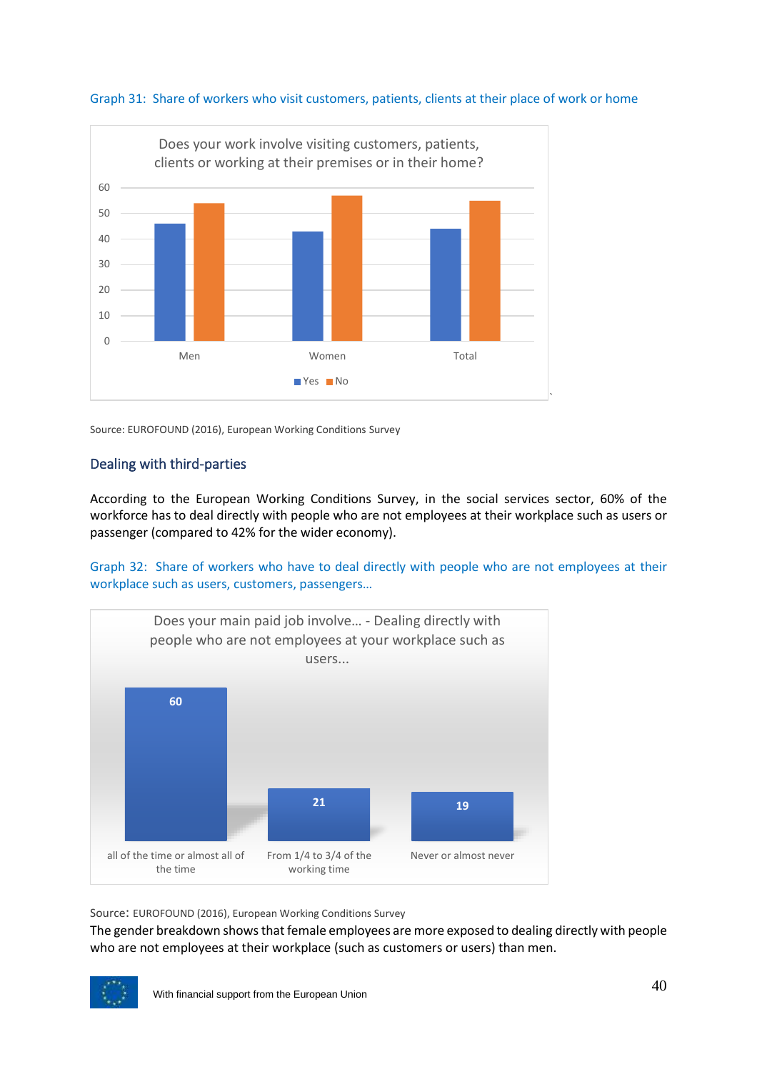Graph 31: Share of workers who visit customers, patients, clients at their place of work or home

Does your work involve visiting customers, patients, clients or working at their premises or in their home?

Source: EUROFOUND (2016), European Working Conditions Survey

### Dealing with third-parties

According to the European Working Conditions Survey, in the social services sector, 60% of the workforce has to deal directly with people who are not employees at their workplace such as users or passenger (compared to 42% for the wider economy).

Graph 32: Share of workers who have to deal directly with people who are not employees at their workplace such as users, customers, passengers…

Does your main paid job involve… - Dealing directly with people who are not employees at your workplace such as users...

| all of the time or almost all of the time | From 1/4 to 3/4 of the working time | Never or almost never |
|---|---|---|
| 60 | 21 | 19 |

Source: EUROFOUND (2016), European Working Conditions Survey

The gender breakdown shows that female employees are more exposed to dealing directly with people who are not employees at their workplace (such as customers or users) than men.

With financial support from the European Union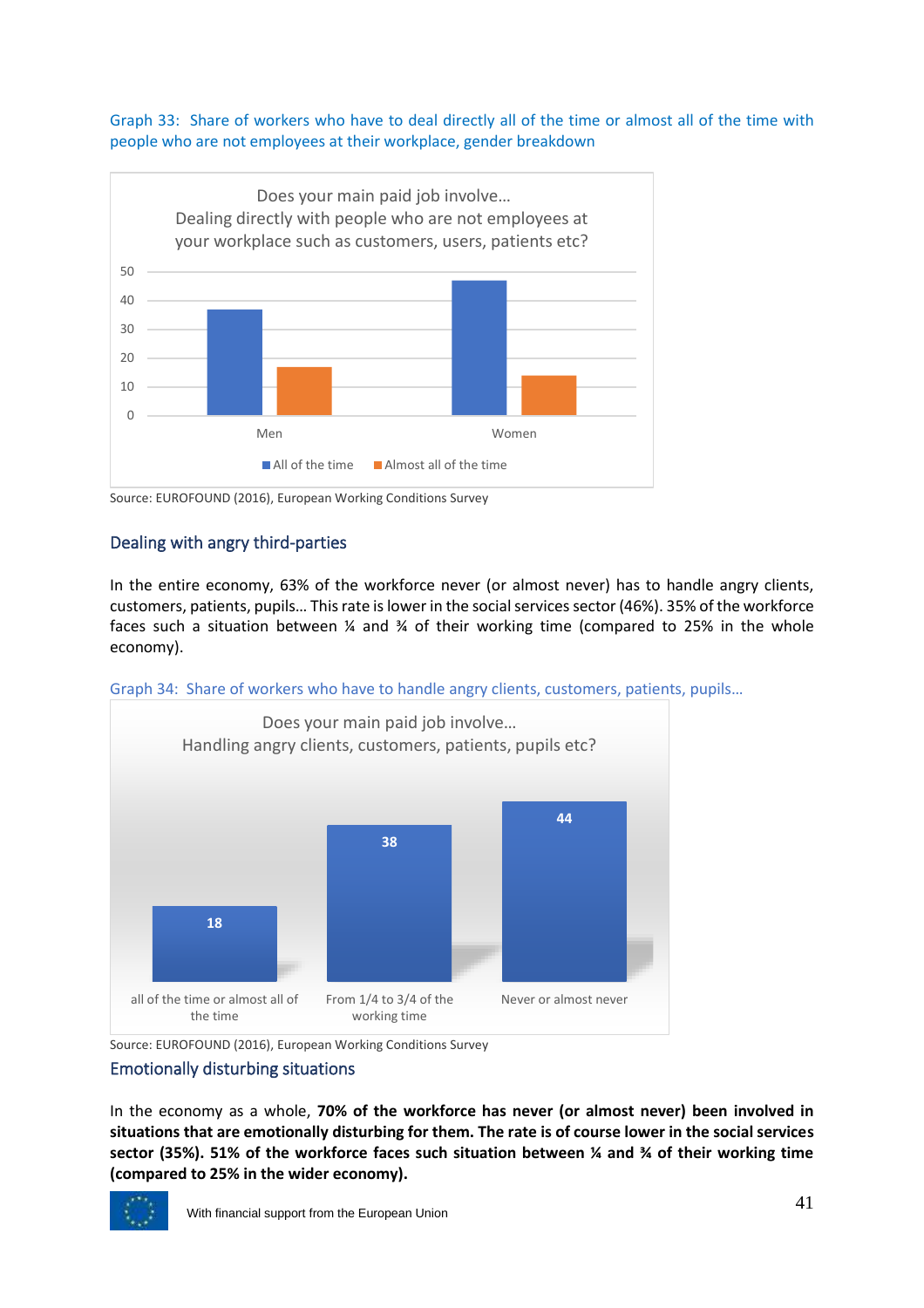Graph 33: Share of workers who have to deal directly all of the time or almost all of the time with people who are not employees at their workplace, gender breakdown

Source: EUROFOUND (2016), European Working Conditions Survey

## Dealing with angry third-parties

In the entire economy, 63% of the workforce never (or almost never) has to handle angry clients, customers, patients, pupils... This rate is lower in the social services sector (46%). 35% of the workforce faces such a situation between ¼ and ¾ of their working time (compared to 25% in the whole economy).

Graph 34: Share of workers who have to handle angry clients, customers, patients, pupils...

Source: EUROFOUND (2016), European Working Conditions Survey

## Emotionally disturbing situations

In the economy as a whole, **70% of the workforce has never (or almost never) been involved in situations that are emotionally disturbing for them. The rate is of course lower in the social services sector (35%). 51% of the workforce faces such situation between ¼ and ¾ of their working time (compared to 25% in the wider economy).**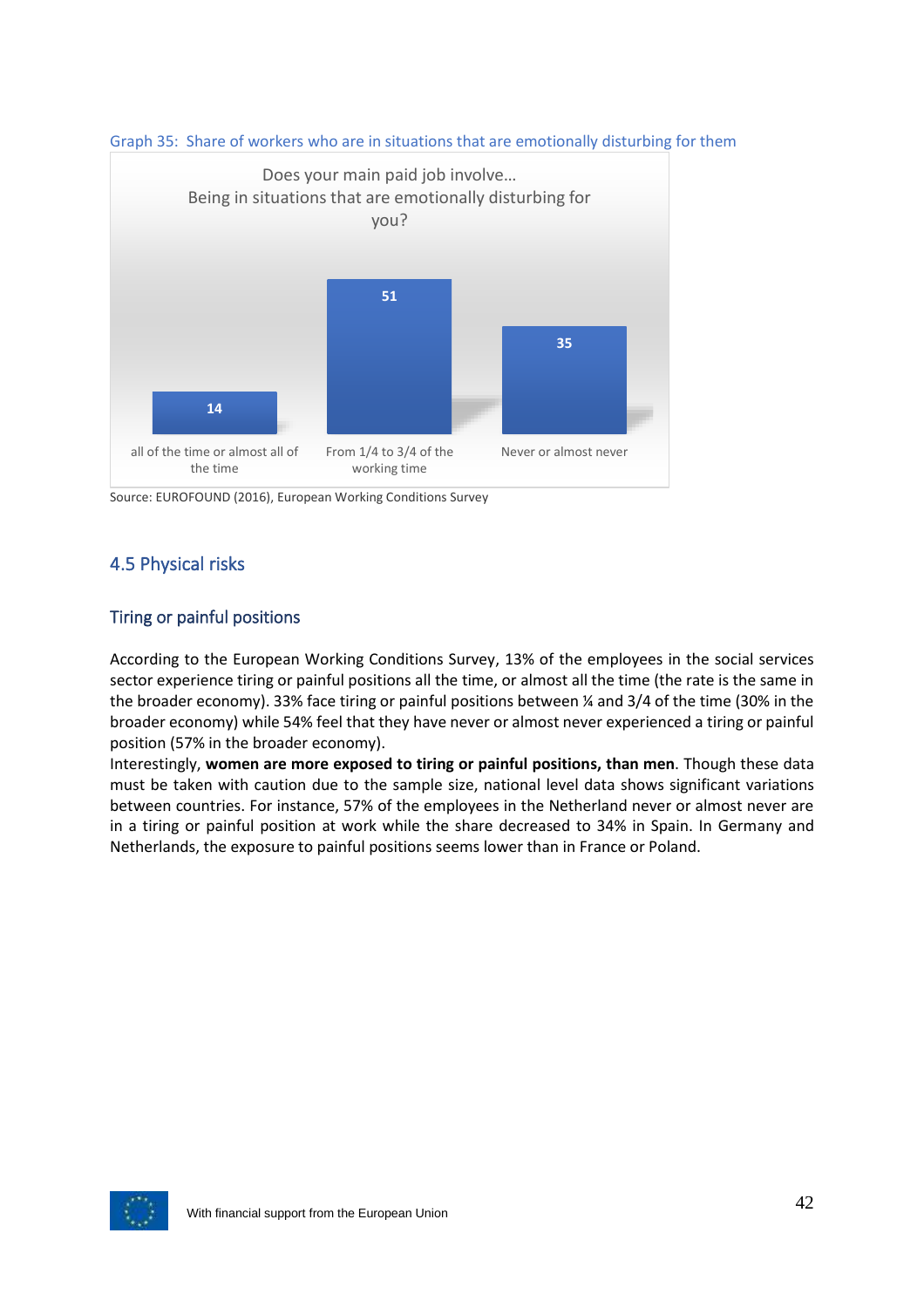Graph 35: Share of workers who are in situations that are emotionally disturbing for them

Does your main paid job involve...
Being in situations that are emotionally disturbing for you?

| all of the time or almost all of the time | From 1/4 to 3/4 of the working time | Never or almost never |
|---|---|---|
| 14 | 51 | 35 |

Source: EUROFOUND (2016), European Working Conditions Survey

## 4.5 Physical risks

### Tiring or painful positions

According to the European Working Conditions Survey, 13% of the employees in the social services sector experience tiring or painful positions all the time, or almost all the time (the rate is the same in the broader economy). 33% face tiring or painful positions between ¼ and 3/4 of the time (30% in the broader economy) while 54% feel that they have never or almost never experienced a tiring or painful position (57% in the broader economy).

Interestingly, **women are more exposed to tiring or painful positions, than men**. Though these data must be taken with caution due to the sample size, national level data shows significant variations between countries. For instance, 57% of the employees in the Netherland never or almost never are in a tiring or painful position at work while the share decreased to 34% in Spain. In Germany and Netherlands, the exposure to painful positions seems lower than in France or Poland.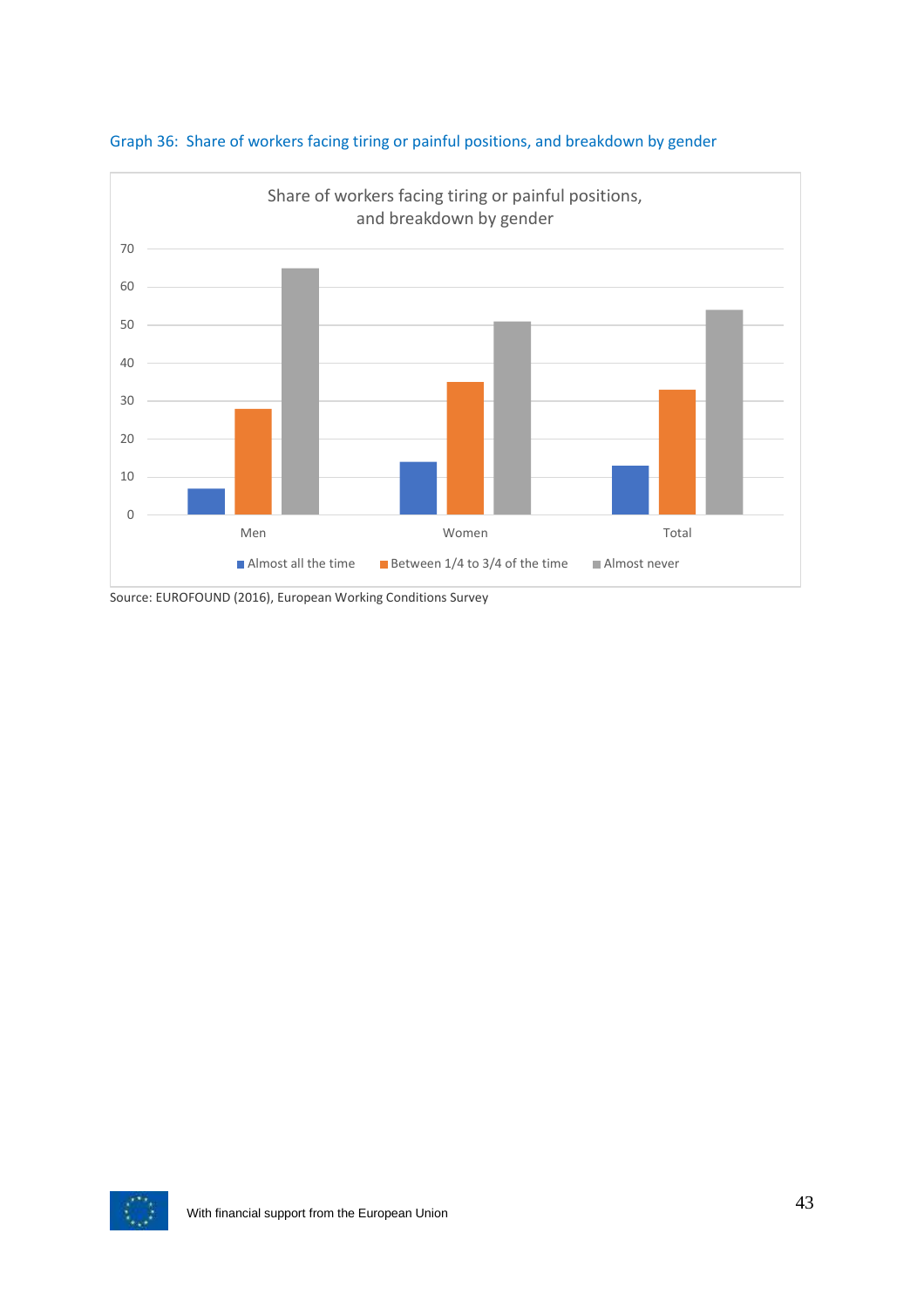Graph 36: Share of workers facing tiring or painful positions, and breakdown by gender

Source: EUROFOUND (2016), European Working Conditions Survey

With financial support from the European Union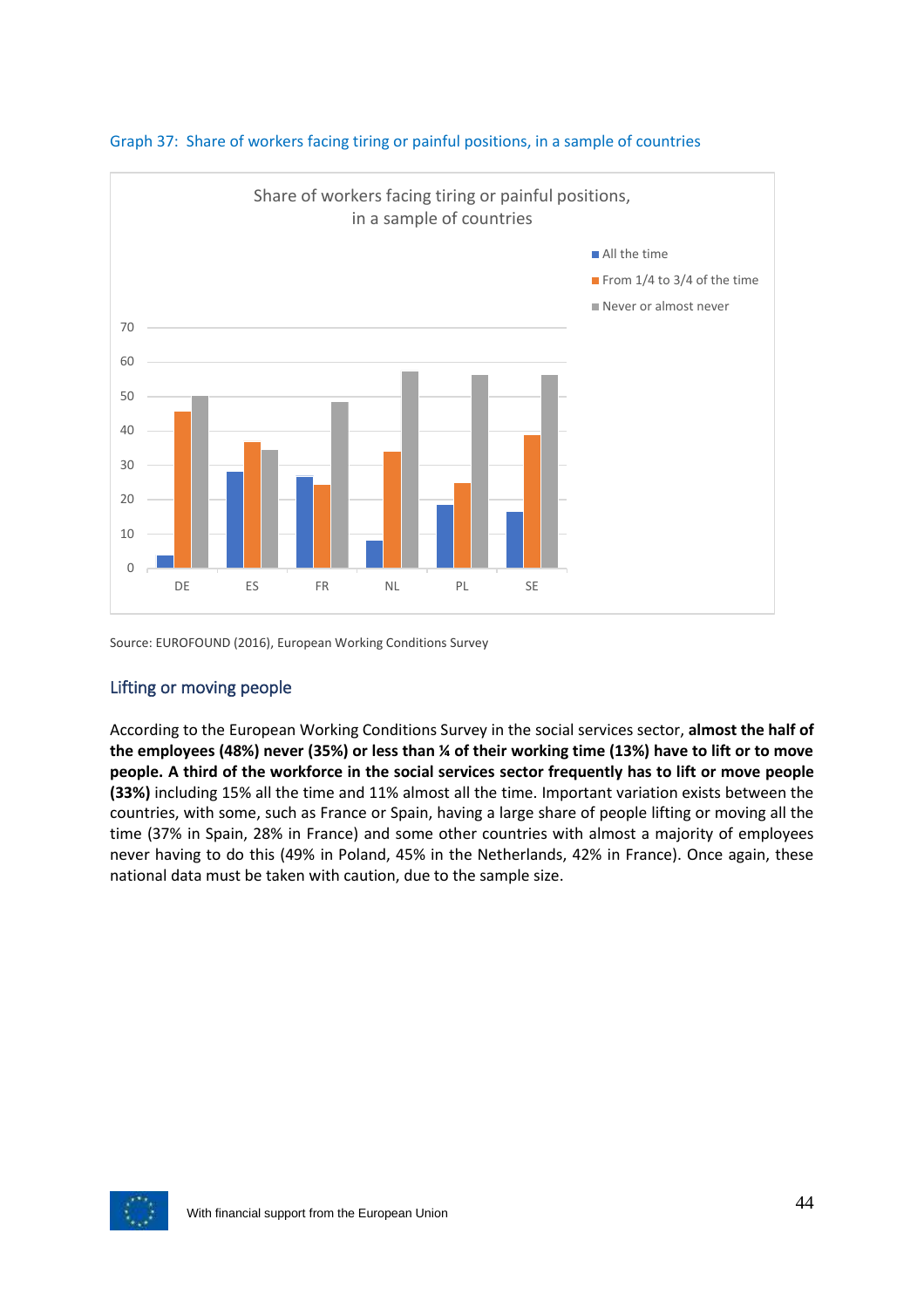Graph 37: Share of workers facing tiring or painful positions, in a sample of countries

Source: EUROFOUND (2016), European Working Conditions Survey

### Lifting or moving people

According to the European Working Conditions Survey in the social services sector, **almost the half of the employees (48%) never (35%) or less than ¼ of their working time (13%) have to lift or to move people. A third of the workforce in the social services sector frequently has to lift or move people (33%)** including 15% all the time and 11% almost all the time. Important variation exists between the countries, with some, such as France or Spain, having a large share of people lifting or moving all the time (37% in Spain, 28% in France) and some other countries with almost a majority of employees never having to do this (49% in Poland, 45% in the Netherlands, 42% in France). Once again, these national data must be taken with caution, due to the sample size.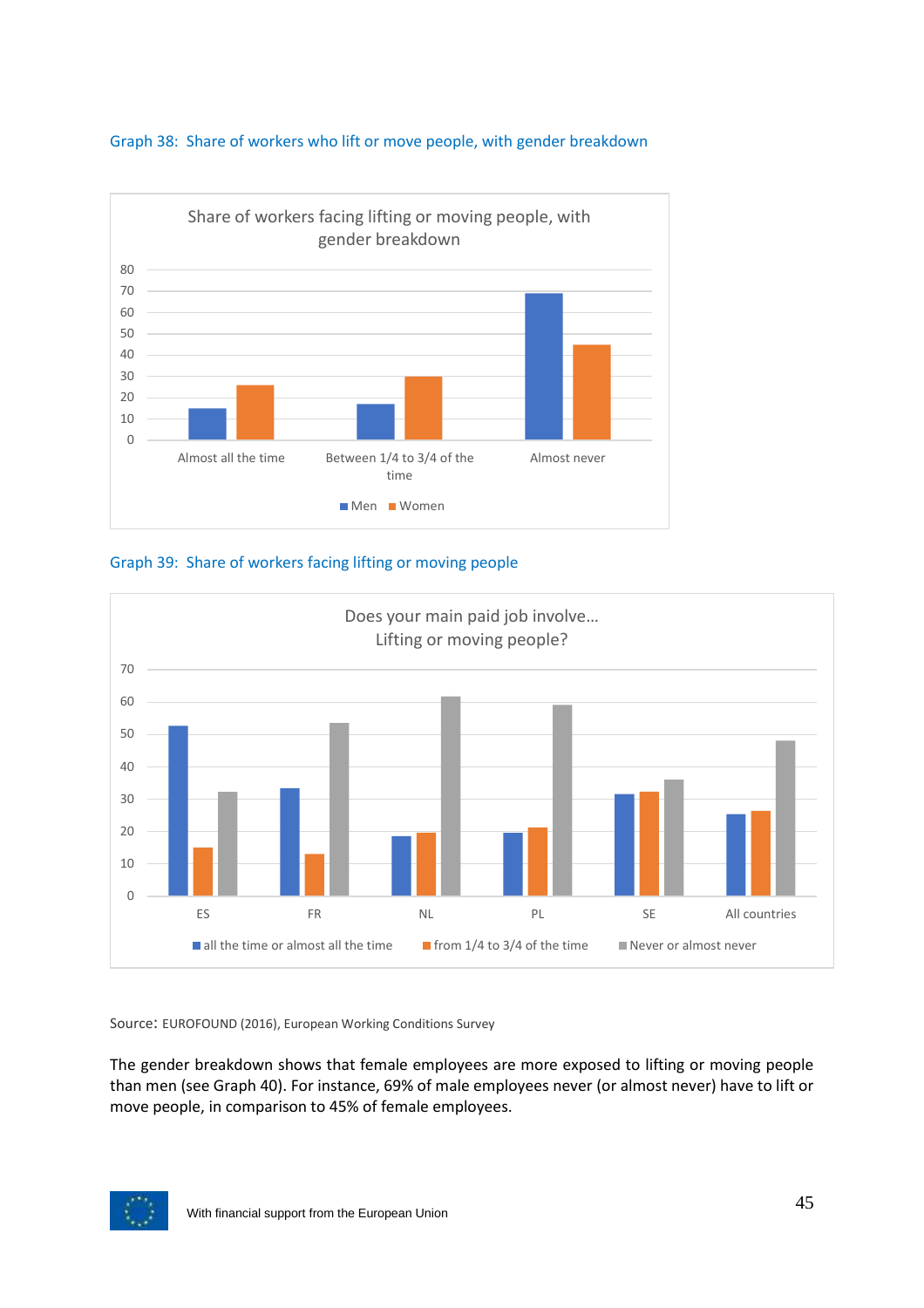Graph 38: Share of workers who lift or move people, with gender breakdown

Graph 39: Share of workers facing lifting or moving people

Source: EUROFOUND (2016), European Working Conditions Survey

The gender breakdown shows that female employees are more exposed to lifting or moving people than men (see Graph 40). For instance, 69% of male employees never (or almost never) have to lift or move people, in comparison to 45% of female employees.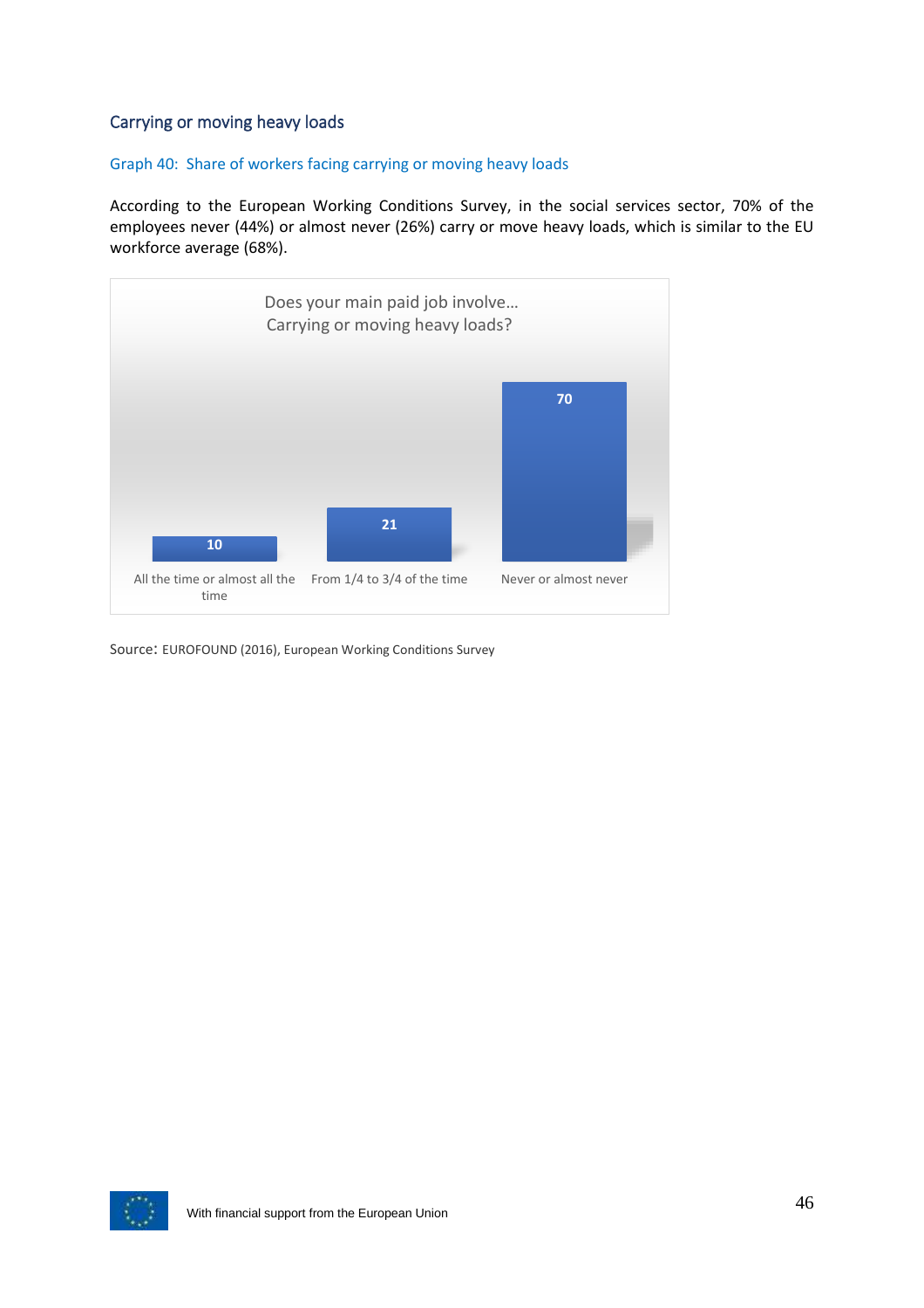## Carrying or moving heavy loads

### Graph 40: Share of workers facing carrying or moving heavy loads

According to the European Working Conditions Survey, in the social services sector, 70% of the employees never (44%) or almost never (26%) carry or move heavy loads, which is similar to the EU workforce average (68%).

Does your main paid job involve...
Carrying or moving heavy loads?

| All the time or almost all the time | From 1/4 to 3/4 of the time | Never or almost never |
|---|---|---|
| 10 | 21 | 70 |

Source: EUROFOUND (2016), European Working Conditions Survey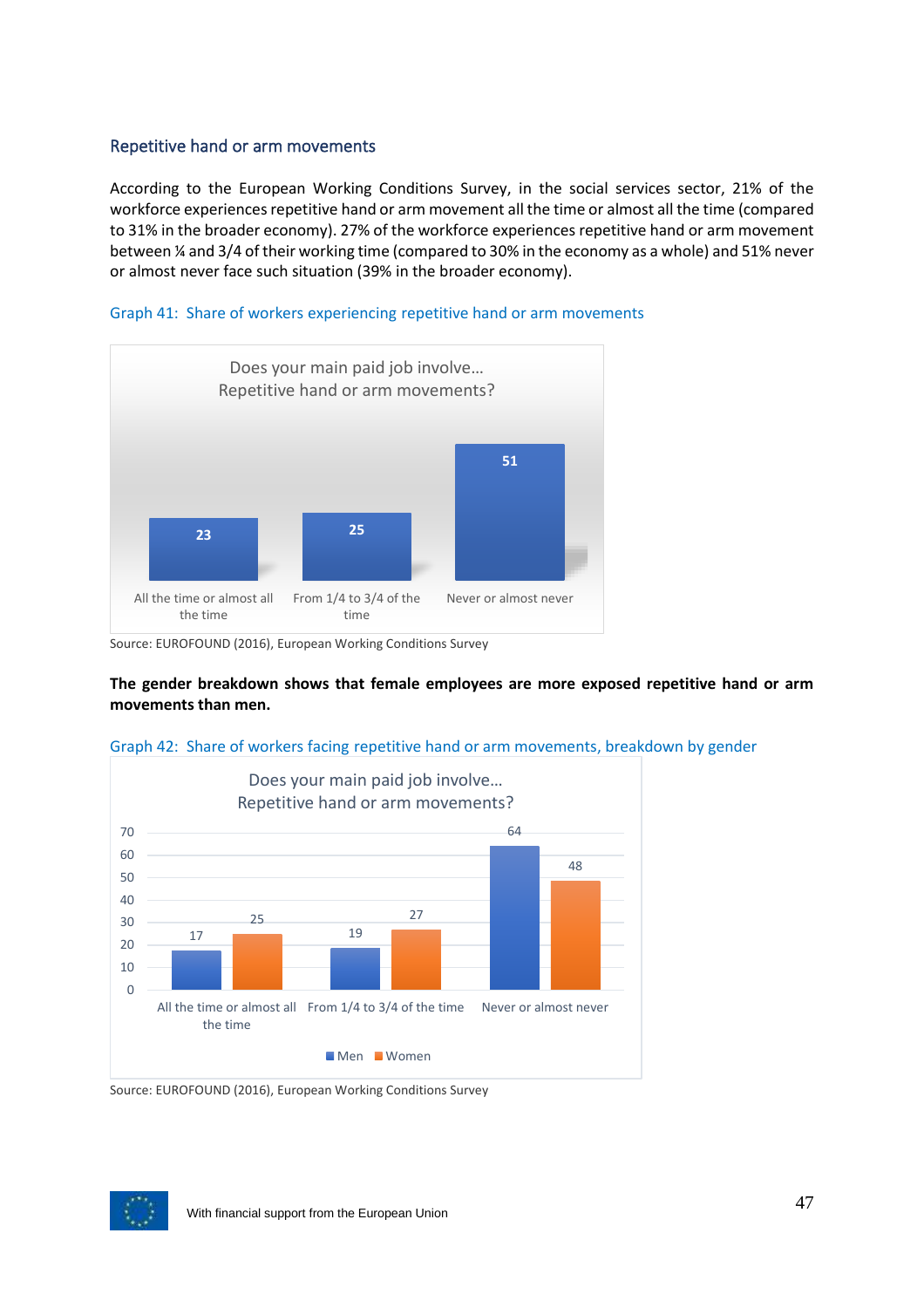### Repetitive hand or arm movements

According to the European Working Conditions Survey, in the social services sector, 21% of the workforce experiences repetitive hand or arm movement all the time or almost all the time (compared to 31% in the broader economy). 27% of the workforce experiences repetitive hand or arm movement between ¼ and 3/4 of their working time (compared to 30% in the economy as a whole) and 51% never or almost never face such situation (39% in the broader economy).

Graph 41: Share of workers experiencing repetitive hand or arm movements

Does your main paid job involve… Repetitive hand or arm movements?

| All the time or almost all the time | From 1/4 to 3/4 of the time | Never or almost never |
|---|---|---|
| 23 | 25 | 51 |

Source: EUROFOUND (2016), European Working Conditions Survey

**The gender breakdown shows that female employees are more exposed repetitive hand or arm movements than men.**

Graph 42: Share of workers facing repetitive hand or arm movements, breakdown by gender

Does your main paid job involve… Repetitive hand or arm movements?

| | All the time or almost all the time | From 1/4 to 3/4 of the time | Never or almost never |
|---|---|---|---|
| Men | 17 | 19 | 64 |
| Women | 25 | 27 | 48 |

Source: EUROFOUND (2016), European Working Conditions Survey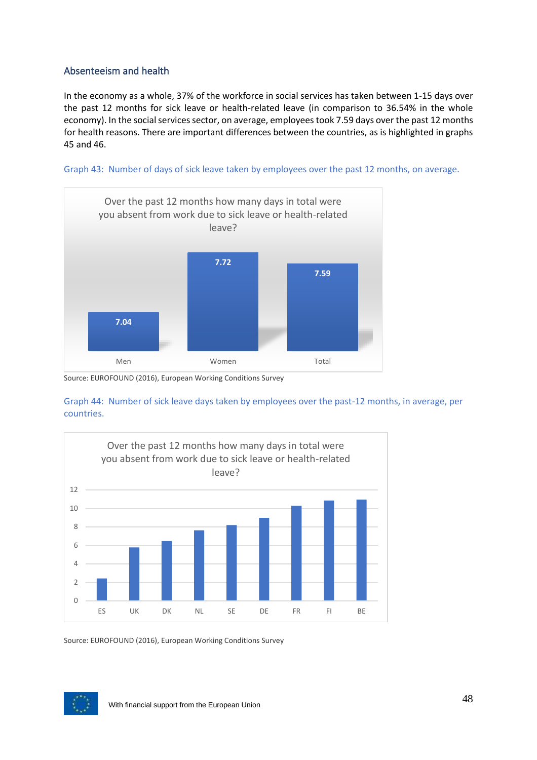### Absenteeism and health

In the economy as a whole, 37% of the workforce in social services has taken between 1-15 days over the past 12 months for sick leave or health-related leave (in comparison to 36.54% in the whole economy). In the social services sector, on average, employees took 7.59 days over the past 12 months for health reasons. There are important differences between the countries, as is highlighted in graphs 45 and 46.

Graph 43: Number of days of sick leave taken by employees over the past 12 months, on average.

Over the past 12 months how many days in total were you absent from work due to sick leave or health-related leave?

| | Men | Women | Total |
|---|---|---|---|
| Days | 7.04 | 7.72 | 7.59 |

Source: EUROFOUND (2016), European Working Conditions Survey

Graph 44: Number of sick leave days taken by employees over the past-12 months, in average, per countries.

Over the past 12 months how many days in total were you absent from work due to sick leave or health-related leave?

Countries shown (in ascending order): ES, UK, DK, NL, SE, DE, FR, FI, BE

Source: EUROFOUND (2016), European Working Conditions Survey

With financial support from the European Union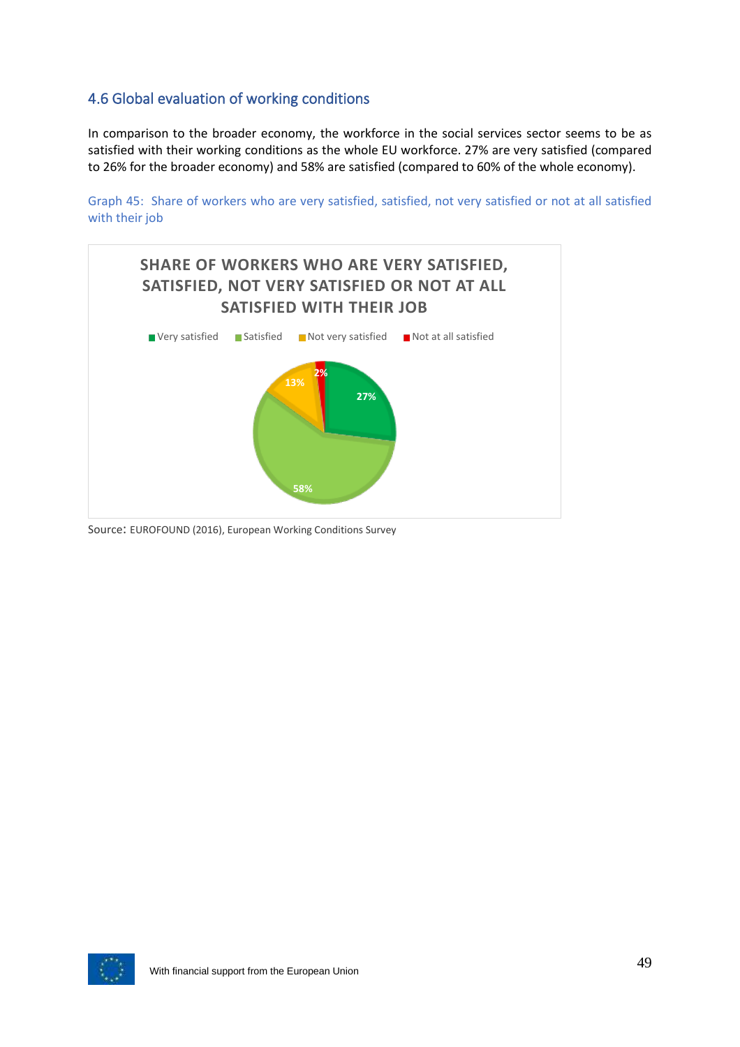## 4.6 Global evaluation of working conditions

In comparison to the broader economy, the workforce in the social services sector seems to be as satisfied with their working conditions as the whole EU workforce. 27% are very satisfied (compared to 26% for the broader economy) and 58% are satisfied (compared to 60% of the whole economy).

Graph 45: Share of workers who are very satisfied, satisfied, not very satisfied or not at all satisfied with their job

**SHARE OF WORKERS WHO ARE VERY SATISFIED, SATISFIED, NOT VERY SATISFIED OR NOT AT ALL SATISFIED WITH THEIR JOB**

| Category | Share |
|---|---|
| Very satisfied | 27% |
| Satisfied | 58% |
| Not very satisfied | 13% |
| Not at all satisfied | 2% |

Source: EUROFOUND (2016), European Working Conditions Survey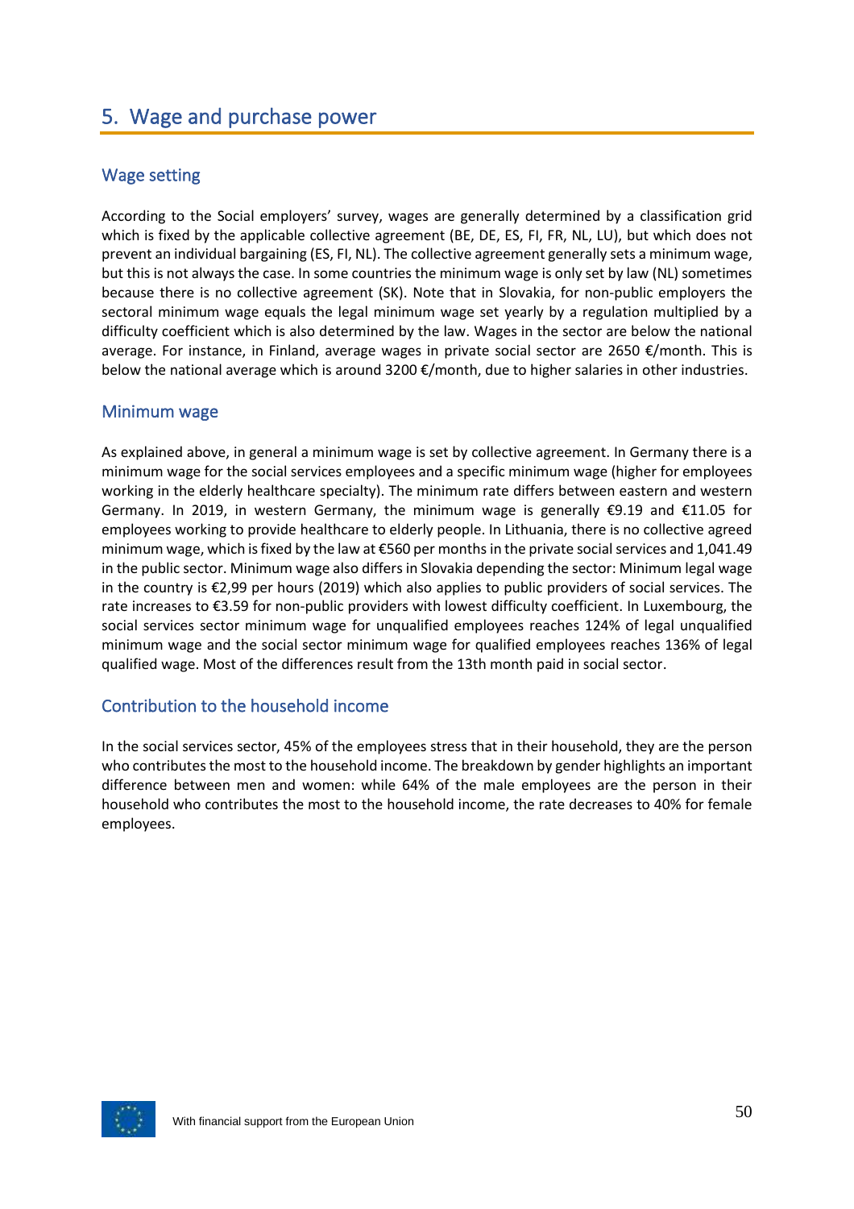# 5. Wage and purchase power

## Wage setting

According to the Social employers' survey, wages are generally determined by a classification grid which is fixed by the applicable collective agreement (BE, DE, ES, FI, FR, NL, LU), but which does not prevent an individual bargaining (ES, FI, NL). The collective agreement generally sets a minimum wage, but this is not always the case. In some countries the minimum wage is only set by law (NL) sometimes because there is no collective agreement (SK). Note that in Slovakia, for non-public employers the sectoral minimum wage equals the legal minimum wage set yearly by a regulation multiplied by a difficulty coefficient which is also determined by the law. Wages in the sector are below the national average. For instance, in Finland, average wages in private social sector are 2650 €/month. This is below the national average which is around 3200 €/month, due to higher salaries in other industries.

## Minimum wage

As explained above, in general a minimum wage is set by collective agreement. In Germany there is a minimum wage for the social services employees and a specific minimum wage (higher for employees working in the elderly healthcare specialty). The minimum rate differs between eastern and western Germany. In 2019, in western Germany, the minimum wage is generally €9.19 and €11.05 for employees working to provide healthcare to elderly people. In Lithuania, there is no collective agreed minimum wage, which is fixed by the law at €560 per months in the private social services and 1,041.49 in the public sector. Minimum wage also differs in Slovakia depending the sector: Minimum legal wage in the country is €2,99 per hours (2019) which also applies to public providers of social services. The rate increases to €3.59 for non-public providers with lowest difficulty coefficient. In Luxembourg, the social services sector minimum wage for unqualified employees reaches 124% of legal unqualified minimum wage and the social sector minimum wage for qualified employees reaches 136% of legal qualified wage. Most of the differences result from the 13th month paid in social sector.

## Contribution to the household income

In the social services sector, 45% of the employees stress that in their household, they are the person who contributes the most to the household income. The breakdown by gender highlights an important difference between men and women: while 64% of the male employees are the person in their household who contributes the most to the household income, the rate decreases to 40% for female employees.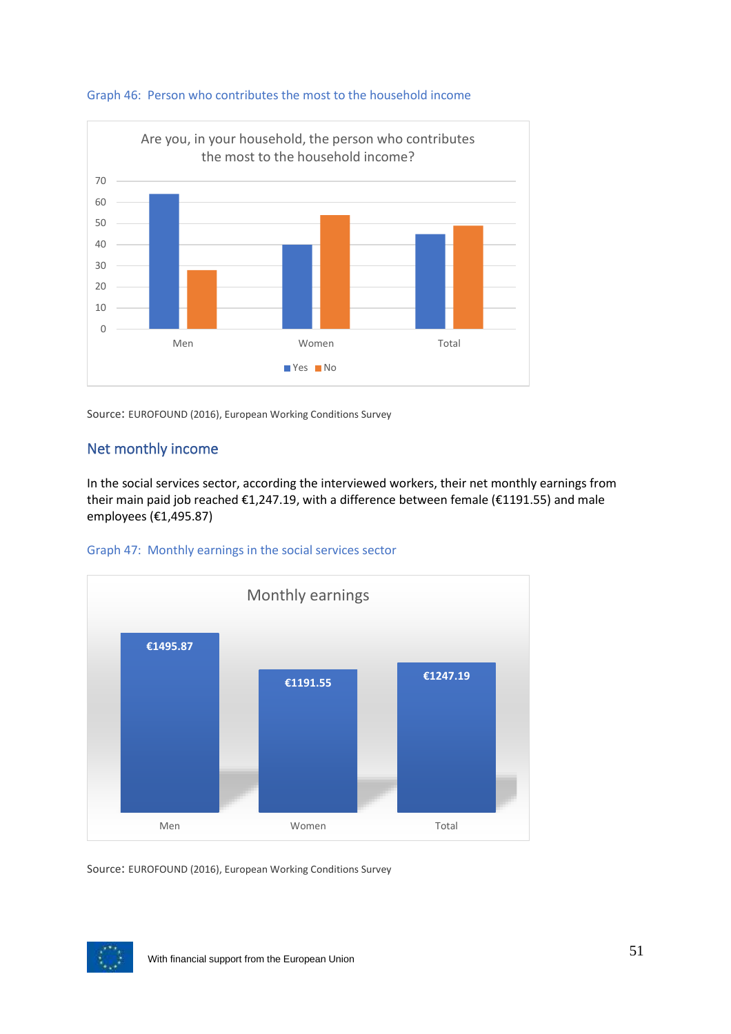Graph 46: Person who contributes the most to the household income

Source: EUROFOUND (2016), European Working Conditions Survey

## Net monthly income

In the social services sector, according the interviewed workers, their net monthly earnings from their main paid job reached €1,247.19, with a difference between female (€1191.55) and male employees (€1,495.87)

Graph 47: Monthly earnings in the social services sector

Source: EUROFOUND (2016), European Working Conditions Survey

With financial support from the European Union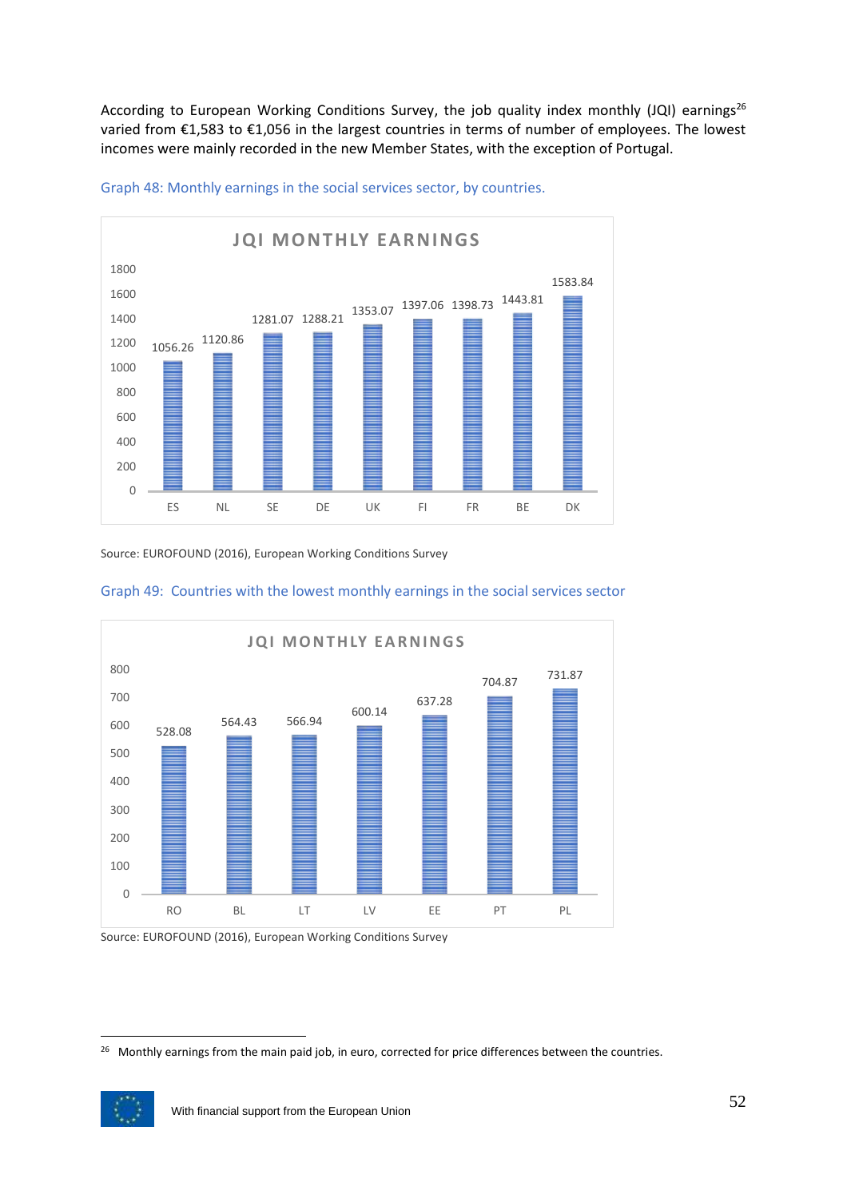According to European Working Conditions Survey, the job quality index monthly (JQI) earnings[26] varied from €1,583 to €1,056 in the largest countries in terms of number of employees. The lowest incomes were mainly recorded in the new Member States, with the exception of Portugal.

Graph 48: Monthly earnings in the social services sector, by countries.

**JQI MONTHLY EARNINGS**

| Country | JQI monthly earnings |
|---|---|
| ES | 1056.26 |
| NL | 1120.86 |
| SE | 1281.07 |
| DE | 1288.21 |
| UK | 1353.07 |
| FI | 1397.06 |
| FR | 1398.73 |
| BE | 1443.81 |
| DK | 1583.84 |

Source: EUROFOUND (2016), European Working Conditions Survey

Graph 49: Countries with the lowest monthly earnings in the social services sector

**JQI MONTHLY EARNINGS**

| Country | JQI monthly earnings |
|---|---|
| RO | 528.08 |
| BL | 564.43 |
| LT | 566.94 |
| LV | 600.14 |
| EE | 637.28 |
| PT | 704.87 |
| PL | 731.87 |

Source: EUROFOUND (2016), European Working Conditions Survey

[26] Monthly earnings from the main paid job, in euro, corrected for price differences between the countries.

With financial support from the European Union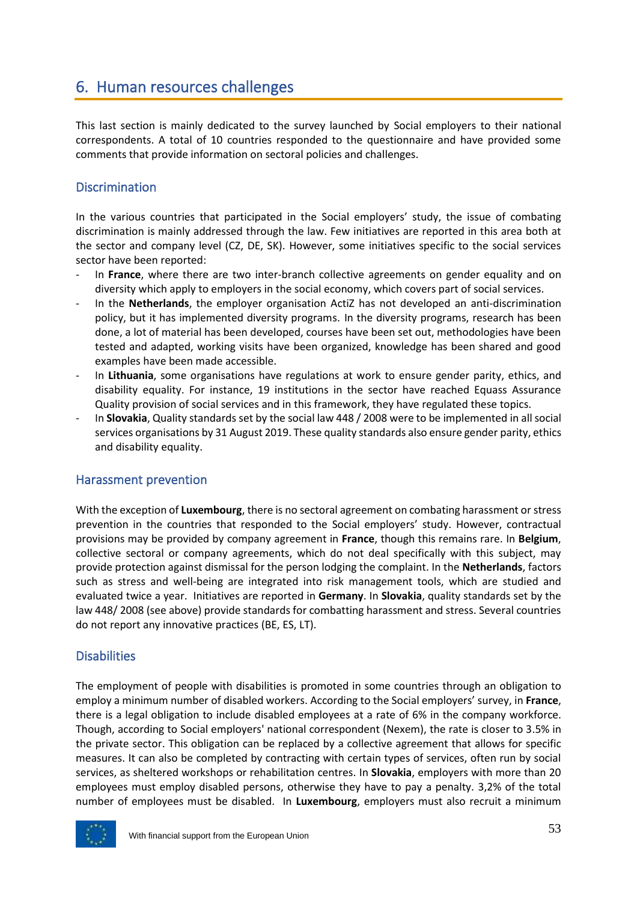## 6. Human resources challenges

This last section is mainly dedicated to the survey launched by Social employers to their national correspondents. A total of 10 countries responded to the questionnaire and have provided some comments that provide information on sectoral policies and challenges.

### Discrimination

In the various countries that participated in the Social employers' study, the issue of combating discrimination is mainly addressed through the law. Few initiatives are reported in this area both at the sector and company level (CZ, DE, SK). However, some initiatives specific to the social services sector have been reported:

- In **France**, where there are two inter-branch collective agreements on gender equality and on diversity which apply to employers in the social economy, which covers part of social services.
- In the **Netherlands**, the employer organisation ActiZ has not developed an anti-discrimination policy, but it has implemented diversity programs. In the diversity programs, research has been done, a lot of material has been developed, courses have been set out, methodologies have been tested and adapted, working visits have been organized, knowledge has been shared and good examples have been made accessible.
- In **Lithuania**, some organisations have regulations at work to ensure gender parity, ethics, and disability equality. For instance, 19 institutions in the sector have reached Equass Assurance Quality provision of social services and in this framework, they have regulated these topics.
- In **Slovakia**, Quality standards set by the social law 448 / 2008 were to be implemented in all social services organisations by 31 August 2019. These quality standards also ensure gender parity, ethics and disability equality.

### Harassment prevention

With the exception of **Luxembourg**, there is no sectoral agreement on combating harassment or stress prevention in the countries that responded to the Social employers' study. However, contractual provisions may be provided by company agreement in **France**, though this remains rare. In **Belgium**, collective sectoral or company agreements, which do not deal specifically with this subject, may provide protection against dismissal for the person lodging the complaint. In the **Netherlands**, factors such as stress and well-being are integrated into risk management tools, which are studied and evaluated twice a year. Initiatives are reported in **Germany**. In **Slovakia**, quality standards set by the law 448/ 2008 (see above) provide standards for combatting harassment and stress. Several countries do not report any innovative practices (BE, ES, LT).

### Disabilities

The employment of people with disabilities is promoted in some countries through an obligation to employ a minimum number of disabled workers. According to the Social employers' survey, in **France**, there is a legal obligation to include disabled employees at a rate of 6% in the company workforce. Though, according to Social employers' national correspondent (Nexem), the rate is closer to 3.5% in the private sector. This obligation can be replaced by a collective agreement that allows for specific measures. It can also be completed by contracting with certain types of services, often run by social services, as sheltered workshops or rehabilitation centres. In **Slovakia**, employers with more than 20 employees must employ disabled persons, otherwise they have to pay a penalty. 3,2% of the total number of employees must be disabled. In **Luxembourg**, employers must also recruit a minimum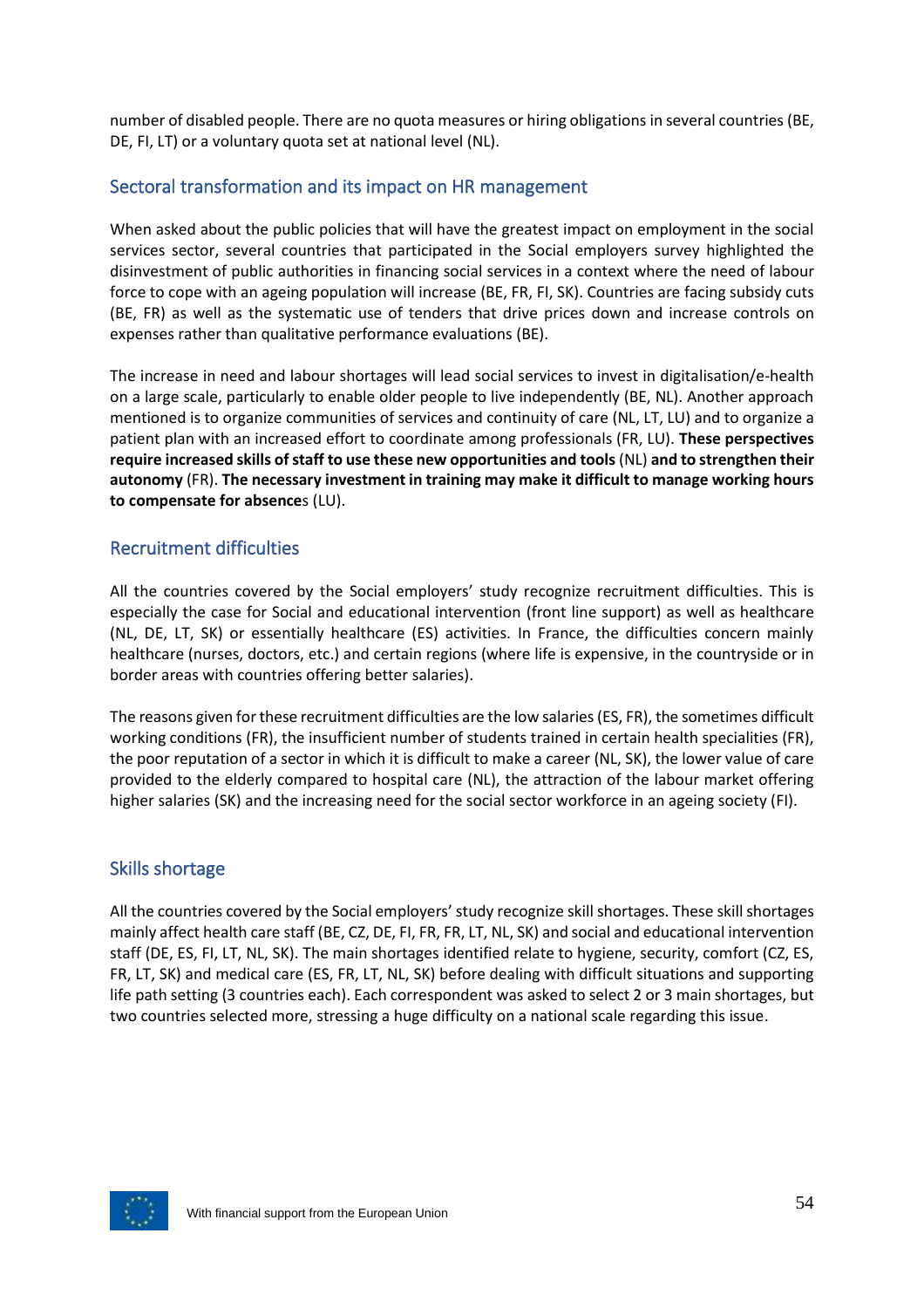number of disabled people. There are no quota measures or hiring obligations in several countries (BE, DE, FI, LT) or a voluntary quota set at national level (NL).

## Sectoral transformation and its impact on HR management

When asked about the public policies that will have the greatest impact on employment in the social services sector, several countries that participated in the Social employers survey highlighted the disinvestment of public authorities in financing social services in a context where the need of labour force to cope with an ageing population will increase (BE, FR, FI, SK). Countries are facing subsidy cuts (BE, FR) as well as the systematic use of tenders that drive prices down and increase controls on expenses rather than qualitative performance evaluations (BE).

The increase in need and labour shortages will lead social services to invest in digitalisation/e-health on a large scale, particularly to enable older people to live independently (BE, NL). Another approach mentioned is to organize communities of services and continuity of care (NL, LT, LU) and to organize a patient plan with an increased effort to coordinate among professionals (FR, LU). **These perspectives require increased skills of staff to use these new opportunities and tools** (NL) **and to strengthen their autonomy** (FR). **The necessary investment in training may make it difficult to manage working hours to compensate for absence**s (LU).

## Recruitment difficulties

All the countries covered by the Social employers' study recognize recruitment difficulties. This is especially the case for Social and educational intervention (front line support) as well as healthcare (NL, DE, LT, SK) or essentially healthcare (ES) activities. In France, the difficulties concern mainly healthcare (nurses, doctors, etc.) and certain regions (where life is expensive, in the countryside or in border areas with countries offering better salaries).

The reasons given for these recruitment difficulties are the low salaries (ES, FR), the sometimes difficult working conditions (FR), the insufficient number of students trained in certain health specialities (FR), the poor reputation of a sector in which it is difficult to make a career (NL, SK), the lower value of care provided to the elderly compared to hospital care (NL), the attraction of the labour market offering higher salaries (SK) and the increasing need for the social sector workforce in an ageing society (FI).

## Skills shortage

All the countries covered by the Social employers' study recognize skill shortages. These skill shortages mainly affect health care staff (BE, CZ, DE, FI, FR, FR, LT, NL, SK) and social and educational intervention staff (DE, ES, FI, LT, NL, SK). The main shortages identified relate to hygiene, security, comfort (CZ, ES, FR, LT, SK) and medical care (ES, FR, LT, NL, SK) before dealing with difficult situations and supporting life path setting (3 countries each). Each correspondent was asked to select 2 or 3 main shortages, but two countries selected more, stressing a huge difficulty on a national scale regarding this issue.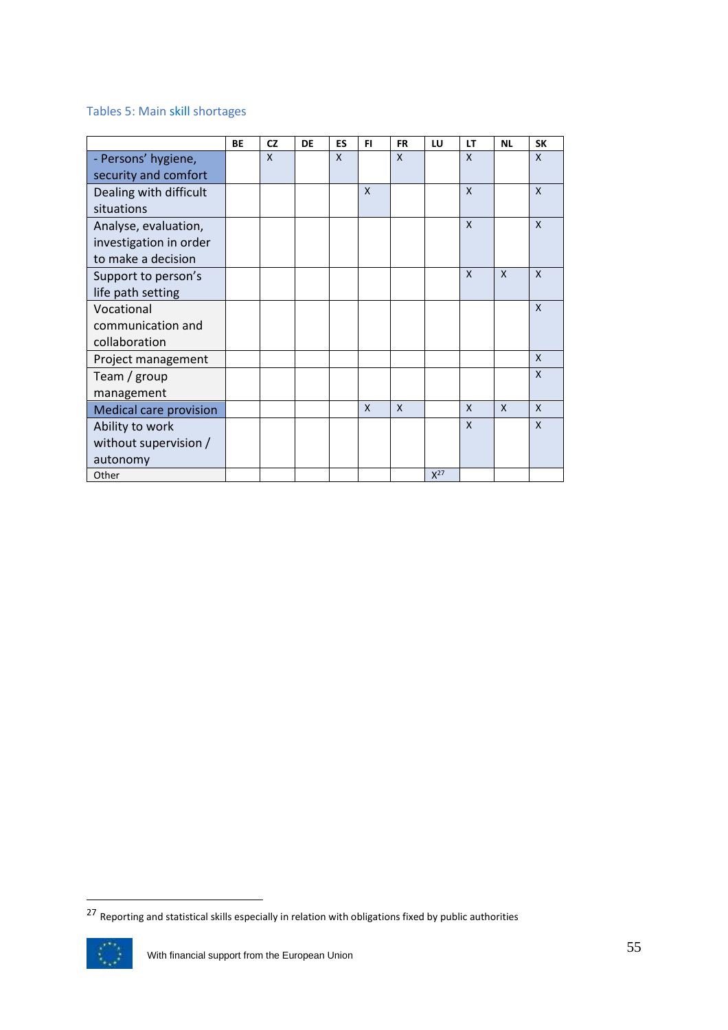Tables 5: Main skill shortages

| | BE | CZ | DE | ES | FI | FR | LU | LT | NL | SK |
|---|---|---|---|---|---|---|---|---|---|---|
| - Persons' hygiene, security and comfort | | X | | X | | X | | X | | X |
| Dealing with difficult situations | | | | | X | | | X | | X |
| Analyse, evaluation, investigation in order to make a decision | | | | | | | | X | | X |
| Support to person's life path setting | | | | | | | | X | X | X |
| Vocational communication and collaboration | | | | | | | | | | X |
| Project management | | | | | | | | | | X |
| Team / group management | | | | | | | | | | X |
| Medical care provision | | | | | X | X | | X | X | X |
| Ability to work without supervision / autonomy | | | | | | | | X | | X |
| Other | | | | | | | X[27] | | | |

[27] Reporting and statistical skills especially in relation with obligations fixed by public authorities

With financial support from the European Union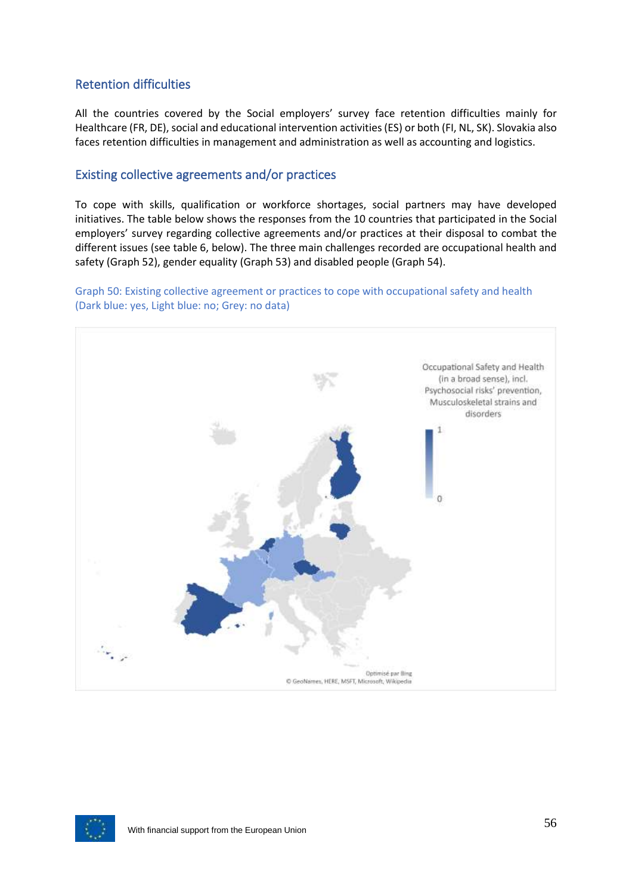## Retention difficulties

All the countries covered by the Social employers' survey face retention difficulties mainly for Healthcare (FR, DE), social and educational intervention activities (ES) or both (FI, NL, SK). Slovakia also faces retention difficulties in management and administration as well as accounting and logistics.

## Existing collective agreements and/or practices

To cope with skills, qualification or workforce shortages, social partners may have developed initiatives. The table below shows the responses from the 10 countries that participated in the Social employers' survey regarding collective agreements and/or practices at their disposal to combat the different issues (see table 6, below). The three main challenges recorded are occupational health and safety (Graph 52), gender equality (Graph 53) and disabled people (Graph 54).

Graph 50: Existing collective agreement or practices to cope with occupational safety and health (Dark blue: yes, Light blue: no; Grey: no data)

Occupational Safety and Health (in a broad sense), incl. Psychosocial risks' prevention, Musculoskeletal strains and disorders

1

0

Optimisé par Bing
© GeoNames, HERE, MSFT, Microsoft, Wikipedia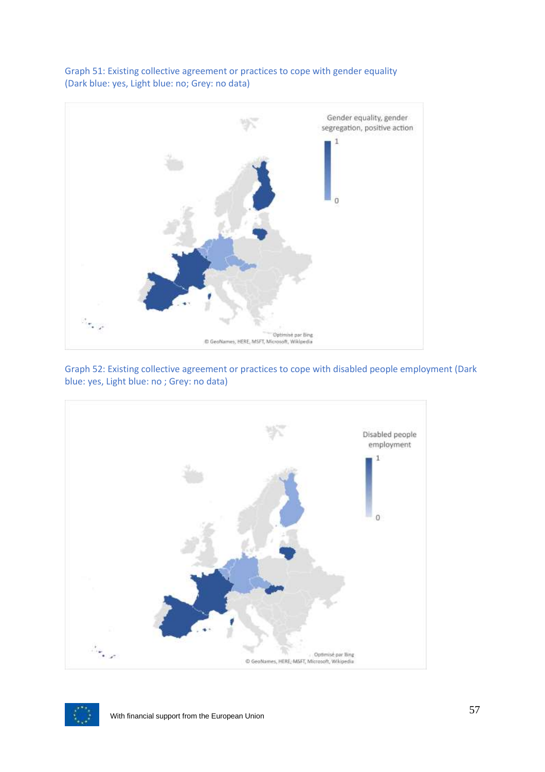Graph 51: Existing collective agreement or practices to cope with gender equality (Dark blue: yes, Light blue: no; Grey: no data)

Graph 52: Existing collective agreement or practices to cope with disabled people employment (Dark blue: yes, Light blue: no ; Grey: no data)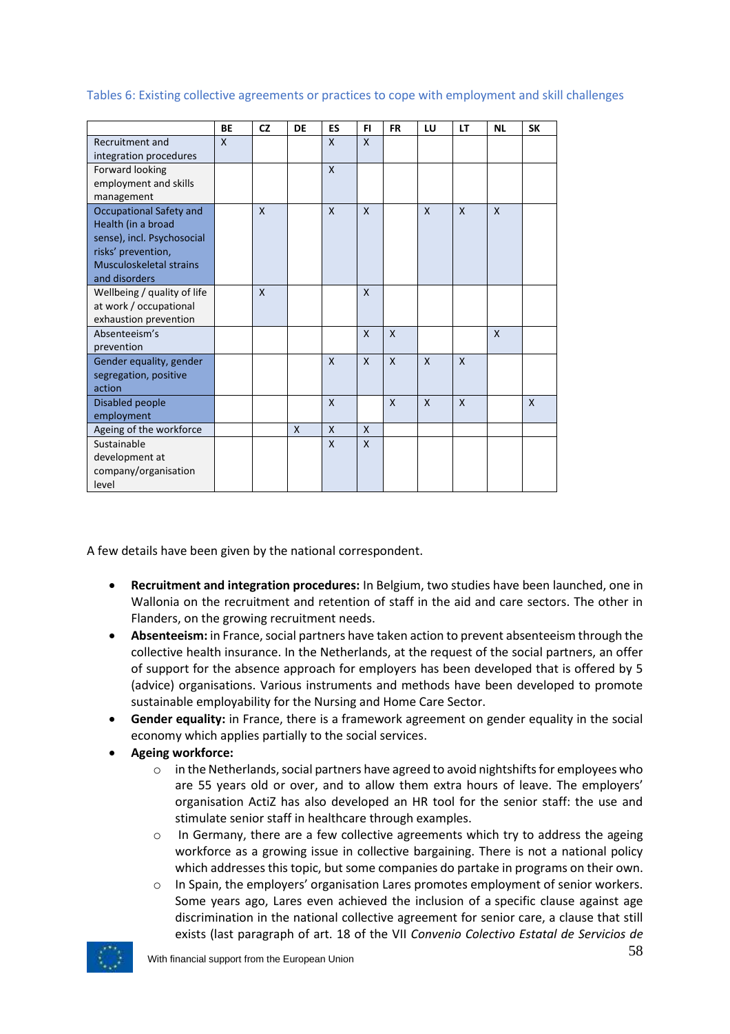Tables 6: Existing collective agreements or practices to cope with employment and skill challenges

| | BE | CZ | DE | ES | FI | FR | LU | LT | NL | SK |
|---|---|---|---|---|---|---|---|---|---|---|
| Recruitment and integration procedures | X | | | X | X | | | | | |
| Forward looking employment and skills management | | | | X | | | | | | |
| Occupational Safety and Health (in a broad sense), incl. Psychosocial risks' prevention, Musculoskeletal strains and disorders | | X | | X | X | | X | X | X | |
| Wellbeing / quality of life at work / occupational exhaustion prevention | | X | | | X | | | | | |
| Absenteeism's prevention | | | | | X | X | | | X | |
| Gender equality, gender segregation, positive action | | | | X | X | X | X | X | | |
| Disabled people employment | | | | X | | X | X | X | | X |
| Ageing of the workforce | | | X | X | X | | | | | |
| Sustainable development at company/organisation level | | | | X | X | | | | | |

A few details have been given by the national correspondent.

- **Recruitment and integration procedures:** In Belgium, two studies have been launched, one in Wallonia on the recruitment and retention of staff in the aid and care sectors. The other in Flanders, on the growing recruitment needs.
- **Absenteeism:** in France, social partners have taken action to prevent absenteeism through the collective health insurance. In the Netherlands, at the request of the social partners, an offer of support for the absence approach for employers has been developed that is offered by 5 (advice) organisations. Various instruments and methods have been developed to promote sustainable employability for the Nursing and Home Care Sector.
- **Gender equality:** in France, there is a framework agreement on gender equality in the social economy which applies partially to the social services.
- **Ageing workforce:**
  - in the Netherlands, social partners have agreed to avoid nightshifts for employees who are 55 years old or over, and to allow them extra hours of leave. The employers' organisation ActiZ has also developed an HR tool for the senior staff: the use and stimulate senior staff in healthcare through examples.
  - In Germany, there are a few collective agreements which try to address the ageing workforce as a growing issue in collective bargaining. There is not a national policy which addresses this topic, but some companies do partake in programs on their own.
  - In Spain, the employers' organisation Lares promotes employment of senior workers. Some years ago, Lares even achieved the inclusion of a specific clause against age discrimination in the national collective agreement for senior care, a clause that still exists (last paragraph of art. 18 of the VII *Convenio Colectivo Estatal de Servicios de*

With financial support from the European Union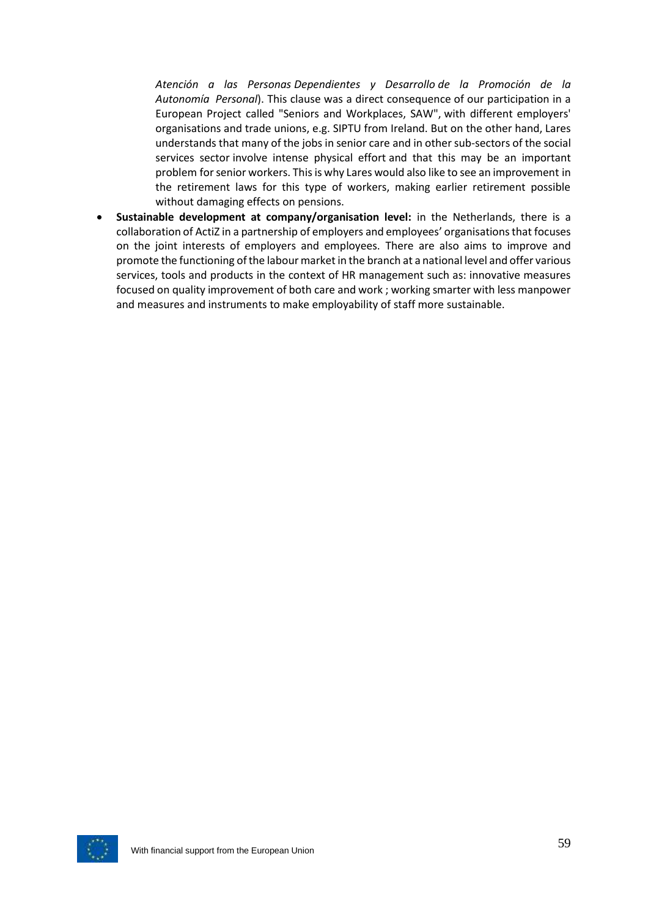*Atención a las Personas Dependientes y Desarrollo de la Promoción de la Autonomía Personal*). This clause was a direct consequence of our participation in a European Project called "Seniors and Workplaces, SAW", with different employers' organisations and trade unions, e.g. SIPTU from Ireland. But on the other hand, Lares understands that many of the jobs in senior care and in other sub-sectors of the social services sector involve intense physical effort and that this may be an important problem for senior workers. This is why Lares would also like to see an improvement in the retirement laws for this type of workers, making earlier retirement possible without damaging effects on pensions.

- **Sustainable development at company/organisation level:** in the Netherlands, there is a collaboration of ActiZ in a partnership of employers and employees' organisations that focuses on the joint interests of employers and employees. There are also aims to improve and promote the functioning of the labour market in the branch at a national level and offer various services, tools and products in the context of HR management such as: innovative measures focused on quality improvement of both care and work ; working smarter with less manpower and measures and instruments to make employability of staff more sustainable.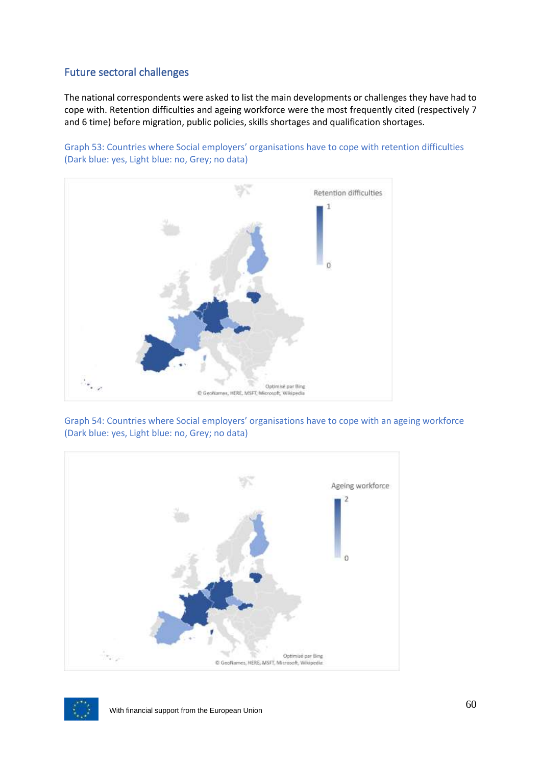## Future sectoral challenges

The national correspondents were asked to list the main developments or challenges they have had to cope with. Retention difficulties and ageing workforce were the most frequently cited (respectively 7 and 6 time) before migration, public policies, skills shortages and qualification shortages.

Graph 53: Countries where Social employers' organisations have to cope with retention difficulties (Dark blue: yes, Light blue: no, Grey; no data)

Graph 54: Countries where Social employers' organisations have to cope with an ageing workforce (Dark blue: yes, Light blue: no, Grey; no data)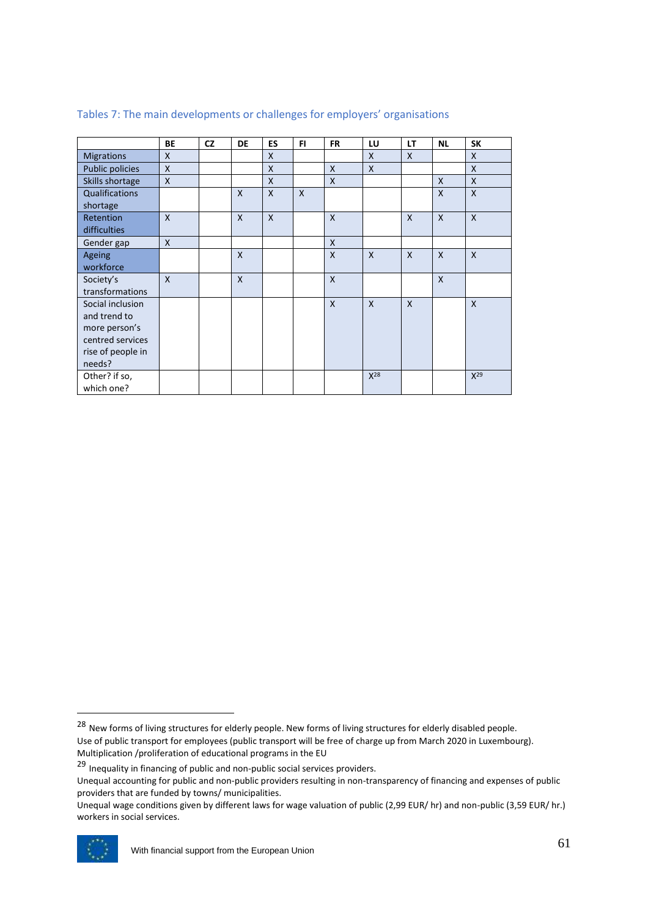Tables 7: The main developments or challenges for employers' organisations

| | BE | CZ | DE | ES | FI | FR | LU | LT | NL | SK |
|---|---|---|---|---|---|---|---|---|---|---|
| Migrations | X | | | X | | | X | X | | X |
| Public policies | X | | | X | | X | X | | | X |
| Skills shortage | X | | | X | | X | | | X | X |
| Qualifications shortage | | | X | X | X | | | | X | X |
| Retention difficulties | X | | X | X | | X | | X | X | X |
| Gender gap | X | | | | | X | | | | |
| Ageing workforce | | | X | | | X | X | X | X | X |
| Society's transformations | X | | X | | | X | | | X | |
| Social inclusion and trend to more person's centred services rise of people in needs? | | | | | | X | X | X | | X |
| Other? if so, which one? | | | | | | | X[28] | | | X[29] |

[28] New forms of living structures for elderly people. New forms of living structures for elderly disabled people.
Use of public transport for employees (public transport will be free of charge up from March 2020 in Luxembourg).
Multiplication /proliferation of educational programs in the EU

[29] Inequality in financing of public and non-public social services providers.
Unequal accounting for public and non-public providers resulting in non-transparency of financing and expenses of public providers that are funded by towns/ municipalities.
Unequal wage conditions given by different laws for wage valuation of public (2,99 EUR/ hr) and non-public (3,59 EUR/ hr.) workers in social services.

With financial support from the European Union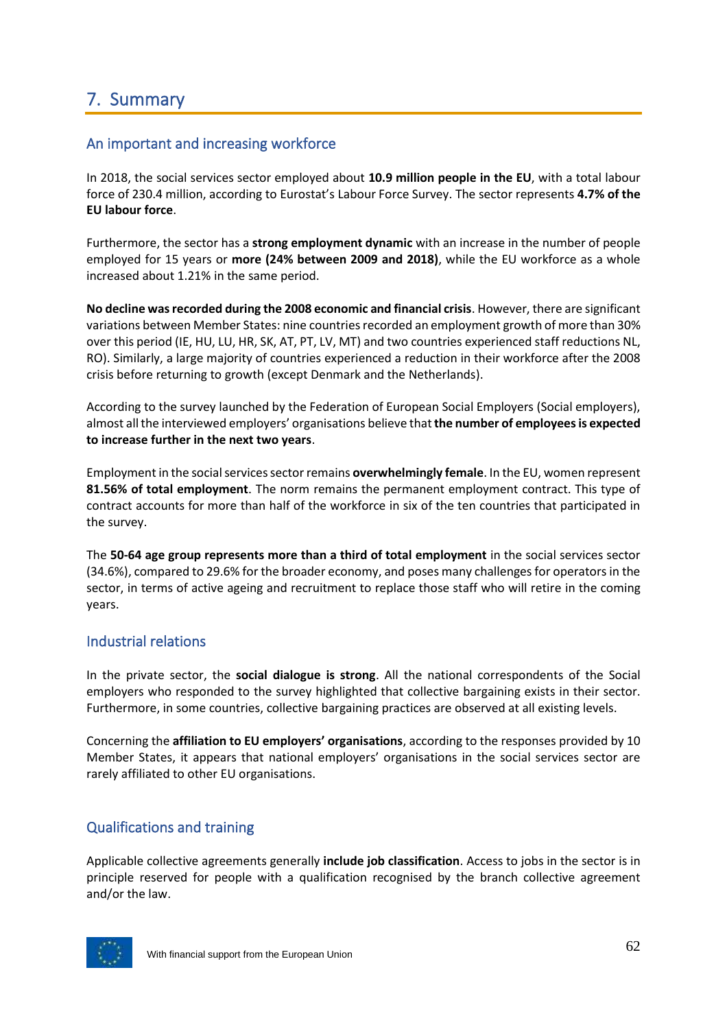# 7. Summary

## An important and increasing workforce

In 2018, the social services sector employed about **10.9 million people in the EU**, with a total labour force of 230.4 million, according to Eurostat's Labour Force Survey. The sector represents **4.7% of the EU labour force**.

Furthermore, the sector has a **strong employment dynamic** with an increase in the number of people employed for 15 years or **more (24% between 2009 and 2018)**, while the EU workforce as a whole increased about 1.21% in the same period.

**No decline was recorded during the 2008 economic and financial crisis**. However, there are significant variations between Member States: nine countries recorded an employment growth of more than 30% over this period (IE, HU, LU, HR, SK, AT, PT, LV, MT) and two countries experienced staff reductions NL, RO). Similarly, a large majority of countries experienced a reduction in their workforce after the 2008 crisis before returning to growth (except Denmark and the Netherlands).

According to the survey launched by the Federation of European Social Employers (Social employers), almost all the interviewed employers' organisations believe that **the number of employees is expected to increase further in the next two years**.

Employment in the social services sector remains **overwhelmingly female**. In the EU, women represent **81.56% of total employment**. The norm remains the permanent employment contract. This type of contract accounts for more than half of the workforce in six of the ten countries that participated in the survey.

The **50-64 age group represents more than a third of total employment** in the social services sector (34.6%), compared to 29.6% for the broader economy, and poses many challenges for operators in the sector, in terms of active ageing and recruitment to replace those staff who will retire in the coming years.

## Industrial relations

In the private sector, the **social dialogue is strong**. All the national correspondents of the Social employers who responded to the survey highlighted that collective bargaining exists in their sector. Furthermore, in some countries, collective bargaining practices are observed at all existing levels.

Concerning the **affiliation to EU employers' organisations**, according to the responses provided by 10 Member States, it appears that national employers' organisations in the social services sector are rarely affiliated to other EU organisations.

## Qualifications and training

Applicable collective agreements generally **include job classification**. Access to jobs in the sector is in principle reserved for people with a qualification recognised by the branch collective agreement and/or the law.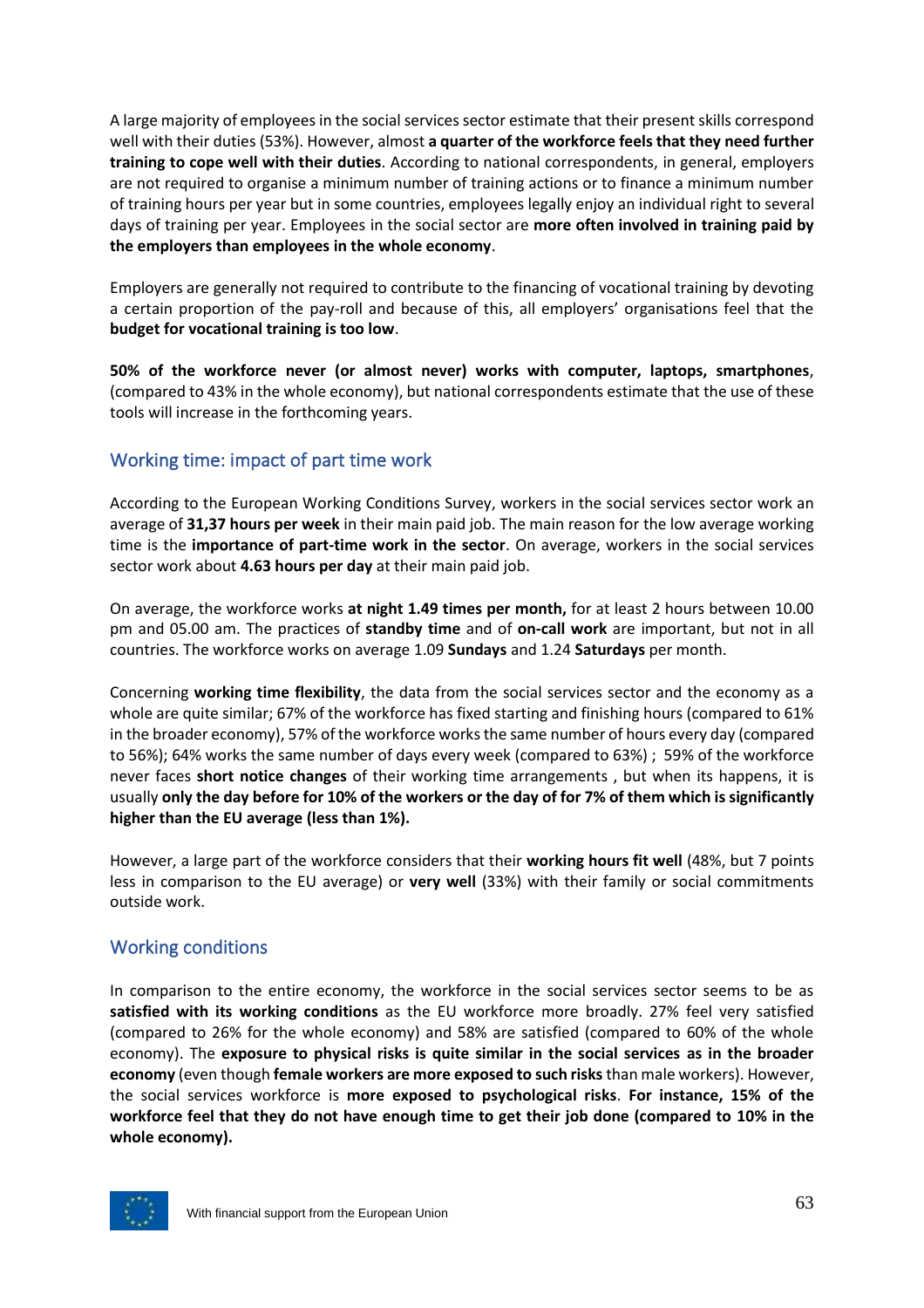A large majority of employees in the social services sector estimate that their present skills correspond well with their duties (53%). However, almost **a quarter of the workforce feels that they need further training to cope well with their duties**. According to national correspondents, in general, employers are not required to organise a minimum number of training actions or to finance a minimum number of training hours per year but in some countries, employees legally enjoy an individual right to several days of training per year. Employees in the social sector are **more often involved in training paid by the employers than employees in the whole economy**.

Employers are generally not required to contribute to the financing of vocational training by devoting a certain proportion of the pay-roll and because of this, all employers' organisations feel that the **budget for vocational training is too low**.

**50% of the workforce never (or almost never) works with computer, laptops, smartphones**, (compared to 43% in the whole economy), but national correspondents estimate that the use of these tools will increase in the forthcoming years.

## Working time: impact of part time work

According to the European Working Conditions Survey, workers in the social services sector work an average of **31,37 hours per week** in their main paid job. The main reason for the low average working time is the **importance of part-time work in the sector**. On average, workers in the social services sector work about **4.63 hours per day** at their main paid job.

On average, the workforce works **at night 1.49 times per month,** for at least 2 hours between 10.00 pm and 05.00 am. The practices of **standby time** and of **on-call work** are important, but not in all countries. The workforce works on average 1.09 **Sundays** and 1.24 **Saturdays** per month.

Concerning **working time flexibility**, the data from the social services sector and the economy as a whole are quite similar; 67% of the workforce has fixed starting and finishing hours (compared to 61% in the broader economy), 57% of the workforce works the same number of hours every day (compared to 56%); 64% works the same number of days every week (compared to 63%) ; 59% of the workforce never faces **short notice changes** of their working time arrangements , but when its happens, it is usually **only the day before for 10% of the workers or the day of for 7% of them which is significantly higher than the EU average (less than 1%).**

However, a large part of the workforce considers that their **working hours fit well** (48%, but 7 points less in comparison to the EU average) or **very well** (33%) with their family or social commitments outside work.

## Working conditions

In comparison to the entire economy, the workforce in the social services sector seems to be as **satisfied with its working conditions** as the EU workforce more broadly. 27% feel very satisfied (compared to 26% for the whole economy) and 58% are satisfied (compared to 60% of the whole economy). The **exposure to physical risks is quite similar in the social services as in the broader economy** (even though **female workers are more exposed to such risks** than male workers). However, the social services workforce is **more exposed to psychological risks**. **For instance, 15% of the workforce feel that they do not have enough time to get their job done (compared to 10% in the whole economy).**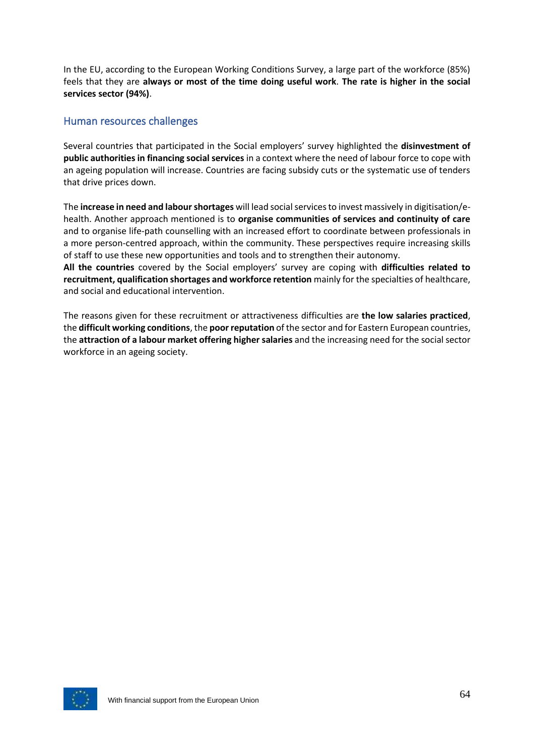In the EU, according to the European Working Conditions Survey, a large part of the workforce (85%) feels that they are **always or most of the time doing useful work**. **The rate is higher in the social services sector (94%)**.

## Human resources challenges

Several countries that participated in the Social employers' survey highlighted the **disinvestment of public authorities in financing social services** in a context where the need of labour force to cope with an ageing population will increase. Countries are facing subsidy cuts or the systematic use of tenders that drive prices down.

The **increase in need and labour shortages** will lead social services to invest massively in digitisation/e-health. Another approach mentioned is to **organise communities of services and continuity of care** and to organise life-path counselling with an increased effort to coordinate between professionals in a more person-centred approach, within the community. These perspectives require increasing skills of staff to use these new opportunities and tools and to strengthen their autonomy.

**All the countries** covered by the Social employers' survey are coping with **difficulties related to recruitment, qualification shortages and workforce retention** mainly for the specialties of healthcare, and social and educational intervention.

The reasons given for these recruitment or attractiveness difficulties are **the low salaries practiced**, the **difficult working conditions**, the **poor reputation** of the sector and for Eastern European countries, the **attraction of a labour market offering higher salaries** and the increasing need for the social sector workforce in an ageing society.